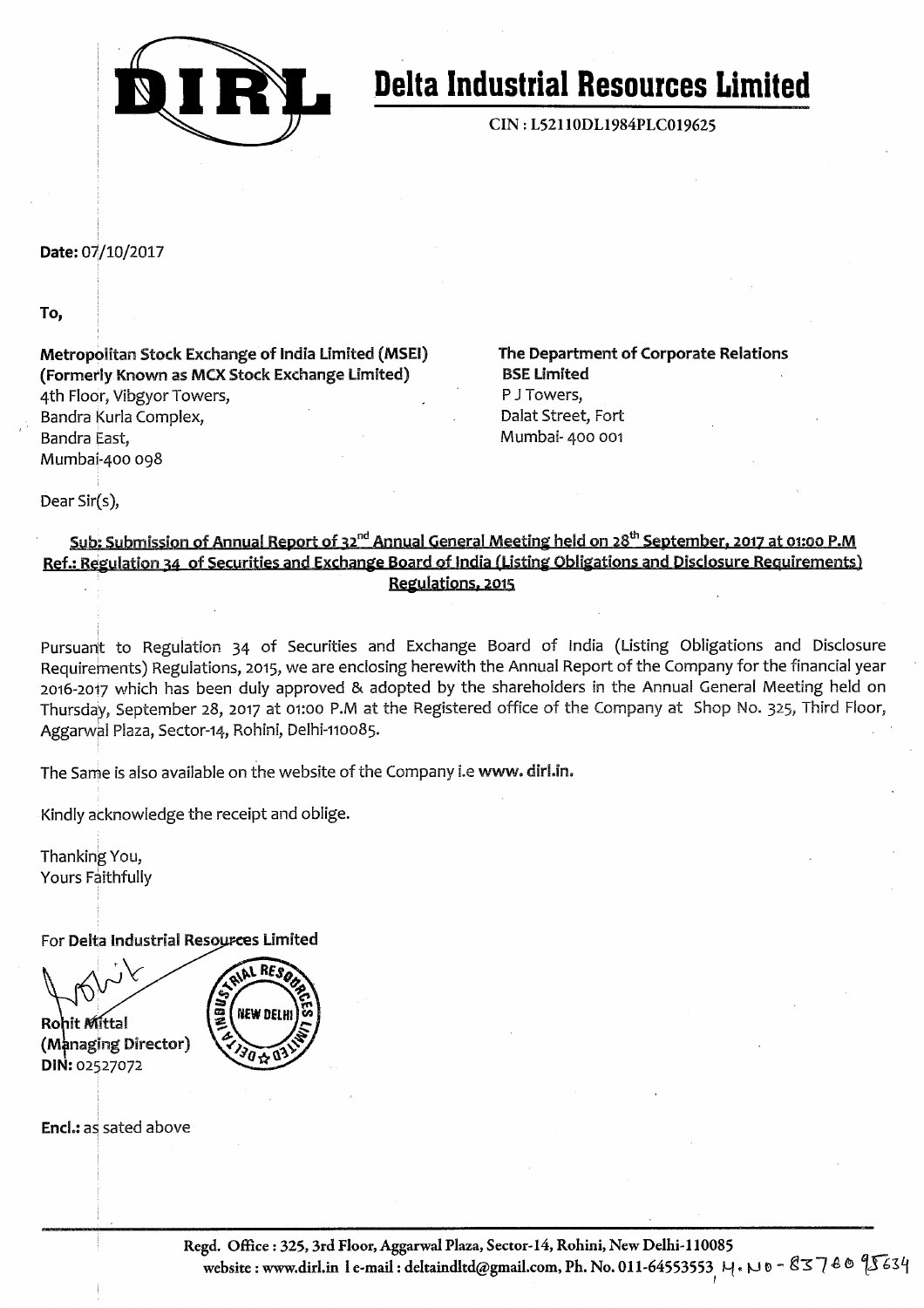# Delta Industrial Resources Limited

CIN : L52110DL1984PLC019625

**Date:** 07/10/2017

**To,**

**Metropolitan Stock Exchange of India Limited (MSEI)**
**(Formerly Known as MCX Stock Exchange Limited)**
4th Floor, Vibgyor Towers,
Bandra Kurla Complex,
Bandra East,
Mumbai-400 098

**The Department of Corporate Relations**
**BSE Limited**
P J Towers,
Dalat Street, Fort
Mumbai- 400 001

Dear Sir(s),

**Sub: Submission of Annual Report of 32nd Annual General Meeting held on 28th September, 2017 at 01:00 P.M**
**Ref.: Regulation 34 of Securities and Exchange Board of India (Listing Obligations and Disclosure Requirements) Regulations, 2015**

Pursuant to Regulation 34 of Securities and Exchange Board of India (Listing Obligations and Disclosure Requirements) Regulations, 2015, we are enclosing herewith the Annual Report of the Company for the financial year 2016-2017 which has been duly approved & adopted by the shareholders in the Annual General Meeting held on Thursday, September 28, 2017 at 01:00 P.M at the Registered office of the Company at Shop No. 325, Third Floor, Aggarwal Plaza, Sector-14, Rohini, Delhi-110085.

The Same is also available on the website of the Company i.e **www. dirl.in.**

Kindly acknowledge the receipt and oblige.

Thanking You,
Yours Faithfully

For **Delta Industrial Resources Limited**

**Rohit Mittal**
**(Managing Director)**
**DIN:** 02527072

**Encl.:** as sated above

Regd. Office : 325, 3rd Floor, Aggarwal Plaza, Sector-14, Rohini, New Delhi-110085
website : www.dirl.in | e-mail : deltaindltd@gmail.com, Ph. No. 011-64553553, M. No - 8376095634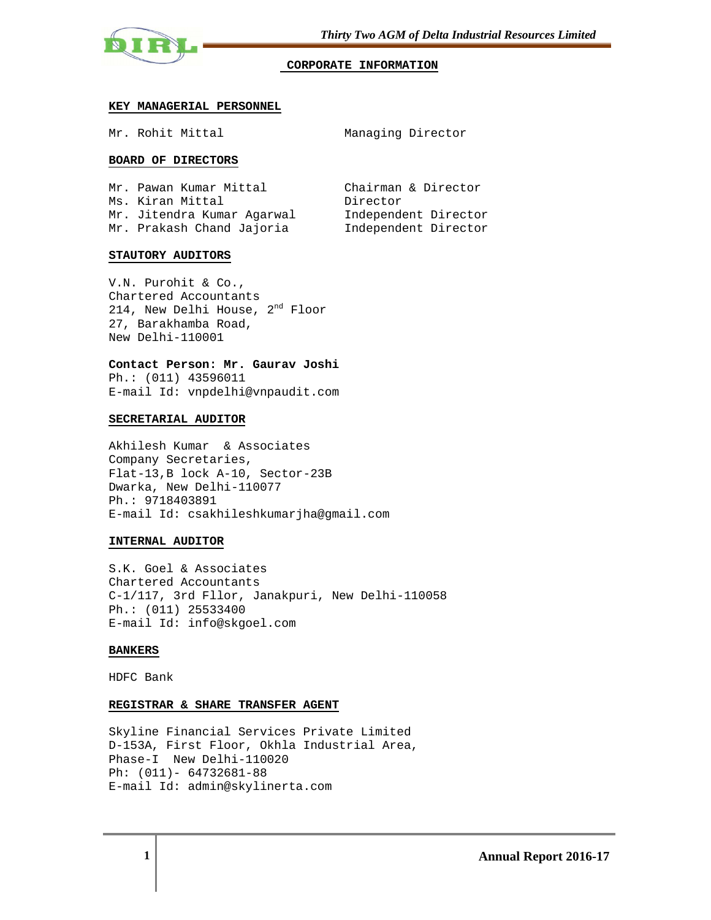## CORPORATE INFORMATION

**KEY MANAGERIAL PERSONNEL**

| | |
|---|---|
| Mr. Rohit Mittal | Managing Director |

**BOARD OF DIRECTORS**

| | |
|---|---|
| Mr. Pawan Kumar Mittal | Chairman & Director |
| Ms. Kiran Mittal | Director |
| Mr. Jitendra Kumar Agarwal | Independent Director |
| Mr. Prakash Chand Jajoria | Independent Director |

**STAUTORY AUDITORS**

V.N. Purohit & Co.,
Chartered Accountants
214, New Delhi House, 2nd Floor
27, Barakhamba Road,
New Delhi-110001

**Contact Person: Mr. Gaurav Joshi**
Ph.: (011) 43596011
E-mail Id: vnpdelhi@vnpaudit.com

**SECRETARIAL AUDITOR**

Akhilesh Kumar & Associates
Company Secretaries,
Flat-13,B lock A-10, Sector-23B
Dwarka, New Delhi-110077
Ph.: 9718403891
E-mail Id: csakhileshkumarjha@gmail.com

**INTERNAL AUDITOR**

S.K. Goel & Associates
Chartered Accountants
C-1/117, 3rd Fllor, Janakpuri, New Delhi-110058
Ph.: (011) 25533400
E-mail Id: info@skgoel.com

**BANKERS**

HDFC Bank

**REGISTRAR & SHARE TRANSFER AGENT**

Skyline Financial Services Private Limited
D-153A, First Floor, Okhla Industrial Area,
Phase-I New Delhi-110020
Ph: (011)- 64732681-88
E-mail Id: admin@skylinerta.com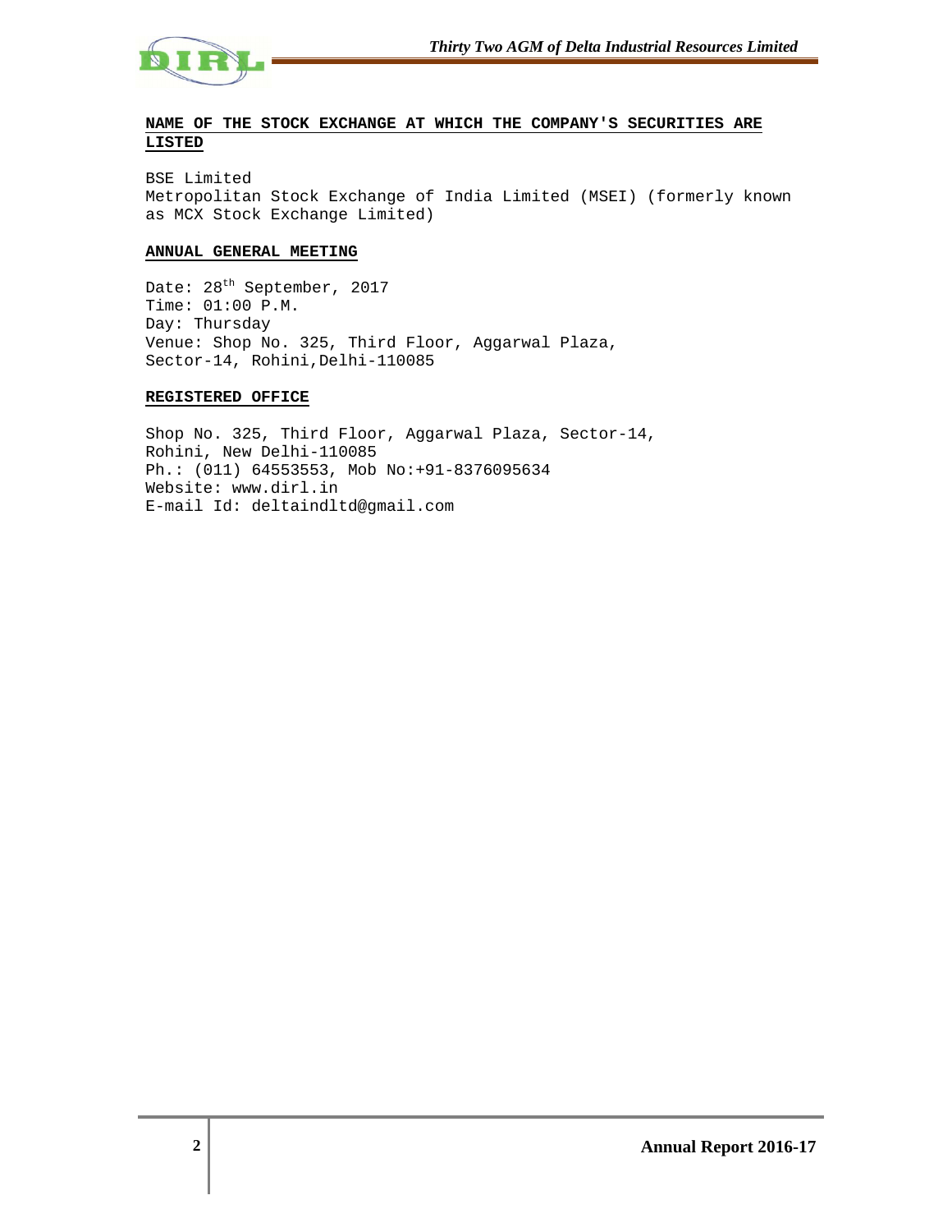## NAME OF THE STOCK EXCHANGE AT WHICH THE COMPANY'S SECURITIES ARE LISTED

BSE Limited
Metropolitan Stock Exchange of India Limited (MSEI) (formerly known as MCX Stock Exchange Limited)

## ANNUAL GENERAL MEETING

Date: 28th September, 2017
Time: 01:00 P.M.
Day: Thursday
Venue: Shop No. 325, Third Floor, Aggarwal Plaza, Sector-14, Rohini,Delhi-110085

## REGISTERED OFFICE

Shop No. 325, Third Floor, Aggarwal Plaza, Sector-14, Rohini, New Delhi-110085
Ph.: (011) 64553553, Mob No:+91-8376095634
Website: www.dirl.in
E-mail Id: deltaindltd@gmail.com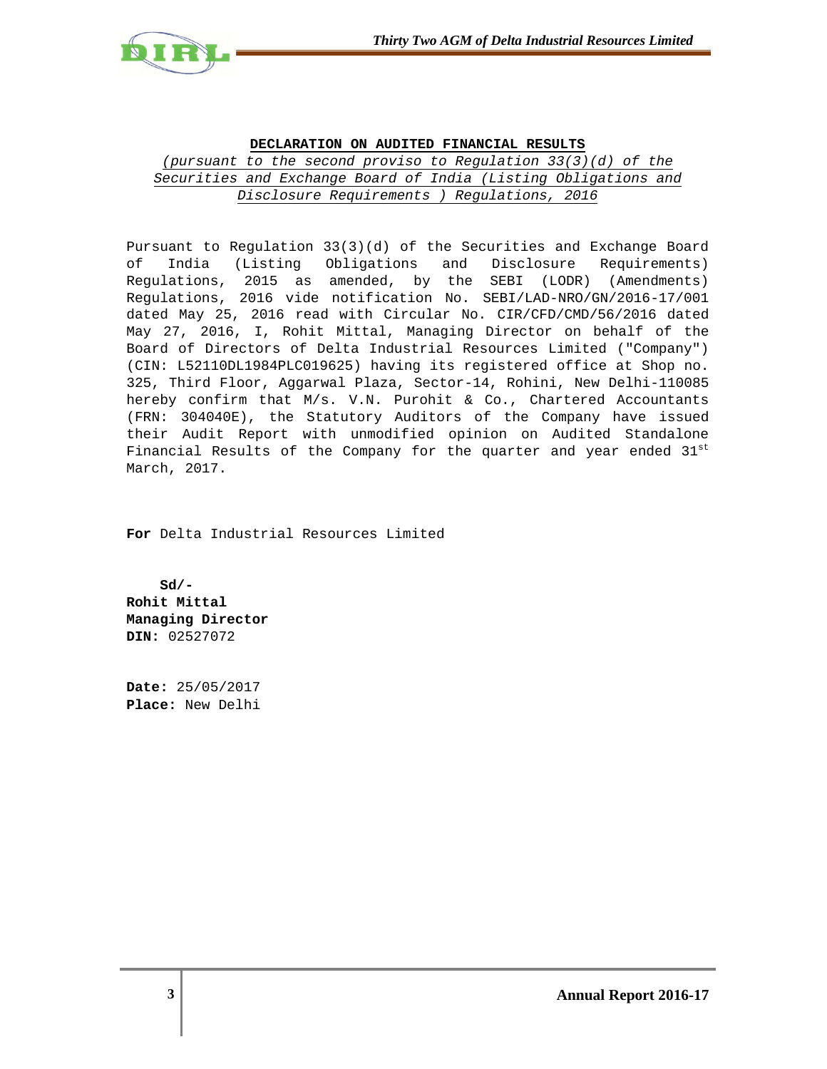**DECLARATION ON AUDITED FINANCIAL RESULTS**

*(pursuant to the second proviso to Regulation 33(3)(d) of the Securities and Exchange Board of India (Listing Obligations and Disclosure Requirements ) Regulations, 2016*

Pursuant to Regulation 33(3)(d) of the Securities and Exchange Board of India (Listing Obligations and Disclosure Requirements) Regulations, 2015 as amended, by the SEBI (LODR) (Amendments) Regulations, 2016 vide notification No. SEBI/LAD-NRO/GN/2016-17/001 dated May 25, 2016 read with Circular No. CIR/CFD/CMD/56/2016 dated May 27, 2016, I, Rohit Mittal, Managing Director on behalf of the Board of Directors of Delta Industrial Resources Limited ("Company") (CIN: L52110DL1984PLC019625) having its registered office at Shop no. 325, Third Floor, Aggarwal Plaza, Sector-14, Rohini, New Delhi-110085 hereby confirm that M/s. V.N. Purohit & Co., Chartered Accountants (FRN: 304040E), the Statutory Auditors of the Company have issued their Audit Report with unmodified opinion on Audited Standalone Financial Results of the Company for the quarter and year ended 31st March, 2017.

**For** Delta Industrial Resources Limited

**Sd/-**
**Rohit Mittal**
**Managing Director**
**DIN:** 02527072

**Date:** 25/05/2017
**Place:** New Delhi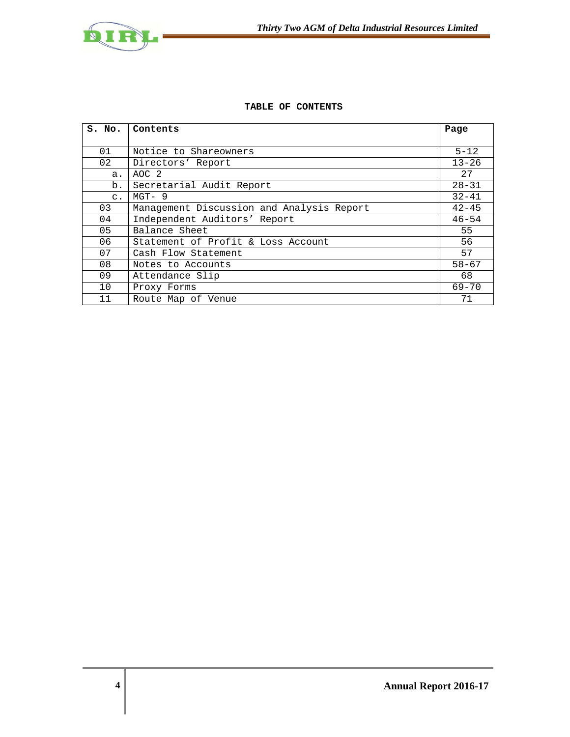## TABLE OF CONTENTS

| S. No. | Contents | Page |
|---|---|---|
| 01 | Notice to Shareowners | 5-12 |
| 02 | Directors' Report | 13-26 |
| a. | AOC 2 | 27 |
| b. | Secretarial Audit Report | 28-31 |
| c. | MGT- 9 | 32-41 |
| 03 | Management Discussion and Analysis Report | 42-45 |
| 04 | Independent Auditors' Report | 46-54 |
| 05 | Balance Sheet | 55 |
| 06 | Statement of Profit & Loss Account | 56 |
| 07 | Cash Flow Statement | 57 |
| 08 | Notes to Accounts | 58-67 |
| 09 | Attendance Slip | 68 |
| 10 | Proxy Forms | 69-70 |
| 11 | Route Map of Venue | 71 |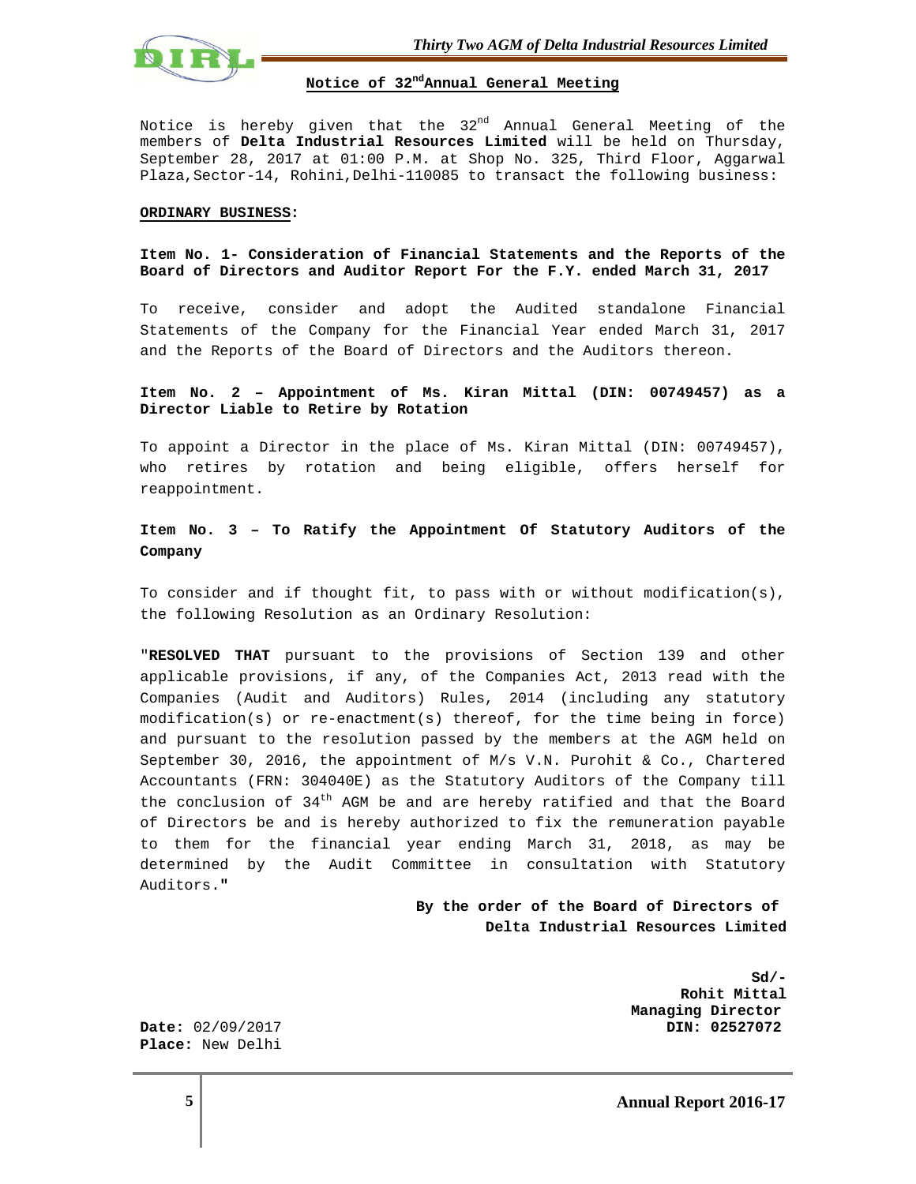## Notice of 32nd Annual General Meeting

Notice is hereby given that the 32nd Annual General Meeting of the members of **Delta Industrial Resources Limited** will be held on Thursday, September 28, 2017 at 01:00 P.M. at Shop No. 325, Third Floor, Aggarwal Plaza,Sector-14, Rohini,Delhi-110085 to transact the following business:

**ORDINARY BUSINESS:**

**Item No. 1- Consideration of Financial Statements and the Reports of the Board of Directors and Auditor Report For the F.Y. ended March 31, 2017**

To receive, consider and adopt the Audited standalone Financial Statements of the Company for the Financial Year ended March 31, 2017 and the Reports of the Board of Directors and the Auditors thereon.

**Item No. 2 – Appointment of Ms. Kiran Mittal (DIN: 00749457) as a Director Liable to Retire by Rotation**

To appoint a Director in the place of Ms. Kiran Mittal (DIN: 00749457), who retires by rotation and being eligible, offers herself for reappointment.

**Item No. 3 – To Ratify the Appointment Of Statutory Auditors of the Company**

To consider and if thought fit, to pass with or without modification(s), the following Resolution as an Ordinary Resolution:

"**RESOLVED THAT** pursuant to the provisions of Section 139 and other applicable provisions, if any, of the Companies Act, 2013 read with the Companies (Audit and Auditors) Rules, 2014 (including any statutory modification(s) or re-enactment(s) thereof, for the time being in force) and pursuant to the resolution passed by the members at the AGM held on September 30, 2016, the appointment of M/s V.N. Purohit & Co., Chartered Accountants (FRN: 304040E) as the Statutory Auditors of the Company till the conclusion of 34th AGM be and are hereby ratified and that the Board of Directors be and is hereby authorized to fix the remuneration payable to them for the financial year ending March 31, 2018, as may be determined by the Audit Committee in consultation with Statutory Auditors."

**By the order of the Board of Directors of**
**Delta Industrial Resources Limited**

**Sd/-**
**Rohit Mittal**
**Managing Director**
**DIN: 02527072**

**Date:** 02/09/2017
**Place:** New Delhi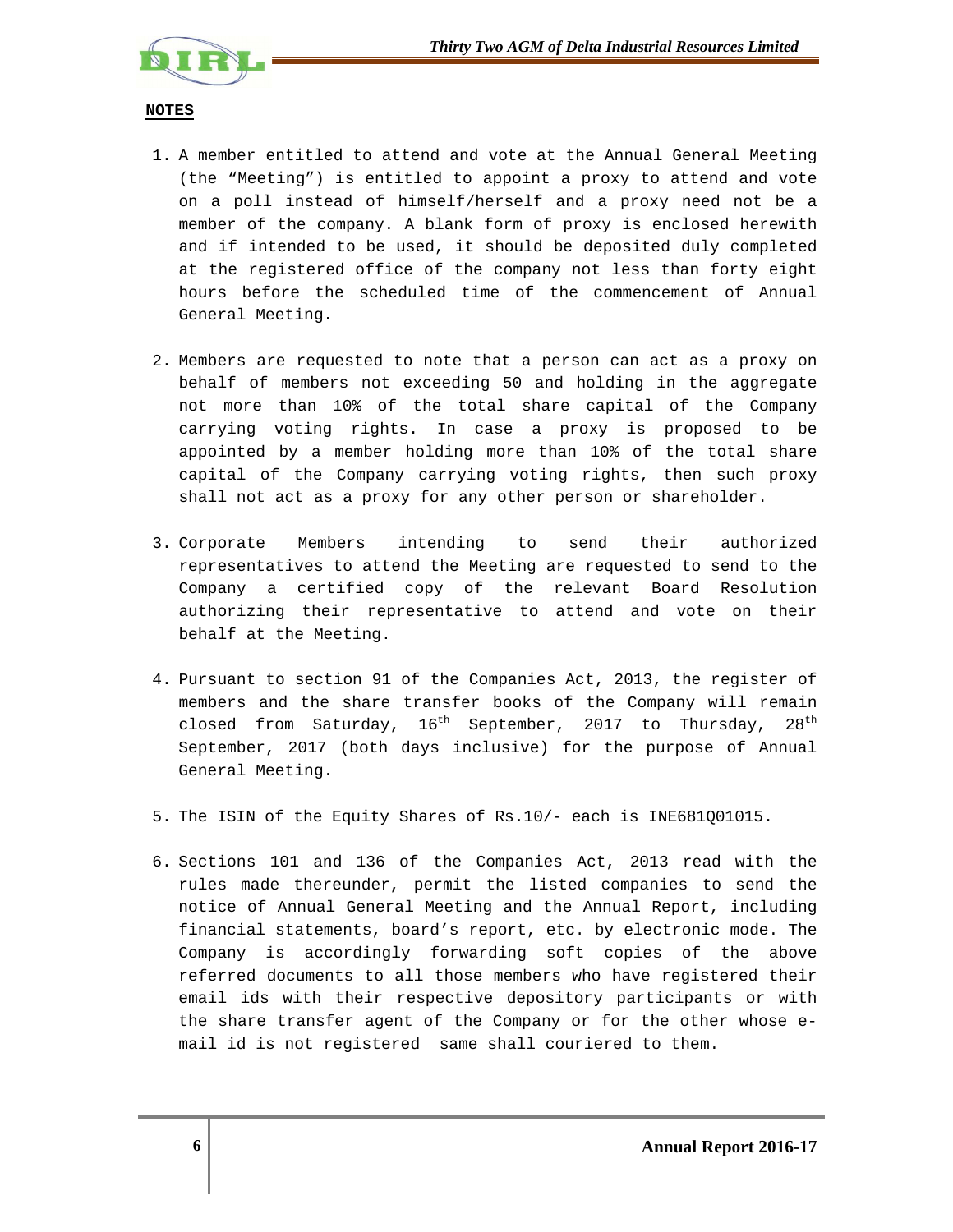**NOTES**

1. A member entitled to attend and vote at the Annual General Meeting (the "Meeting") is entitled to appoint a proxy to attend and vote on a poll instead of himself/herself and a proxy need not be a member of the company. A blank form of proxy is enclosed herewith and if intended to be used, it should be deposited duly completed at the registered office of the company not less than forty eight hours before the scheduled time of the commencement of Annual General Meeting.

2. Members are requested to note that a person can act as a proxy on behalf of members not exceeding 50 and holding in the aggregate not more than 10% of the total share capital of the Company carrying voting rights. In case a proxy is proposed to be appointed by a member holding more than 10% of the total share capital of the Company carrying voting rights, then such proxy shall not act as a proxy for any other person or shareholder.

3. Corporate Members intending to send their authorized representatives to attend the Meeting are requested to send to the Company a certified copy of the relevant Board Resolution authorizing their representative to attend and vote on their behalf at the Meeting.

4. Pursuant to section 91 of the Companies Act, 2013, the register of members and the share transfer books of the Company will remain closed from Saturday, 16th September, 2017 to Thursday, 28th September, 2017 (both days inclusive) for the purpose of Annual General Meeting.

5. The ISIN of the Equity Shares of Rs.10/- each is INE681Q01015.

6. Sections 101 and 136 of the Companies Act, 2013 read with the rules made thereunder, permit the listed companies to send the notice of Annual General Meeting and the Annual Report, including financial statements, board's report, etc. by electronic mode. The Company is accordingly forwarding soft copies of the above referred documents to all those members who have registered their email ids with their respective depository participants or with the share transfer agent of the Company or for the other whose e-mail id is not registered same shall couriered to them.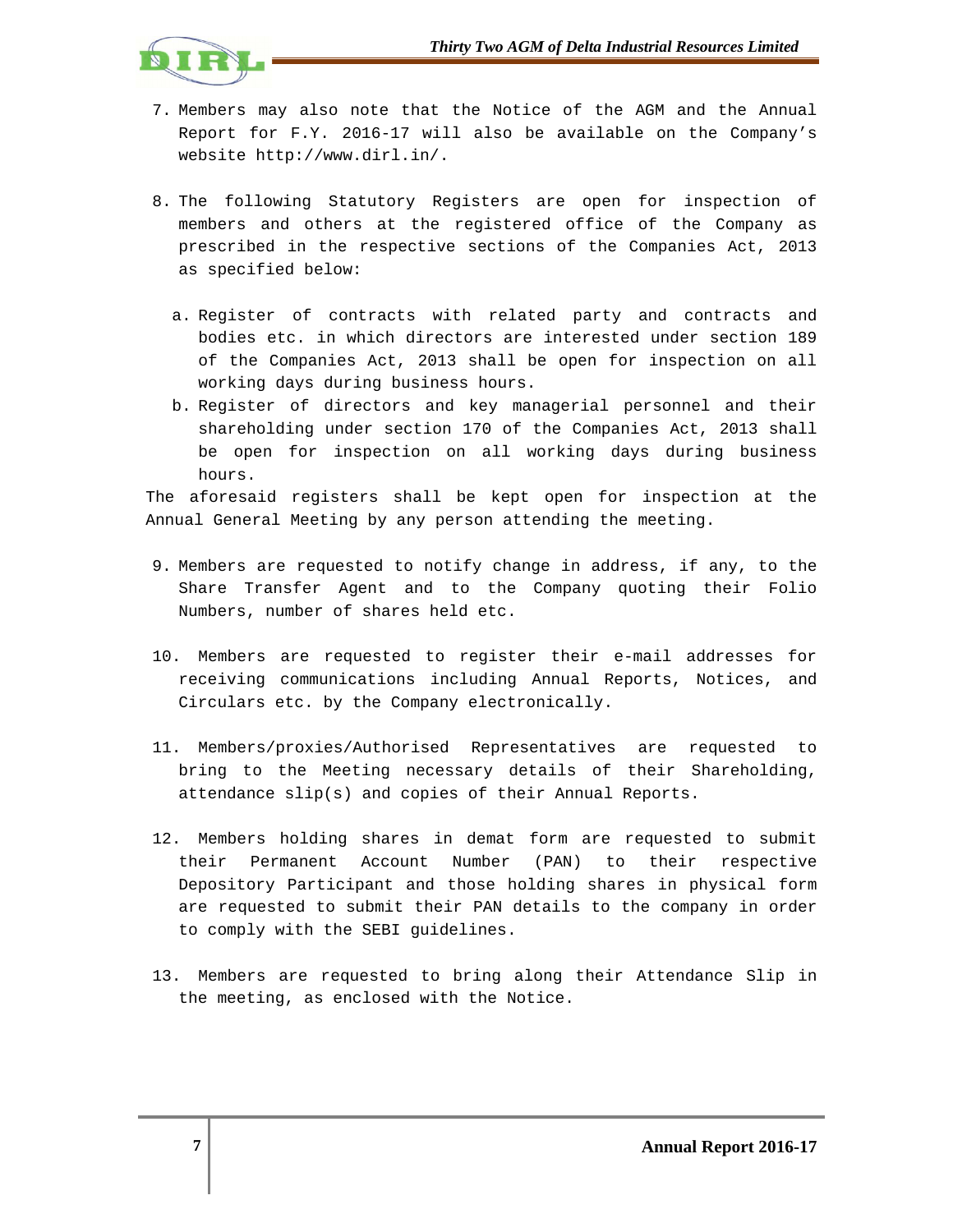7. Members may also note that the Notice of the AGM and the Annual Report for F.Y. 2016-17 will also be available on the Company's website http://www.dirl.in/.

8. The following Statutory Registers are open for inspection of members and others at the registered office of the Company as prescribed in the respective sections of the Companies Act, 2013 as specified below:

   a. Register of contracts with related party and contracts and bodies etc. in which directors are interested under section 189 of the Companies Act, 2013 shall be open for inspection on all working days during business hours.
   b. Register of directors and key managerial personnel and their shareholding under section 170 of the Companies Act, 2013 shall be open for inspection on all working days during business hours.

The aforesaid registers shall be kept open for inspection at the Annual General Meeting by any person attending the meeting.

9. Members are requested to notify change in address, if any, to the Share Transfer Agent and to the Company quoting their Folio Numbers, number of shares held etc.

10. Members are requested to register their e-mail addresses for receiving communications including Annual Reports, Notices, and Circulars etc. by the Company electronically.

11. Members/proxies/Authorised Representatives are requested to bring to the Meeting necessary details of their Shareholding, attendance slip(s) and copies of their Annual Reports.

12. Members holding shares in demat form are requested to submit their Permanent Account Number (PAN) to their respective Depository Participant and those holding shares in physical form are requested to submit their PAN details to the company in order to comply with the SEBI guidelines.

13. Members are requested to bring along their Attendance Slip in the meeting, as enclosed with the Notice.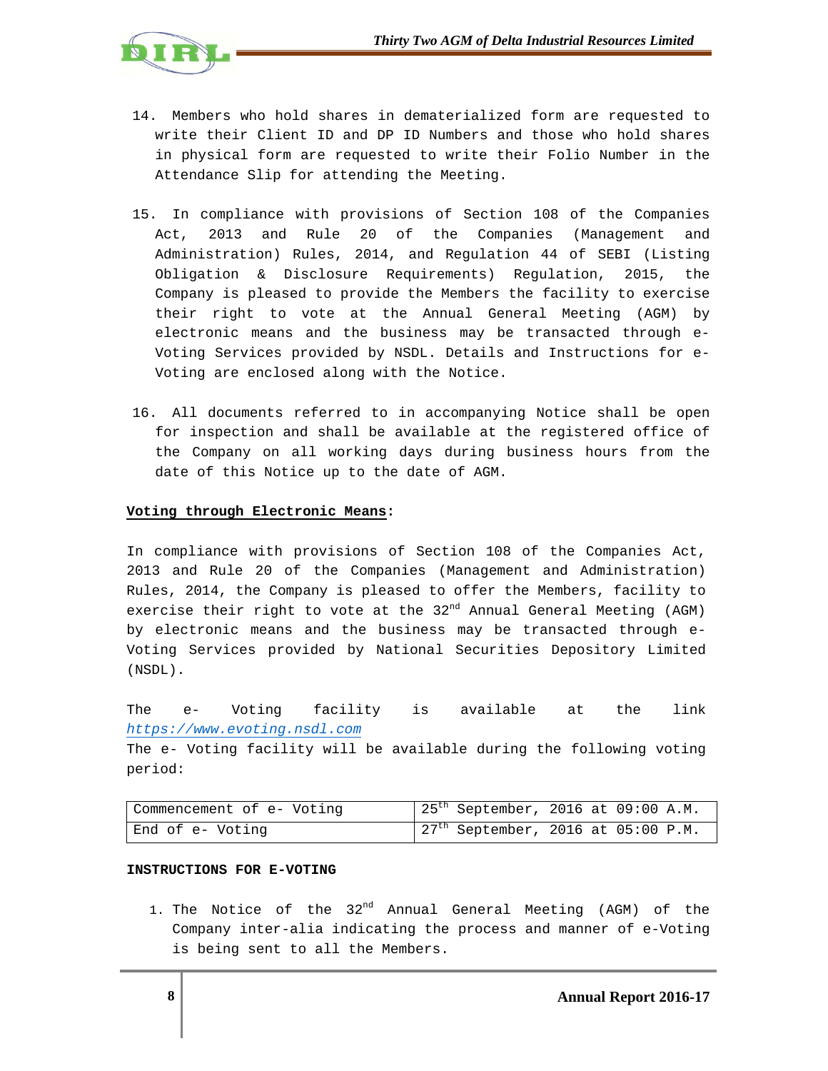14. Members who hold shares in dematerialized form are requested to write their Client ID and DP ID Numbers and those who hold shares in physical form are requested to write their Folio Number in the Attendance Slip for attending the Meeting.

15. In compliance with provisions of Section 108 of the Companies Act, 2013 and Rule 20 of the Companies (Management and Administration) Rules, 2014, and Regulation 44 of SEBI (Listing Obligation & Disclosure Requirements) Regulation, 2015, the Company is pleased to provide the Members the facility to exercise their right to vote at the Annual General Meeting (AGM) by electronic means and the business may be transacted through e-Voting Services provided by NSDL. Details and Instructions for e-Voting are enclosed along with the Notice.

16. All documents referred to in accompanying Notice shall be open for inspection and shall be available at the registered office of the Company on all working days during business hours from the date of this Notice up to the date of AGM.

**Voting through Electronic Means:**

In compliance with provisions of Section 108 of the Companies Act, 2013 and Rule 20 of the Companies (Management and Administration) Rules, 2014, the Company is pleased to offer the Members, facility to exercise their right to vote at the 32nd Annual General Meeting (AGM) by electronic means and the business may be transacted through e-Voting Services provided by National Securities Depository Limited (NSDL).

The e- Voting facility is available at the link *https://www.evoting.nsdl.com*

The e- Voting facility will be available during the following voting period:

| Commencement of e- Voting | 25th September, 2016 at 09:00 A.M. |
|---|---|
| End of e- Voting | 27th September, 2016 at 05:00 P.M. |

**INSTRUCTIONS FOR E-VOTING**

1. The Notice of the 32nd Annual General Meeting (AGM) of the Company inter-alia indicating the process and manner of e-Voting is being sent to all the Members.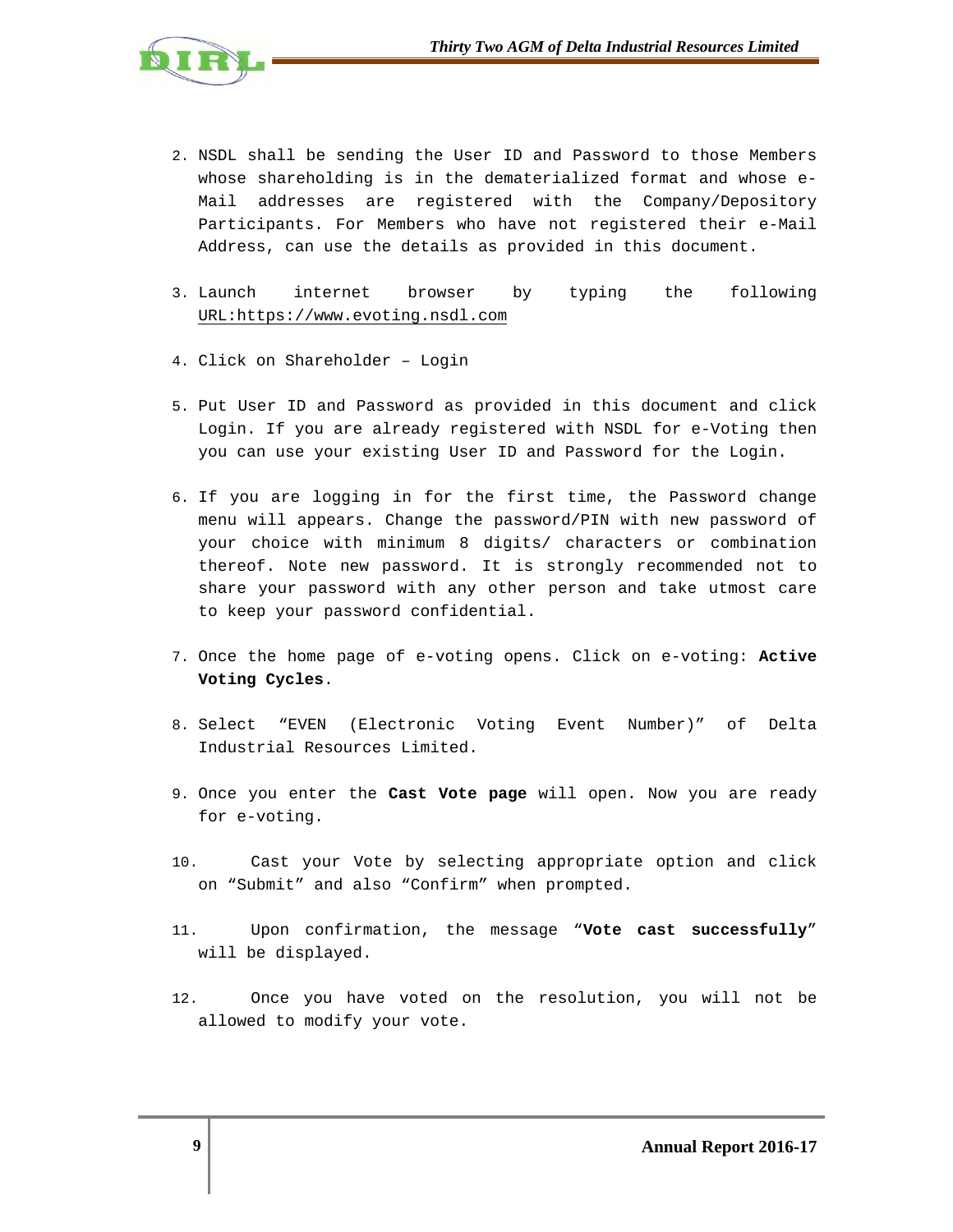2. NSDL shall be sending the User ID and Password to those Members whose shareholding is in the dematerialized format and whose e-Mail addresses are registered with the Company/Depository Participants. For Members who have not registered their e-Mail Address, can use the details as provided in this document.

3. Launch internet browser by typing the following URL:https://www.evoting.nsdl.com

4. Click on Shareholder – Login

5. Put User ID and Password as provided in this document and click Login. If you are already registered with NSDL for e-Voting then you can use your existing User ID and Password for the Login.

6. If you are logging in for the first time, the Password change menu will appears. Change the password/PIN with new password of your choice with minimum 8 digits/ characters or combination thereof. Note new password. It is strongly recommended not to share your password with any other person and take utmost care to keep your password confidential.

7. Once the home page of e-voting opens. Click on e-voting: **Active Voting Cycles**.

8. Select “EVEN (Electronic Voting Event Number)” of Delta Industrial Resources Limited.

9. Once you enter the **Cast Vote page** will open. Now you are ready for e-voting.

10. Cast your Vote by selecting appropriate option and click on “Submit” and also “Confirm” when prompted.

11. Upon confirmation, the message “**Vote cast successfully**” will be displayed.

12. Once you have voted on the resolution, you will not be allowed to modify your vote.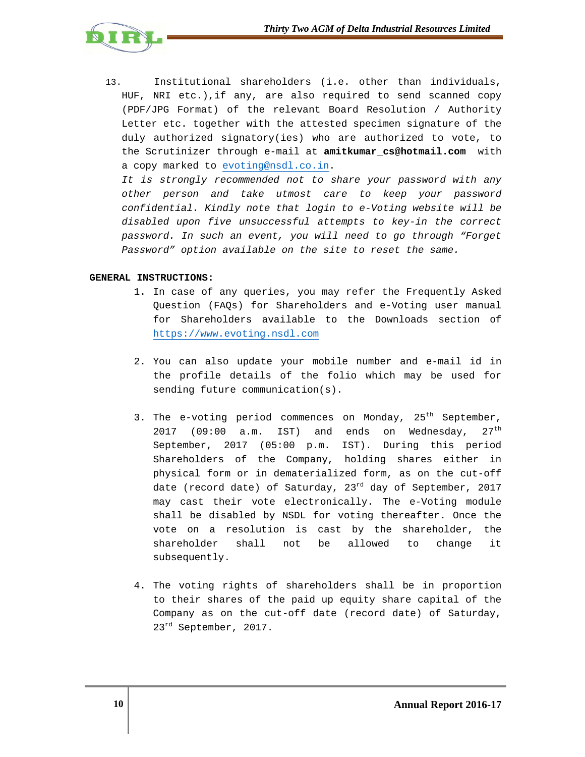13. Institutional shareholders (i.e. other than individuals, HUF, NRI etc.),if any, are also required to send scanned copy (PDF/JPG Format) of the relevant Board Resolution / Authority Letter etc. together with the attested specimen signature of the duly authorized signatory(ies) who are authorized to vote, to the Scrutinizer through e-mail at **amitkumar_cs@hotmail.com** with a copy marked to evoting@nsdl.co.in.

    *It is strongly recommended not to share your password with any other person and take utmost care to keep your password confidential. Kindly note that login to e-Voting website will be disabled upon five unsuccessful attempts to key-in the correct password. In such an event, you will need to go through "Forget Password" option available on the site to reset the same.*

**GENERAL INSTRUCTIONS:**

1. In case of any queries, you may refer the Frequently Asked Question (FAQs) for Shareholders and e-Voting user manual for Shareholders available to the Downloads section of https://www.evoting.nsdl.com

2. You can also update your mobile number and e-mail id in the profile details of the folio which may be used for sending future communication(s).

3. The e-voting period commences on Monday, 25th September, 2017 (09:00 a.m. IST) and ends on Wednesday, 27th September, 2017 (05:00 p.m. IST). During this period Shareholders of the Company, holding shares either in physical form or in dematerialized form, as on the cut-off date (record date) of Saturday, 23rd day of September, 2017 may cast their vote electronically. The e-Voting module shall be disabled by NSDL for voting thereafter. Once the vote on a resolution is cast by the shareholder, the shareholder shall not be allowed to change it subsequently.

4. The voting rights of shareholders shall be in proportion to their shares of the paid up equity share capital of the Company as on the cut-off date (record date) of Saturday, 23rd September, 2017.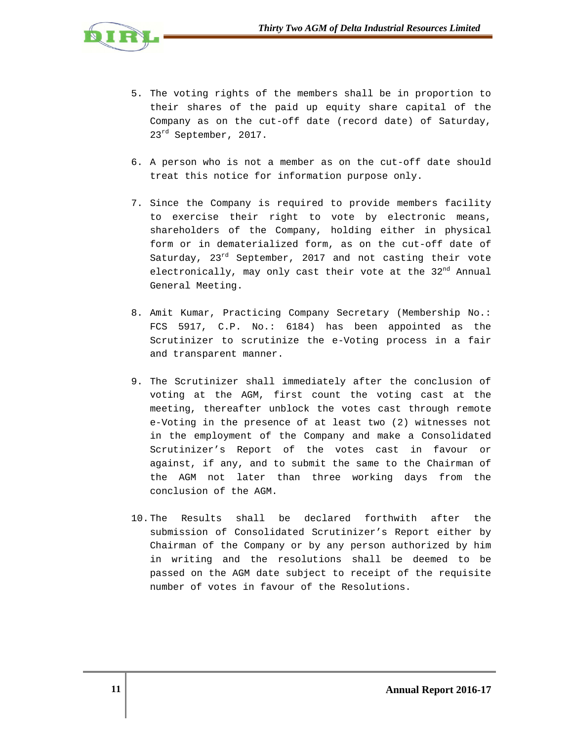5. The voting rights of the members shall be in proportion to their shares of the paid up equity share capital of the Company as on the cut-off date (record date) of Saturday, 23rd September, 2017.

6. A person who is not a member as on the cut-off date should treat this notice for information purpose only.

7. Since the Company is required to provide members facility to exercise their right to vote by electronic means, shareholders of the Company, holding either in physical form or in dematerialized form, as on the cut-off date of Saturday, 23rd September, 2017 and not casting their vote electronically, may only cast their vote at the 32nd Annual General Meeting.

8. Amit Kumar, Practicing Company Secretary (Membership No.: FCS 5917, C.P. No.: 6184) has been appointed as the Scrutinizer to scrutinize the e-Voting process in a fair and transparent manner.

9. The Scrutinizer shall immediately after the conclusion of voting at the AGM, first count the voting cast at the meeting, thereafter unblock the votes cast through remote e-Voting in the presence of at least two (2) witnesses not in the employment of the Company and make a Consolidated Scrutinizer's Report of the votes cast in favour or against, if any, and to submit the same to the Chairman of the AGM not later than three working days from the conclusion of the AGM.

10. The Results shall be declared forthwith after the submission of Consolidated Scrutinizer's Report either by Chairman of the Company or by any person authorized by him in writing and the resolutions shall be deemed to be passed on the AGM date subject to receipt of the requisite number of votes in favour of the Resolutions.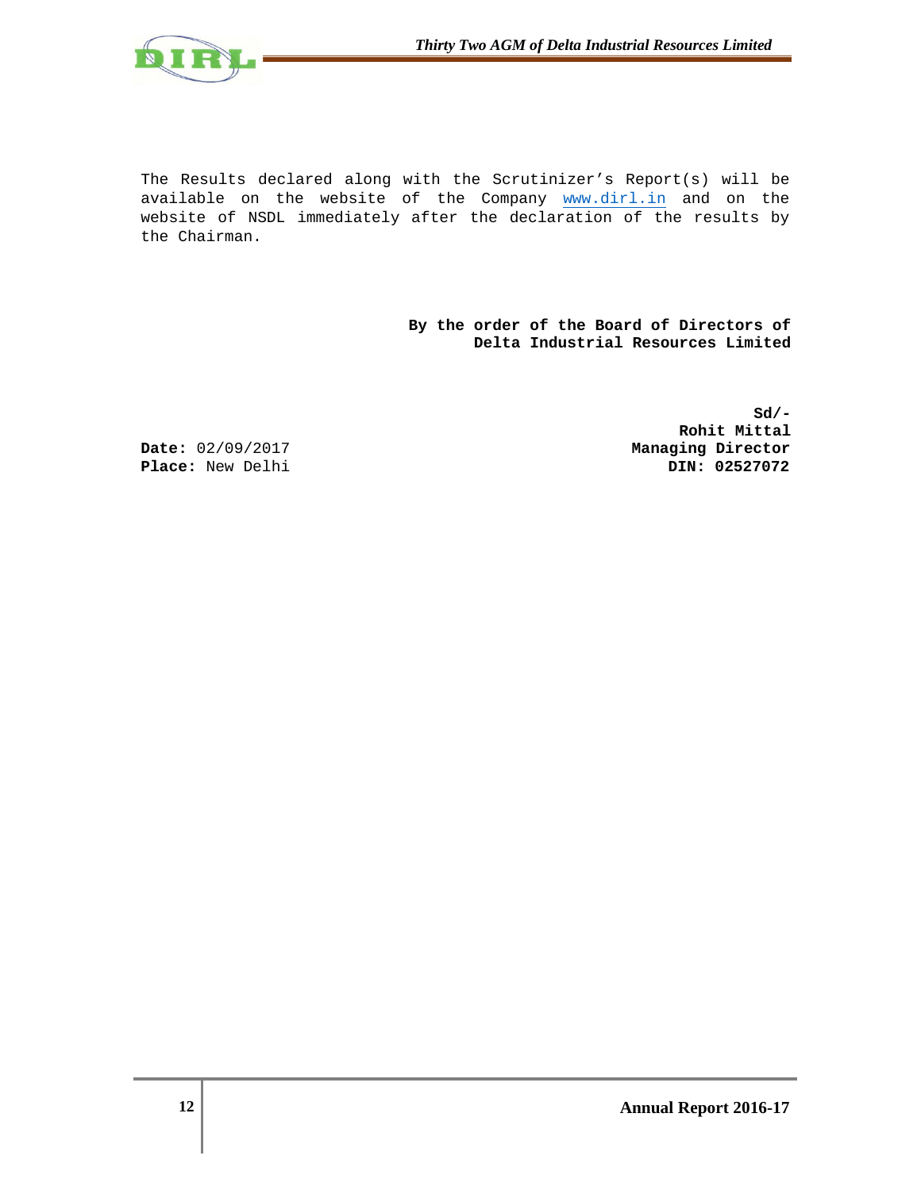The Results declared along with the Scrutinizer's Report(s) will be available on the website of the Company www.dirl.in and on the website of NSDL immediately after the declaration of the results by the Chairman.

**By the order of the Board of Directors of**
**Delta Industrial Resources Limited**

**Sd/-**
**Rohit Mittal**
**Managing Director**
**DIN: 02527072**

**Date:** 02/09/2017
**Place:** New Delhi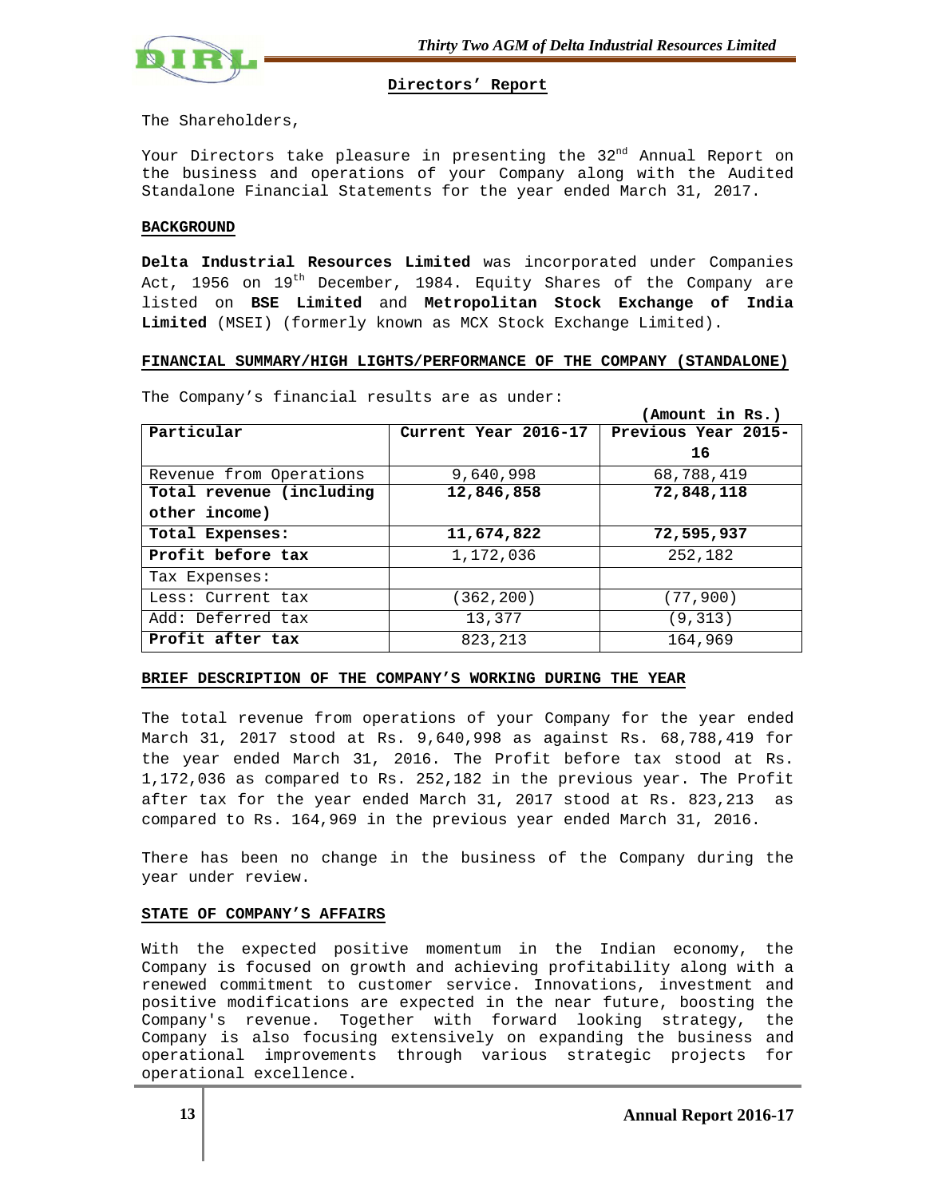## Directors' Report

The Shareholders,

Your Directors take pleasure in presenting the 32nd Annual Report on the business and operations of your Company along with the Audited Standalone Financial Statements for the year ended March 31, 2017.

### BACKGROUND

**Delta Industrial Resources Limited** was incorporated under Companies Act, 1956 on 19th December, 1984. Equity Shares of the Company are listed on **BSE Limited** and **Metropolitan Stock Exchange of India Limited** (MSEI) (formerly known as MCX Stock Exchange Limited).

### FINANCIAL SUMMARY/HIGH LIGHTS/PERFORMANCE OF THE COMPANY (STANDALONE)

The Company's financial results are as under:

**(Amount in Rs.)**

| Particular | Current Year 2016-17 | Previous Year 2015-16 |
|---|---|---|
| Revenue from Operations | 9,640,998 | 68,788,419 |
| **Total revenue (including other income)** | **12,846,858** | **72,848,118** |
| **Total Expenses:** | **11,674,822** | **72,595,937** |
| **Profit before tax** | 1,172,036 | 252,182 |
| Tax Expenses: | | |
| Less: Current tax | (362,200) | (77,900) |
| Add: Deferred tax | 13,377 | (9,313) |
| **Profit after tax** | 823,213 | 164,969 |

### BRIEF DESCRIPTION OF THE COMPANY'S WORKING DURING THE YEAR

The total revenue from operations of your Company for the year ended March 31, 2017 stood at Rs. 9,640,998 as against Rs. 68,788,419 for the year ended March 31, 2016. The Profit before tax stood at Rs. 1,172,036 as compared to Rs. 252,182 in the previous year. The Profit after tax for the year ended March 31, 2017 stood at Rs. 823,213 as compared to Rs. 164,969 in the previous year ended March 31, 2016.

There has been no change in the business of the Company during the year under review.

### STATE OF COMPANY'S AFFAIRS

With the expected positive momentum in the Indian economy, the Company is focused on growth and achieving profitability along with a renewed commitment to customer service. Innovations, investment and positive modifications are expected in the near future, boosting the Company's revenue. Together with forward looking strategy, the Company is also focusing extensively on expanding the business and operational improvements through various strategic projects for operational excellence.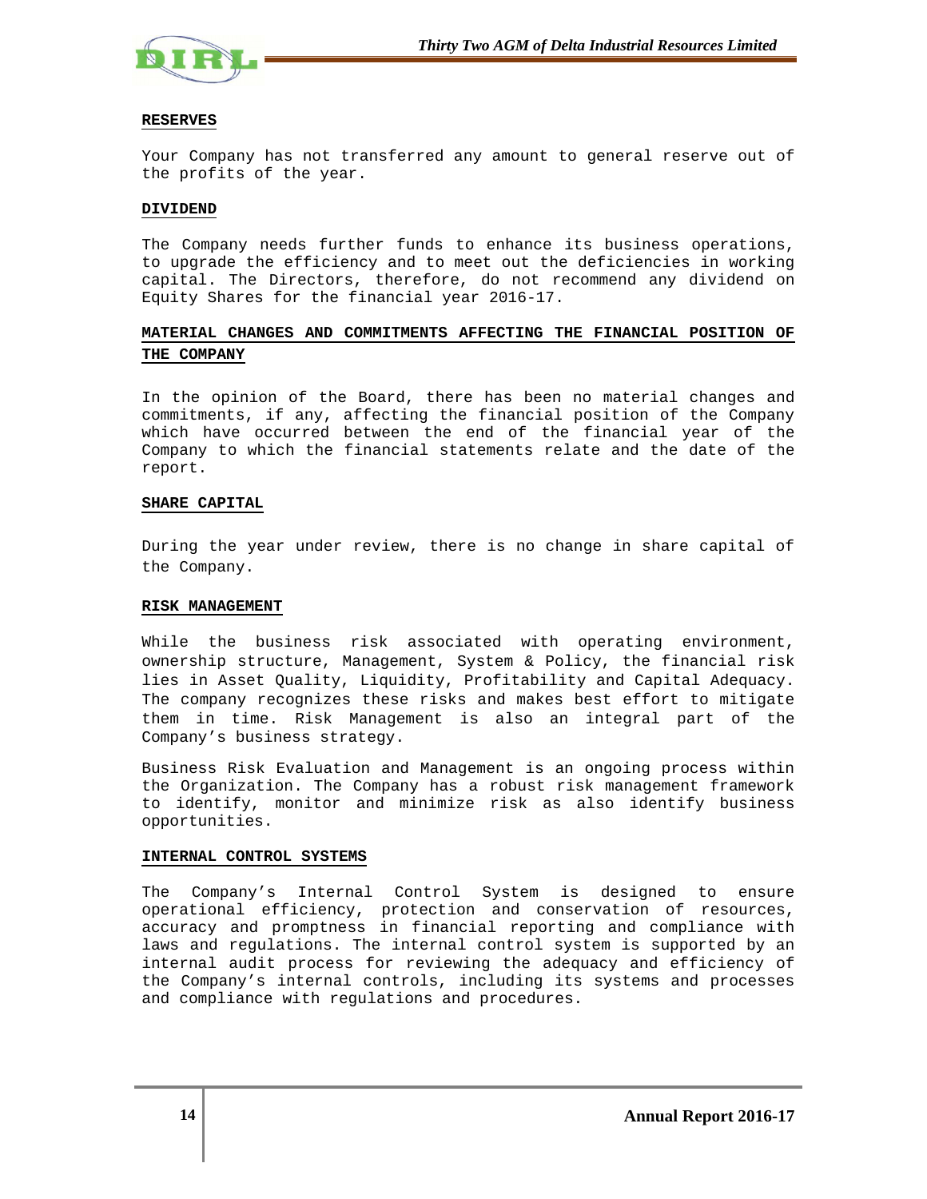## RESERVES

Your Company has not transferred any amount to general reserve out of the profits of the year.

## DIVIDEND

The Company needs further funds to enhance its business operations, to upgrade the efficiency and to meet out the deficiencies in working capital. The Directors, therefore, do not recommend any dividend on Equity Shares for the financial year 2016-17.

## MATERIAL CHANGES AND COMMITMENTS AFFECTING THE FINANCIAL POSITION OF THE COMPANY

In the opinion of the Board, there has been no material changes and commitments, if any, affecting the financial position of the Company which have occurred between the end of the financial year of the Company to which the financial statements relate and the date of the report.

## SHARE CAPITAL

During the year under review, there is no change in share capital of the Company.

## RISK MANAGEMENT

While the business risk associated with operating environment, ownership structure, Management, System & Policy, the financial risk lies in Asset Quality, Liquidity, Profitability and Capital Adequacy. The company recognizes these risks and makes best effort to mitigate them in time. Risk Management is also an integral part of the Company's business strategy.

Business Risk Evaluation and Management is an ongoing process within the Organization. The Company has a robust risk management framework to identify, monitor and minimize risk as also identify business opportunities.

## INTERNAL CONTROL SYSTEMS

The Company's Internal Control System is designed to ensure operational efficiency, protection and conservation of resources, accuracy and promptness in financial reporting and compliance with laws and regulations. The internal control system is supported by an internal audit process for reviewing the adequacy and efficiency of the Company's internal controls, including its systems and processes and compliance with regulations and procedures.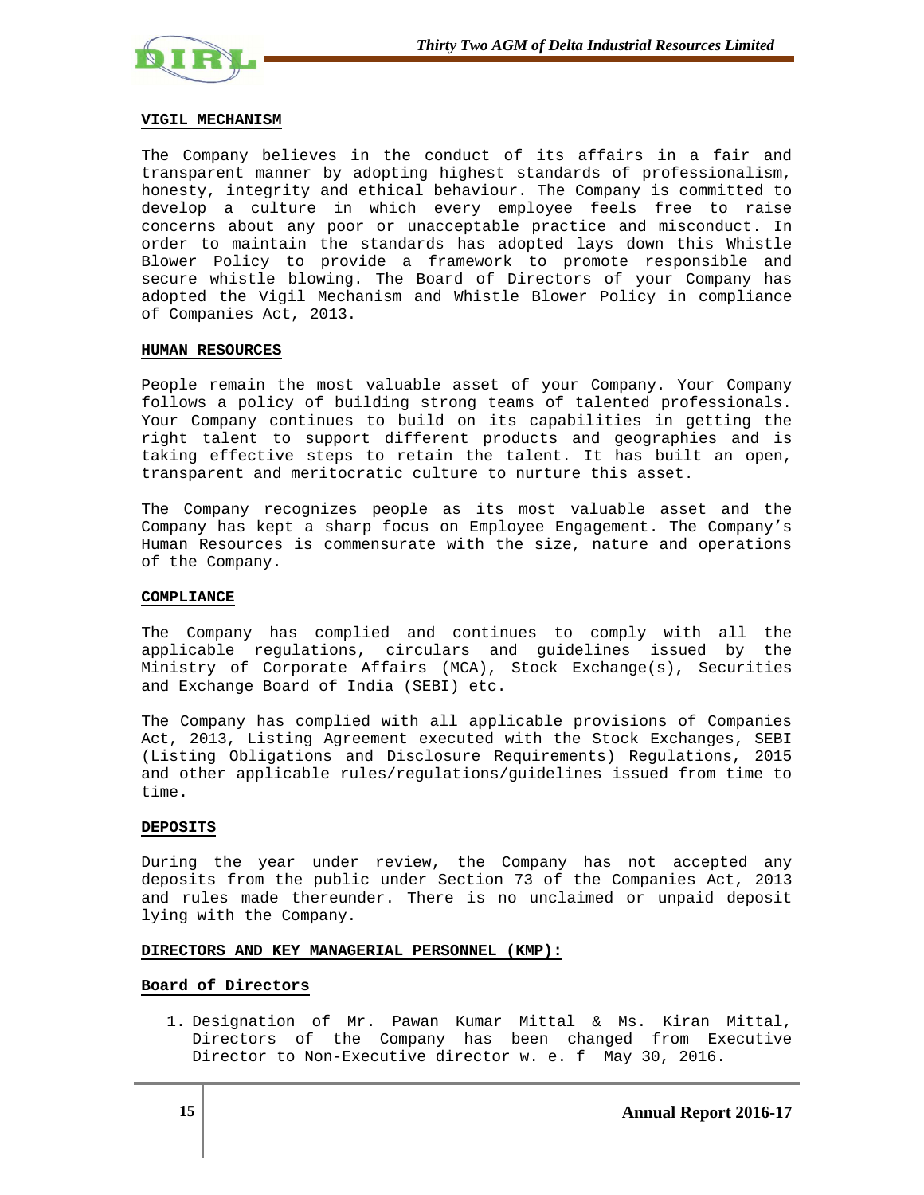## VIGIL MECHANISM

The Company believes in the conduct of its affairs in a fair and transparent manner by adopting highest standards of professionalism, honesty, integrity and ethical behaviour. The Company is committed to develop a culture in which every employee feels free to raise concerns about any poor or unacceptable practice and misconduct. In order to maintain the standards has adopted lays down this Whistle Blower Policy to provide a framework to promote responsible and secure whistle blowing. The Board of Directors of your Company has adopted the Vigil Mechanism and Whistle Blower Policy in compliance of Companies Act, 2013.

## HUMAN RESOURCES

People remain the most valuable asset of your Company. Your Company follows a policy of building strong teams of talented professionals. Your Company continues to build on its capabilities in getting the right talent to support different products and geographies and is taking effective steps to retain the talent. It has built an open, transparent and meritocratic culture to nurture this asset.

The Company recognizes people as its most valuable asset and the Company has kept a sharp focus on Employee Engagement. The Company's Human Resources is commensurate with the size, nature and operations of the Company.

## COMPLIANCE

The Company has complied and continues to comply with all the applicable regulations, circulars and guidelines issued by the Ministry of Corporate Affairs (MCA), Stock Exchange(s), Securities and Exchange Board of India (SEBI) etc.

The Company has complied with all applicable provisions of Companies Act, 2013, Listing Agreement executed with the Stock Exchanges, SEBI (Listing Obligations and Disclosure Requirements) Regulations, 2015 and other applicable rules/regulations/guidelines issued from time to time.

## DEPOSITS

During the year under review, the Company has not accepted any deposits from the public under Section 73 of the Companies Act, 2013 and rules made thereunder. There is no unclaimed or unpaid deposit lying with the Company.

## DIRECTORS AND KEY MANAGERIAL PERSONNEL (KMP):

### Board of Directors

1. Designation of Mr. Pawan Kumar Mittal & Ms. Kiran Mittal, Directors of the Company has been changed from Executive Director to Non-Executive director w. e. f May 30, 2016.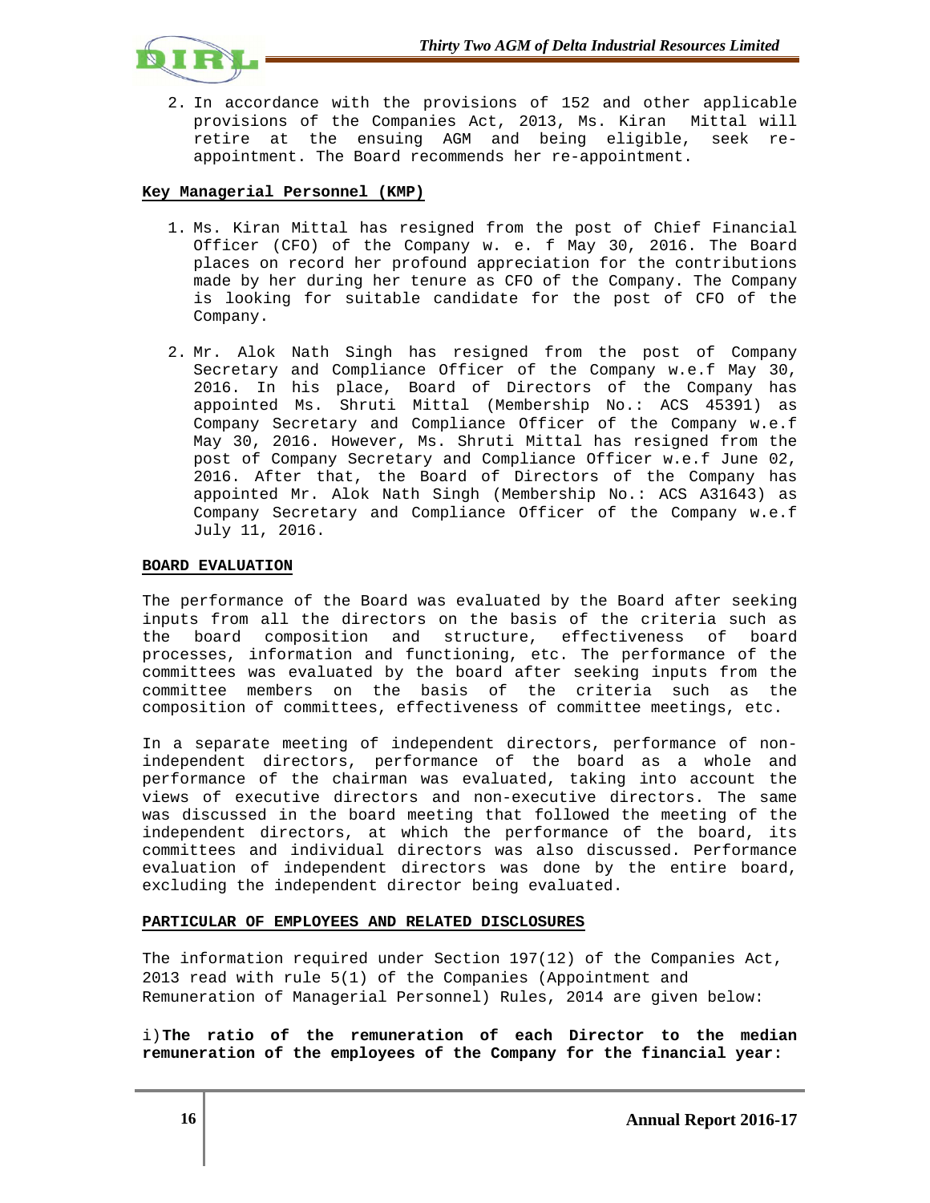2. In accordance with the provisions of 152 and other applicable provisions of the Companies Act, 2013, Ms. Kiran Mittal will retire at the ensuing AGM and being eligible, seek re-appointment. The Board recommends her re-appointment.

**Key Managerial Personnel (KMP)**

1. Ms. Kiran Mittal has resigned from the post of Chief Financial Officer (CFO) of the Company w. e. f May 30, 2016. The Board places on record her profound appreciation for the contributions made by her during her tenure as CFO of the Company. The Company is looking for suitable candidate for the post of CFO of the Company.

2. Mr. Alok Nath Singh has resigned from the post of Company Secretary and Compliance Officer of the Company w.e.f May 30, 2016. In his place, Board of Directors of the Company has appointed Ms. Shruti Mittal (Membership No.: ACS 45391) as Company Secretary and Compliance Officer of the Company w.e.f May 30, 2016. However, Ms. Shruti Mittal has resigned from the post of Company Secretary and Compliance Officer w.e.f June 02, 2016. After that, the Board of Directors of the Company has appointed Mr. Alok Nath Singh (Membership No.: ACS A31643) as Company Secretary and Compliance Officer of the Company w.e.f July 11, 2016.

**BOARD EVALUATION**

The performance of the Board was evaluated by the Board after seeking inputs from all the directors on the basis of the criteria such as the board composition and structure, effectiveness of board processes, information and functioning, etc. The performance of the committees was evaluated by the board after seeking inputs from the committee members on the basis of the criteria such as the composition of committees, effectiveness of committee meetings, etc.

In a separate meeting of independent directors, performance of non-independent directors, performance of the board as a whole and performance of the chairman was evaluated, taking into account the views of executive directors and non-executive directors. The same was discussed in the board meeting that followed the meeting of the independent directors, at which the performance of the board, its committees and individual directors was also discussed. Performance evaluation of independent directors was done by the entire board, excluding the independent director being evaluated.

**PARTICULAR OF EMPLOYEES AND RELATED DISCLOSURES**

The information required under Section 197(12) of the Companies Act, 2013 read with rule 5(1) of the Companies (Appointment and Remuneration of Managerial Personnel) Rules, 2014 are given below:

i)**The ratio of the remuneration of each Director to the median remuneration of the employees of the Company for the financial year:**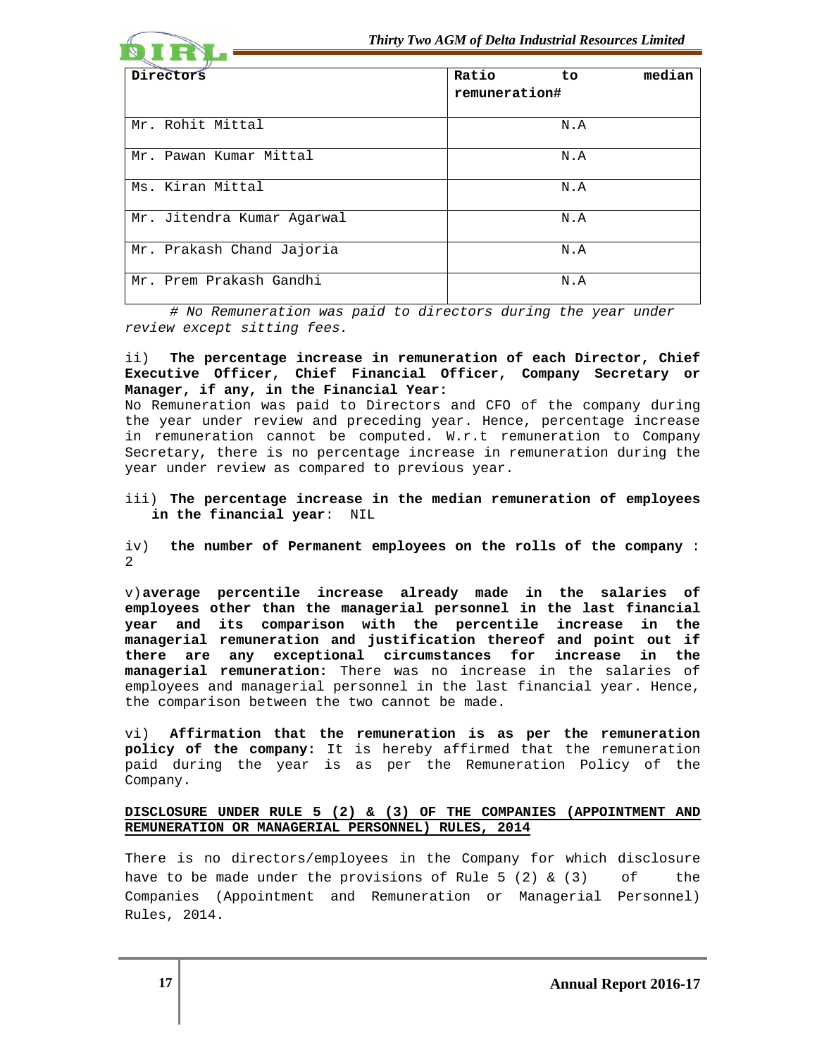| Directors | Ratio to median remuneration# |
|---|---|
| Mr. Rohit Mittal | N.A |
| Mr. Pawan Kumar Mittal | N.A |
| Ms. Kiran Mittal | N.A |
| Mr. Jitendra Kumar Agarwal | N.A |
| Mr. Prakash Chand Jajoria | N.A |
| Mr. Prem Prakash Gandhi | N.A |

*# No Remuneration was paid to directors during the year under review except sitting fees.*

ii) **The percentage increase in remuneration of each Director, Chief Executive Officer, Chief Financial Officer, Company Secretary or Manager, if any, in the Financial Year:**
No Remuneration was paid to Directors and CFO of the company during the year under review and preceding year. Hence, percentage increase in remuneration cannot be computed. W.r.t remuneration to Company Secretary, there is no percentage increase in remuneration during the year under review as compared to previous year.

iii) **The percentage increase in the median remuneration of employees in the financial year**: NIL

iv) **the number of Permanent employees on the rolls of the company** : 2

v) **average percentile increase already made in the salaries of employees other than the managerial personnel in the last financial year and its comparison with the percentile increase in the managerial remuneration and justification thereof and point out if there are any exceptional circumstances for increase in the managerial remuneration:** There was no increase in the salaries of employees and managerial personnel in the last financial year. Hence, the comparison between the two cannot be made.

vi) **Affirmation that the remuneration is as per the remuneration policy of the company:** It is hereby affirmed that the remuneration paid during the year is as per the Remuneration Policy of the Company.

**DISCLOSURE UNDER RULE 5 (2) & (3) OF THE COMPANIES (APPOINTMENT AND REMUNERATION OR MANAGERIAL PERSONNEL) RULES, 2014**

There is no directors/employees in the Company for which disclosure have to be made under the provisions of Rule 5 (2) & (3) of the Companies (Appointment and Remuneration or Managerial Personnel) Rules, 2014.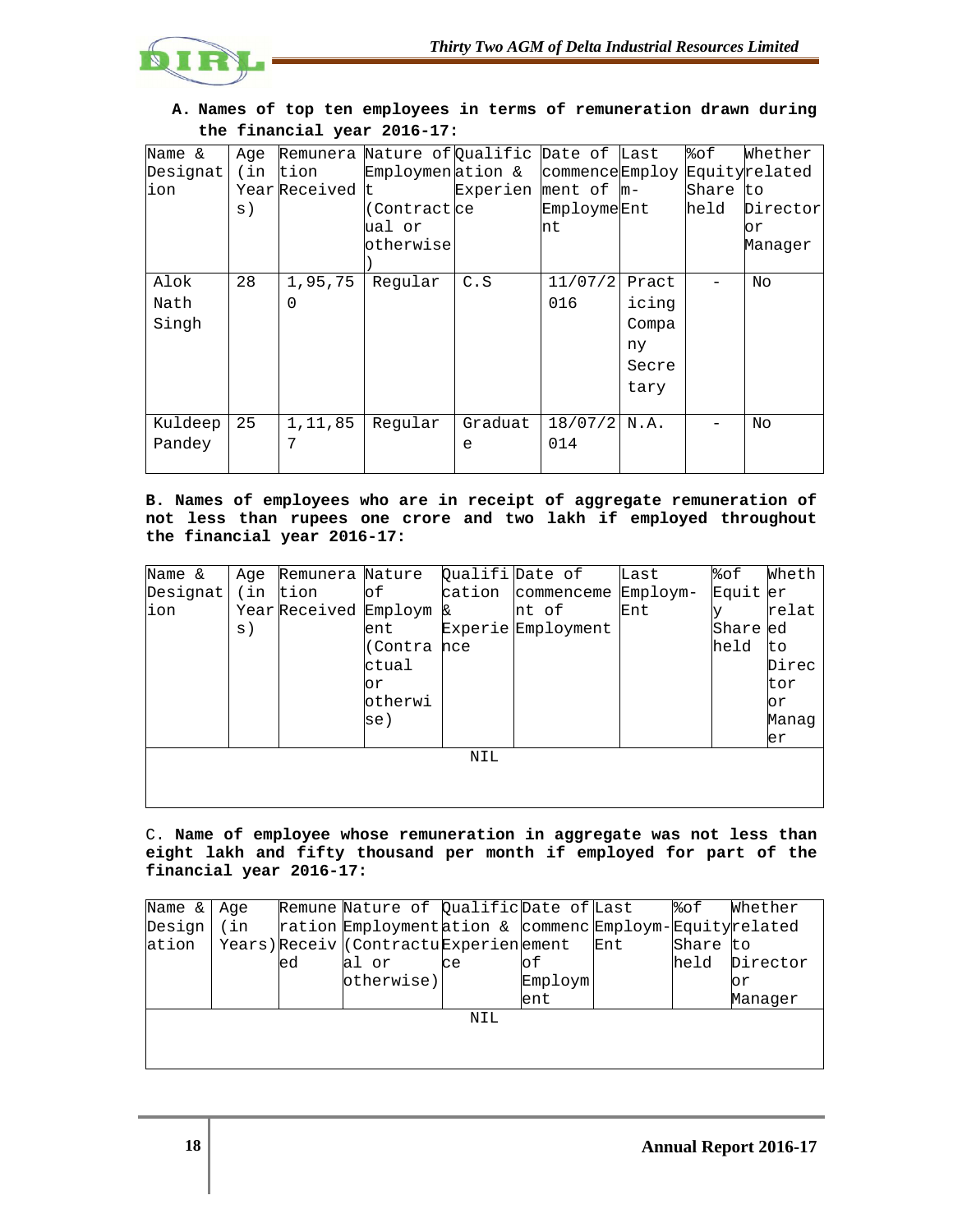**A. Names of top ten employees in terms of remuneration drawn during the financial year 2016-17:**

| Name & Designation | Age (in Years) | Remuneration Received | Nature of Employment (Contractual or otherwise) | Qualification & Experience | Date of commencement of Employment | Last Employm-Ent | %of Equity Share held | Whether related to Director or Manager |
|---|---|---|---|---|---|---|---|---|
| Alok Nath Singh | 28 | 1,95,750 | Regular | C.S | 11/07/2016 | Practicing Company Secretary | - | No |
| Kuldeep Pandey | 25 | 1,11,857 | Regular | Graduate | 18/07/2014 | N.A. | - | No |

**B. Names of employees who are in receipt of aggregate remuneration of not less than rupees one crore and two lakh if employed throughout the financial year 2016-17:**

| Name & Designation | Age (in Years) | Remuneration Received | Nature of Employment (Contractual or otherwise) | Qualification & Experience | Date of commencement of Employment | Last Employm-Ent | %of Equity Share held | Whether related to Director or Manager |
|---|---|---|---|---|---|---|---|---|
| NIL | | | | | | | | |

C. **Name of employee whose remuneration in aggregate was not less than eight lakh and fifty thousand per month if employed for part of the financial year 2016-17:**

| Name & Designation | Age (in Years) | Remuneration Received | Nature of Employment (Contractual or otherwise) | Qualification & Experience | Date of commencement of Employment | Last Employm-Ent | %of Equity Share held | Whether related to Director or Manager |
|---|---|---|---|---|---|---|---|---|
| NIL | | | | | | | | |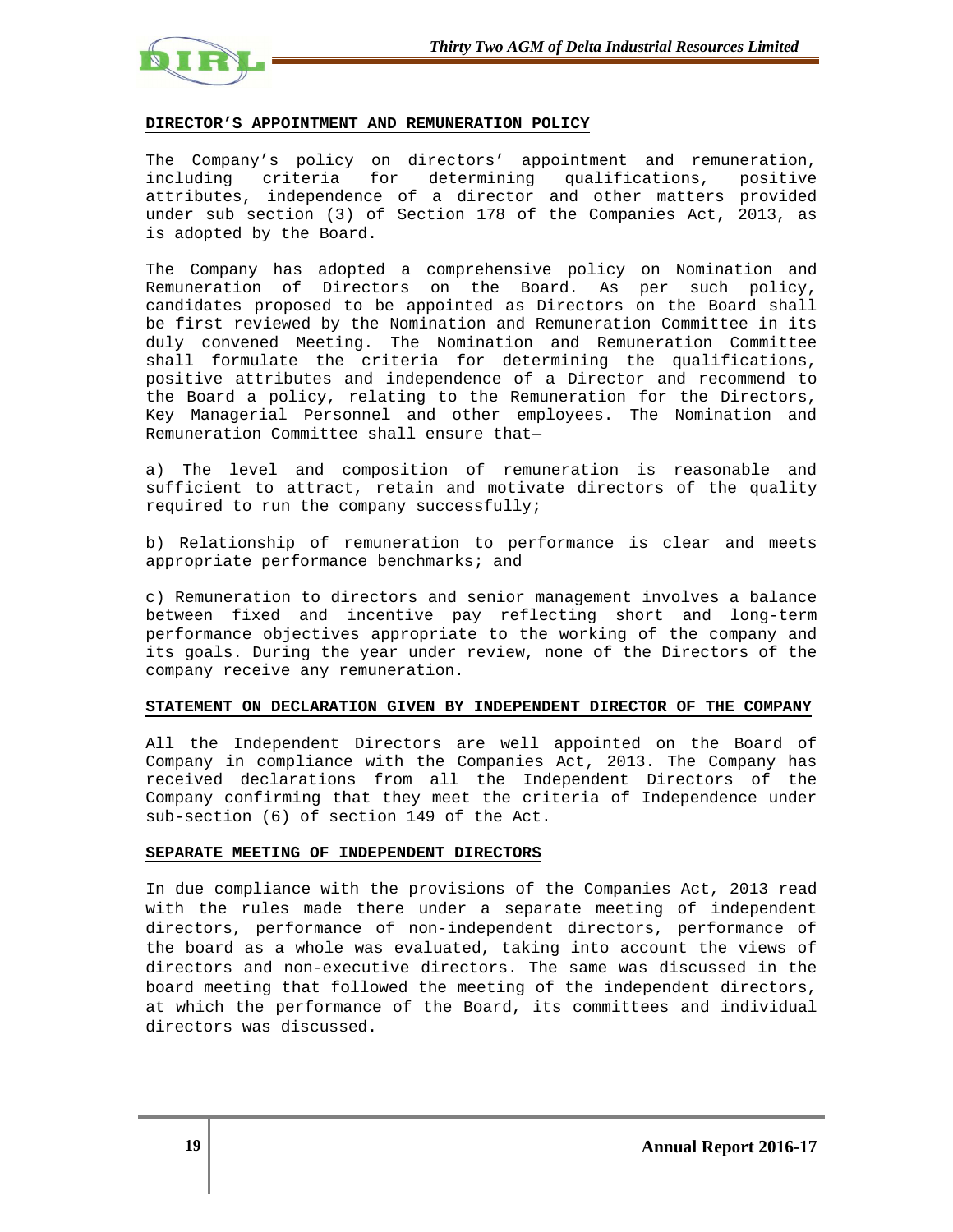**DIRECTOR'S APPOINTMENT AND REMUNERATION POLICY**

The Company's policy on directors' appointment and remuneration, including criteria for determining qualifications, positive attributes, independence of a director and other matters provided under sub section (3) of Section 178 of the Companies Act, 2013, as is adopted by the Board.

The Company has adopted a comprehensive policy on Nomination and Remuneration of Directors on the Board. As per such policy, candidates proposed to be appointed as Directors on the Board shall be first reviewed by the Nomination and Remuneration Committee in its duly convened Meeting. The Nomination and Remuneration Committee shall formulate the criteria for determining the qualifications, positive attributes and independence of a Director and recommend to the Board a policy, relating to the Remuneration for the Directors, Key Managerial Personnel and other employees. The Nomination and Remuneration Committee shall ensure that—

a) The level and composition of remuneration is reasonable and sufficient to attract, retain and motivate directors of the quality required to run the company successfully;

b) Relationship of remuneration to performance is clear and meets appropriate performance benchmarks; and

c) Remuneration to directors and senior management involves a balance between fixed and incentive pay reflecting short and long-term performance objectives appropriate to the working of the company and its goals. During the year under review, none of the Directors of the company receive any remuneration.

**STATEMENT ON DECLARATION GIVEN BY INDEPENDENT DIRECTOR OF THE COMPANY**

All the Independent Directors are well appointed on the Board of Company in compliance with the Companies Act, 2013. The Company has received declarations from all the Independent Directors of the Company confirming that they meet the criteria of Independence under sub-section (6) of section 149 of the Act.

**SEPARATE MEETING OF INDEPENDENT DIRECTORS**

In due compliance with the provisions of the Companies Act, 2013 read with the rules made there under a separate meeting of independent directors, performance of non-independent directors, performance of the board as a whole was evaluated, taking into account the views of directors and non-executive directors. The same was discussed in the board meeting that followed the meeting of the independent directors, at which the performance of the Board, its committees and individual directors was discussed.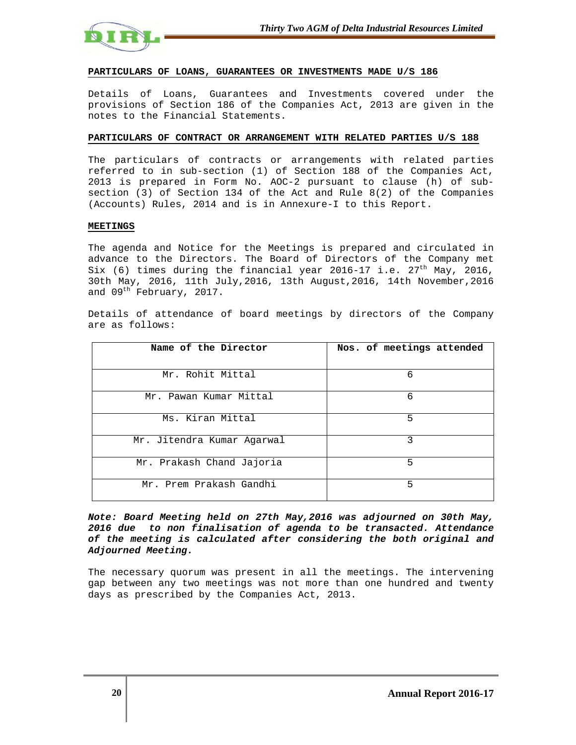## PARTICULARS OF LOANS, GUARANTEES OR INVESTMENTS MADE U/S 186

Details of Loans, Guarantees and Investments covered under the provisions of Section 186 of the Companies Act, 2013 are given in the notes to the Financial Statements.

## PARTICULARS OF CONTRACT OR ARRANGEMENT WITH RELATED PARTIES U/S 188

The particulars of contracts or arrangements with related parties referred to in sub-section (1) of Section 188 of the Companies Act, 2013 is prepared in Form No. AOC-2 pursuant to clause (h) of sub-section (3) of Section 134 of the Act and Rule 8(2) of the Companies (Accounts) Rules, 2014 and is in Annexure-I to this Report.

## MEETINGS

The agenda and Notice for the Meetings is prepared and circulated in advance to the Directors. The Board of Directors of the Company met Six (6) times during the financial year 2016-17 i.e. 27th May, 2016, 30th May, 2016, 11th July,2016, 13th August,2016, 14th November,2016 and 09th February, 2017.

Details of attendance of board meetings by directors of the Company are as follows:

| Name of the Director | Nos. of meetings attended |
|---|---|
| Mr. Rohit Mittal | 6 |
| Mr. Pawan Kumar Mittal | 6 |
| Ms. Kiran Mittal | 5 |
| Mr. Jitendra Kumar Agarwal | 3 |
| Mr. Prakash Chand Jajoria | 5 |
| Mr. Prem Prakash Gandhi | 5 |

***Note: Board Meeting held on 27th May,2016 was adjourned on 30th May, 2016 due to non finalisation of agenda to be transacted. Attendance of the meeting is calculated after considering the both original and Adjourned Meeting.***

The necessary quorum was present in all the meetings. The intervening gap between any two meetings was not more than one hundred and twenty days as prescribed by the Companies Act, 2013.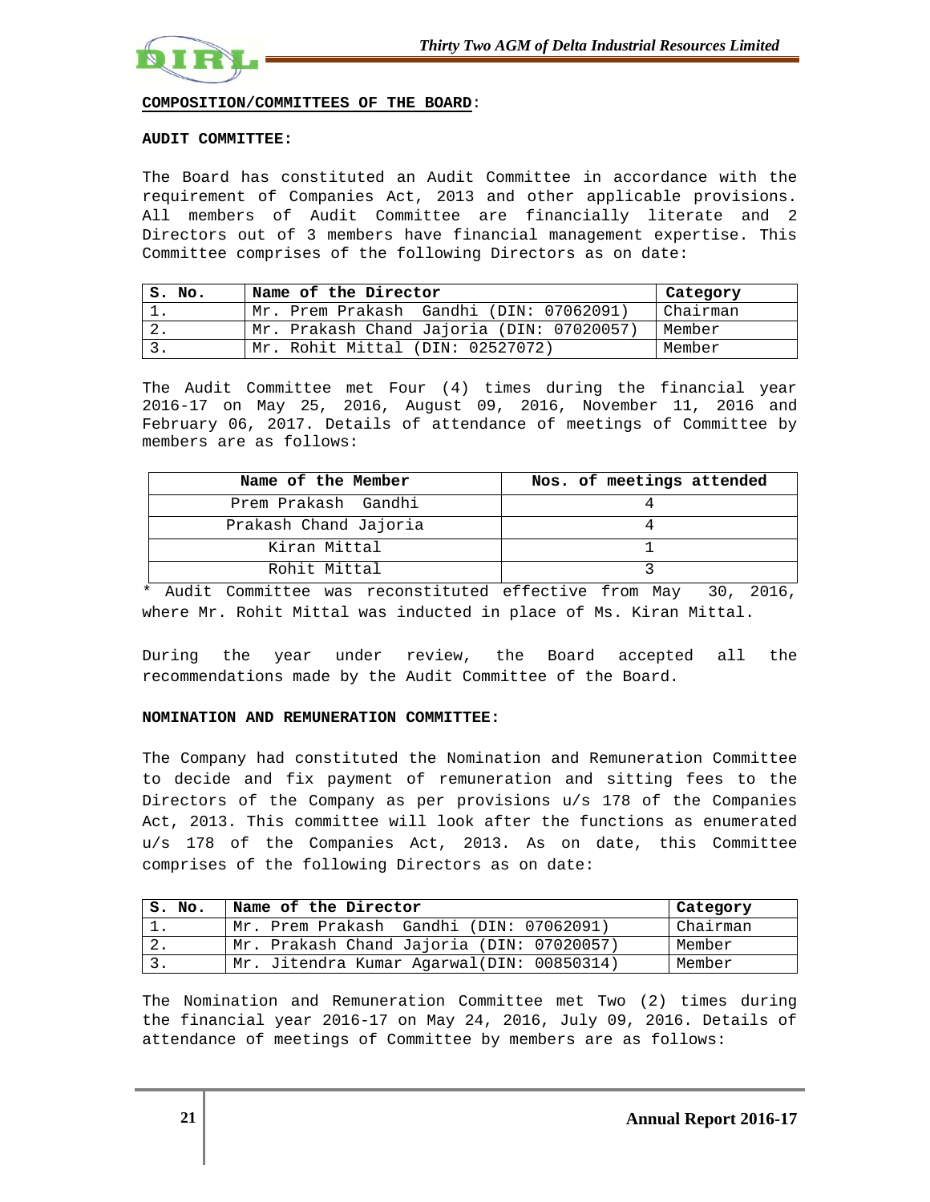**COMPOSITION/COMMITTEES OF THE BOARD**:

**AUDIT COMMITTEE:**

The Board has constituted an Audit Committee in accordance with the requirement of Companies Act, 2013 and other applicable provisions. All members of Audit Committee are financially literate and 2 Directors out of 3 members have financial management expertise. This Committee comprises of the following Directors as on date:

| S. No. | Name of the Director | Category |
|---|---|---|
| 1. | Mr. Prem Prakash Gandhi (DIN: 07062091) | Chairman |
| 2. | Mr. Prakash Chand Jajoria (DIN: 07020057) | Member |
| 3. | Mr. Rohit Mittal (DIN: 02527072) | Member |

The Audit Committee met Four (4) times during the financial year 2016-17 on May 25, 2016, August 09, 2016, November 11, 2016 and February 06, 2017. Details of attendance of meetings of Committee by members are as follows:

| Name of the Member | Nos. of meetings attended |
|---|---|
| Prem Prakash Gandhi | 4 |
| Prakash Chand Jajoria | 4 |
| Kiran Mittal | 1 |
| Rohit Mittal | 3 |

* Audit Committee was reconstituted effective from May 30, 2016, where Mr. Rohit Mittal was inducted in place of Ms. Kiran Mittal.

During the year under review, the Board accepted all the recommendations made by the Audit Committee of the Board.

**NOMINATION AND REMUNERATION COMMITTEE:**

The Company had constituted the Nomination and Remuneration Committee to decide and fix payment of remuneration and sitting fees to the Directors of the Company as per provisions u/s 178 of the Companies Act, 2013. This committee will look after the functions as enumerated u/s 178 of the Companies Act, 2013. As on date, this Committee comprises of the following Directors as on date:

| S. No. | Name of the Director | Category |
|---|---|---|
| 1. | Mr. Prem Prakash Gandhi (DIN: 07062091) | Chairman |
| 2. | Mr. Prakash Chand Jajoria (DIN: 07020057) | Member |
| 3. | Mr. Jitendra Kumar Agarwal(DIN: 00850314) | Member |

The Nomination and Remuneration Committee met Two (2) times during the financial year 2016-17 on May 24, 2016, July 09, 2016. Details of attendance of meetings of Committee by members are as follows: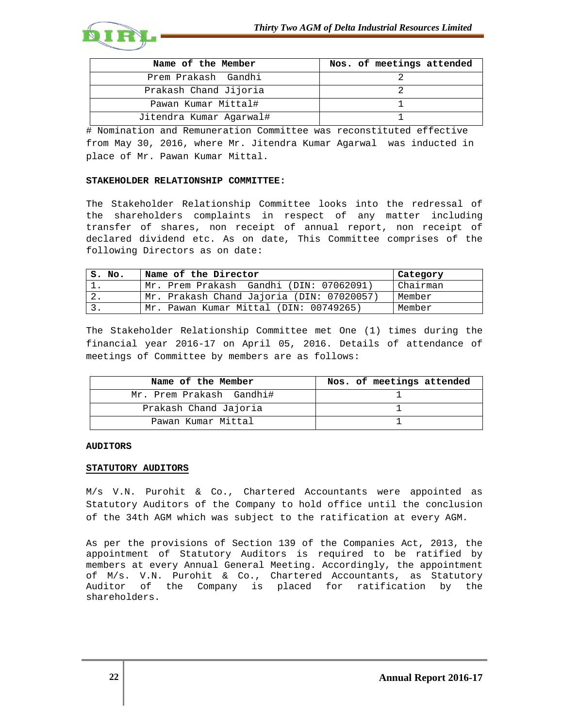| Name of the Member | Nos. of meetings attended |
|---|---|
| Prem Prakash Gandhi | 2 |
| Prakash Chand Jijoria | 2 |
| Pawan Kumar Mittal# | 1 |
| Jitendra Kumar Agarwal# | 1 |

# Nomination and Remuneration Committee was reconstituted effective from May 30, 2016, where Mr. Jitendra Kumar Agarwal was inducted in place of Mr. Pawan Kumar Mittal.

**STAKEHOLDER RELATIONSHIP COMMITTEE:**

The Stakeholder Relationship Committee looks into the redressal of the shareholders complaints in respect of any matter including transfer of shares, non receipt of annual report, non receipt of declared dividend etc. As on date, This Committee comprises of the following Directors as on date:

| S. No. | Name of the Director | Category |
|---|---|---|
| 1. | Mr. Prem Prakash Gandhi (DIN: 07062091) | Chairman |
| 2. | Mr. Prakash Chand Jajoria (DIN: 07020057) | Member |
| 3. | Mr. Pawan Kumar Mittal (DIN: 00749265) | Member |

The Stakeholder Relationship Committee met One (1) times during the financial year 2016-17 on April 05, 2016. Details of attendance of meetings of Committee by members are as follows:

| Name of the Member | Nos. of meetings attended |
|---|---|
| Mr. Prem Prakash Gandhi# | 1 |
| Prakash Chand Jajoria | 1 |
| Pawan Kumar Mittal | 1 |

**AUDITORS**

**STATUTORY AUDITORS**

M/s V.N. Purohit & Co., Chartered Accountants were appointed as Statutory Auditors of the Company to hold office until the conclusion of the 34th AGM which was subject to the ratification at every AGM.

As per the provisions of Section 139 of the Companies Act, 2013, the appointment of Statutory Auditors is required to be ratified by members at every Annual General Meeting. Accordingly, the appointment of M/s. V.N. Purohit & Co., Chartered Accountants, as Statutory Auditor of the Company is placed for ratification by the shareholders.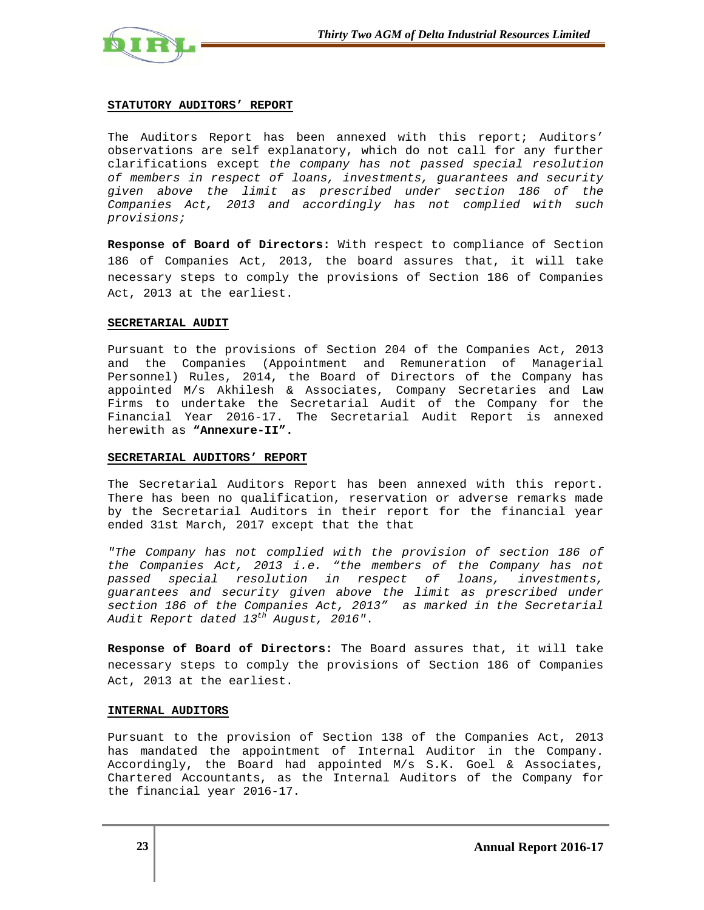## STATUTORY AUDITORS' REPORT

The Auditors Report has been annexed with this report; Auditors' observations are self explanatory, which do not call for any further clarifications except *the company has not passed special resolution of members in respect of loans, investments, guarantees and security given above the limit as prescribed under section 186 of the Companies Act, 2013 and accordingly has not complied with such provisions;*

**Response of Board of Directors:** With respect to compliance of Section 186 of Companies Act, 2013, the board assures that, it will take necessary steps to comply the provisions of Section 186 of Companies Act, 2013 at the earliest.

## SECRETARIAL AUDIT

Pursuant to the provisions of Section 204 of the Companies Act, 2013 and the Companies (Appointment and Remuneration of Managerial Personnel) Rules, 2014, the Board of Directors of the Company has appointed M/s Akhilesh & Associates, Company Secretaries and Law Firms to undertake the Secretarial Audit of the Company for the Financial Year 2016-17. The Secretarial Audit Report is annexed herewith as **"Annexure-II".**

## SECRETARIAL AUDITORS' REPORT

The Secretarial Auditors Report has been annexed with this report. There has been no qualification, reservation or adverse remarks made by the Secretarial Auditors in their report for the financial year ended 31st March, 2017 except that the that

*"The Company has not complied with the provision of section 186 of the Companies Act, 2013 i.e. "the members of the Company has not passed special resolution in respect of loans, investments, guarantees and security given above the limit as prescribed under section 186 of the Companies Act, 2013" as marked in the Secretarial Audit Report dated 13th August, 2016".*

**Response of Board of Directors:** The Board assures that, it will take necessary steps to comply the provisions of Section 186 of Companies Act, 2013 at the earliest.

## INTERNAL AUDITORS

Pursuant to the provision of Section 138 of the Companies Act, 2013 has mandated the appointment of Internal Auditor in the Company. Accordingly, the Board had appointed M/s S.K. Goel & Associates, Chartered Accountants, as the Internal Auditors of the Company for the financial year 2016-17.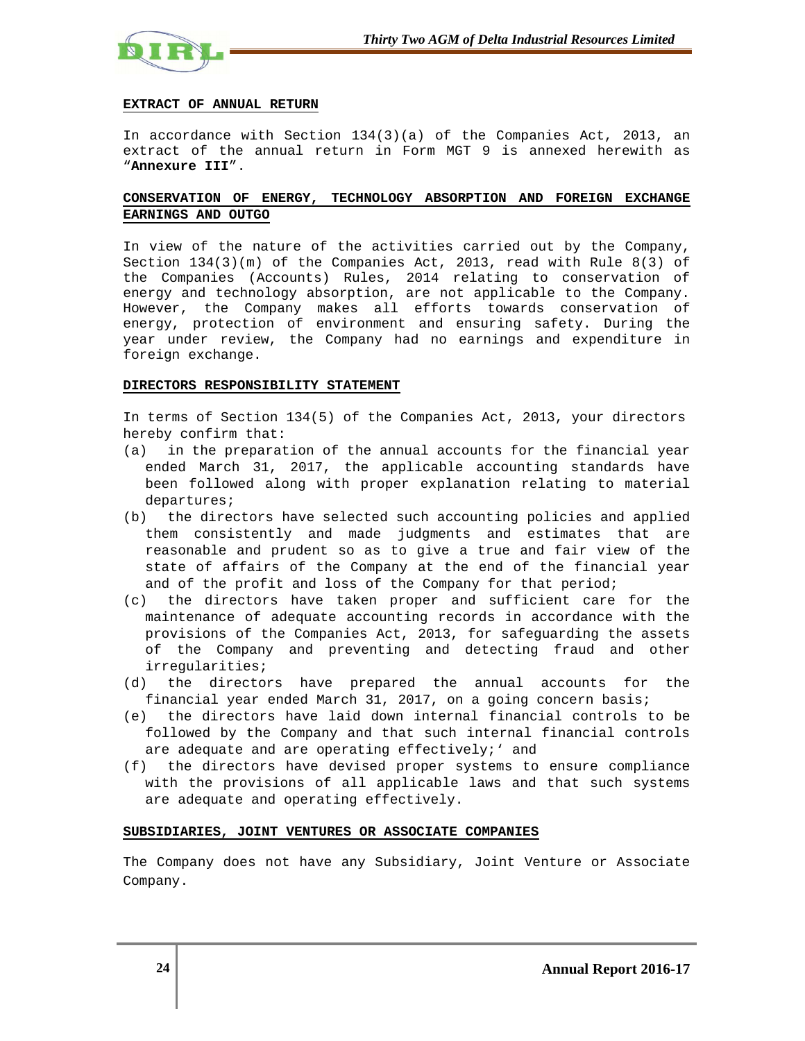## EXTRACT OF ANNUAL RETURN

In accordance with Section 134(3)(a) of the Companies Act, 2013, an extract of the annual return in Form MGT 9 is annexed herewith as "**Annexure III**".

## CONSERVATION OF ENERGY, TECHNOLOGY ABSORPTION AND FOREIGN EXCHANGE EARNINGS AND OUTGO

In view of the nature of the activities carried out by the Company, Section 134(3)(m) of the Companies Act, 2013, read with Rule 8(3) of the Companies (Accounts) Rules, 2014 relating to conservation of energy and technology absorption, are not applicable to the Company. However, the Company makes all efforts towards conservation of energy, protection of environment and ensuring safety. During the year under review, the Company had no earnings and expenditure in foreign exchange.

## DIRECTORS RESPONSIBILITY STATEMENT

In terms of Section 134(5) of the Companies Act, 2013, your directors hereby confirm that:

(a) in the preparation of the annual accounts for the financial year ended March 31, 2017, the applicable accounting standards have been followed along with proper explanation relating to material departures;

(b) the directors have selected such accounting policies and applied them consistently and made judgments and estimates that are reasonable and prudent so as to give a true and fair view of the state of affairs of the Company at the end of the financial year and of the profit and loss of the Company for that period;

(c) the directors have taken proper and sufficient care for the maintenance of adequate accounting records in accordance with the provisions of the Companies Act, 2013, for safeguarding the assets of the Company and preventing and detecting fraud and other irregularities;

(d) the directors have prepared the annual accounts for the financial year ended March 31, 2017, on a going concern basis;

(e) the directors have laid down internal financial controls to be followed by the Company and that such internal financial controls are adequate and are operating effectively;' and

(f) the directors have devised proper systems to ensure compliance with the provisions of all applicable laws and that such systems are adequate and operating effectively.

## SUBSIDIARIES, JOINT VENTURES OR ASSOCIATE COMPANIES

The Company does not have any Subsidiary, Joint Venture or Associate Company.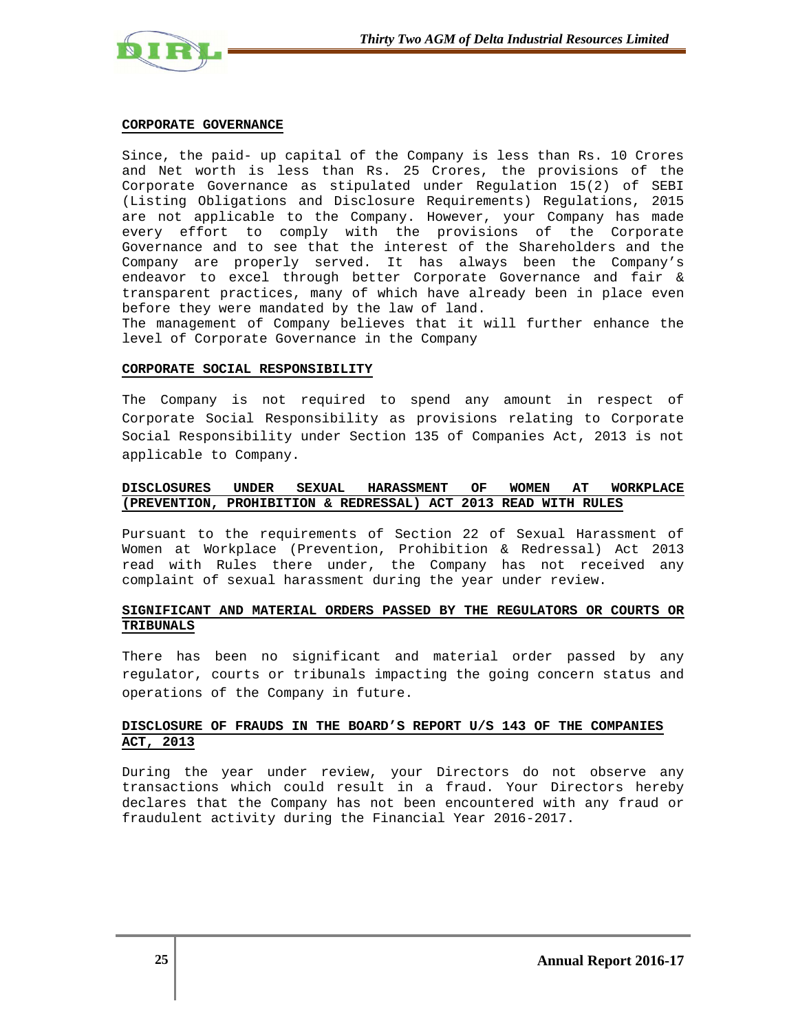## CORPORATE GOVERNANCE

Since, the paid- up capital of the Company is less than Rs. 10 Crores and Net worth is less than Rs. 25 Crores, the provisions of the Corporate Governance as stipulated under Regulation 15(2) of SEBI (Listing Obligations and Disclosure Requirements) Regulations, 2015 are not applicable to the Company. However, your Company has made every effort to comply with the provisions of the Corporate Governance and to see that the interest of the Shareholders and the Company are properly served. It has always been the Company's endeavor to excel through better Corporate Governance and fair & transparent practices, many of which have already been in place even before they were mandated by the law of land.
The management of Company believes that it will further enhance the level of Corporate Governance in the Company

## CORPORATE SOCIAL RESPONSIBILITY

The Company is not required to spend any amount in respect of Corporate Social Responsibility as provisions relating to Corporate Social Responsibility under Section 135 of Companies Act, 2013 is not applicable to Company.

## DISCLOSURES UNDER SEXUAL HARASSMENT OF WOMEN AT WORKPLACE (PREVENTION, PROHIBITION & REDRESSAL) ACT 2013 READ WITH RULES

Pursuant to the requirements of Section 22 of Sexual Harassment of Women at Workplace (Prevention, Prohibition & Redressal) Act 2013 read with Rules there under, the Company has not received any complaint of sexual harassment during the year under review.

## SIGNIFICANT AND MATERIAL ORDERS PASSED BY THE REGULATORS OR COURTS OR TRIBUNALS

There has been no significant and material order passed by any regulator, courts or tribunals impacting the going concern status and operations of the Company in future.

## DISCLOSURE OF FRAUDS IN THE BOARD'S REPORT U/S 143 OF THE COMPANIES ACT, 2013

During the year under review, your Directors do not observe any transactions which could result in a fraud. Your Directors hereby declares that the Company has not been encountered with any fraud or fraudulent activity during the Financial Year 2016-2017.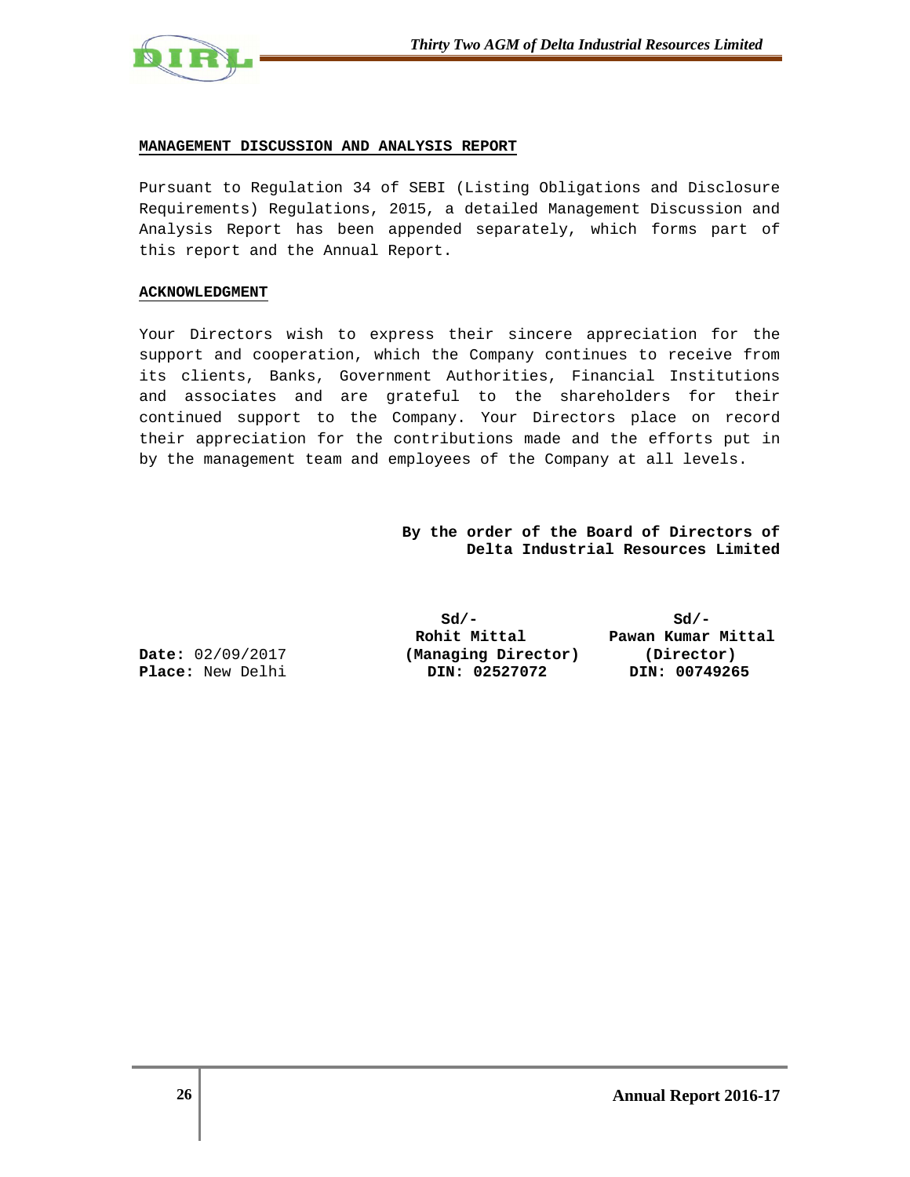## MANAGEMENT DISCUSSION AND ANALYSIS REPORT

Pursuant to Regulation 34 of SEBI (Listing Obligations and Disclosure Requirements) Regulations, 2015, a detailed Management Discussion and Analysis Report has been appended separately, which forms part of this report and the Annual Report.

## ACKNOWLEDGMENT

Your Directors wish to express their sincere appreciation for the support and cooperation, which the Company continues to receive from its clients, Banks, Government Authorities, Financial Institutions and associates and are grateful to the shareholders for their continued support to the Company. Your Directors place on record their appreciation for the contributions made and the efforts put in by the management team and employees of the Company at all levels.

**By the order of the Board of Directors of**
**Delta Industrial Resources Limited**

| | | |
|---|---|---|
| | **Sd/-** | **Sd/-** |
| | **Rohit Mittal** | **Pawan Kumar Mittal** |
| **Date:** 02/09/2017 | **(Managing Director)** | **(Director)** |
| **Place:** New Delhi | **DIN: 02527072** | **DIN: 00749265** |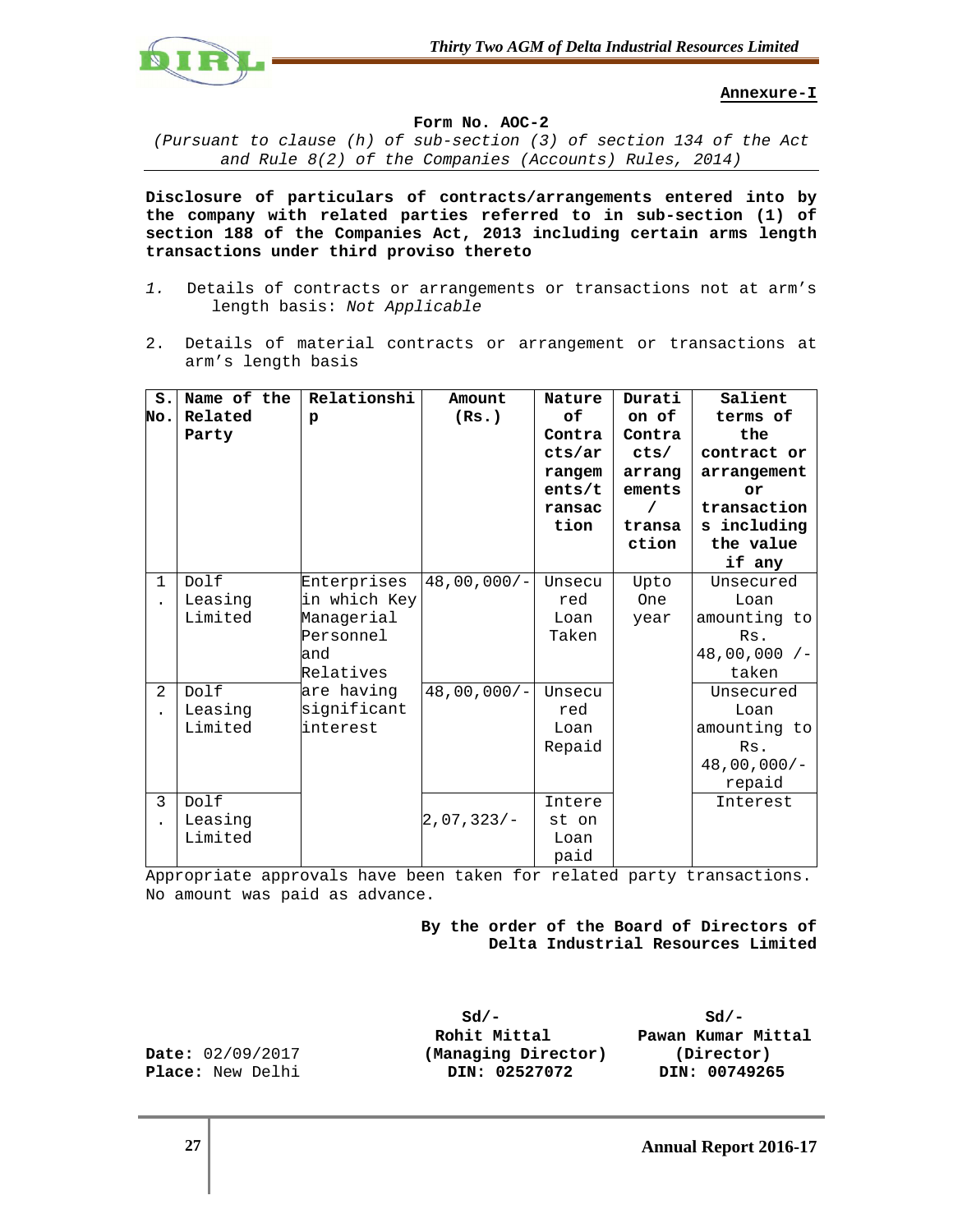**Annexure-I**

**Form No. AOC-2**

*(Pursuant to clause (h) of sub-section (3) of section 134 of the Act and Rule 8(2) of the Companies (Accounts) Rules, 2014)*

**Disclosure of particulars of contracts/arrangements entered into by the company with related parties referred to in sub-section (1) of section 188 of the Companies Act, 2013 including certain arms length transactions under third proviso thereto**

1. Details of contracts or arrangements or transactions not at arm's length basis: *Not Applicable*

2. Details of material contracts or arrangement or transactions at arm's length basis

| S. No. | Name of the Related Party | Relationship | Amount (Rs.) | Nature of Contracts/arrangements/transaction | Duration of Contracts/arrangements/transaction | Salient terms of the contract or arrangement or transactions including the value if any |
|---|---|---|---|---|---|---|
| 1. | Dolf Leasing Limited | Enterprises in which Key Managerial Personnel and Relatives are having significant interest | 48,00,000/- | Unsecured Loan Taken | Upto One year | Unsecured Loan amounting to Rs. 48,00,000 /- taken |
| 2. | Dolf Leasing Limited | | 48,00,000/- | Unsecured Loan Repaid | | Unsecured Loan amounting to Rs. 48,00,000/- repaid |
| 3. | Dolf Leasing Limited | | 2,07,323/- | Interest on Loan paid | | Interest |

Appropriate approvals have been taken for related party transactions. No amount was paid as advance.

**By the order of the Board of Directors of Delta Industrial Resources Limited**

**Date:** 02/09/2017
**Place:** New Delhi

Sd/-
**Rohit Mittal**
**(Managing Director)**
**DIN: 02527072**

Sd/-
**Pawan Kumar Mittal**
**(Director)**
**DIN: 00749265**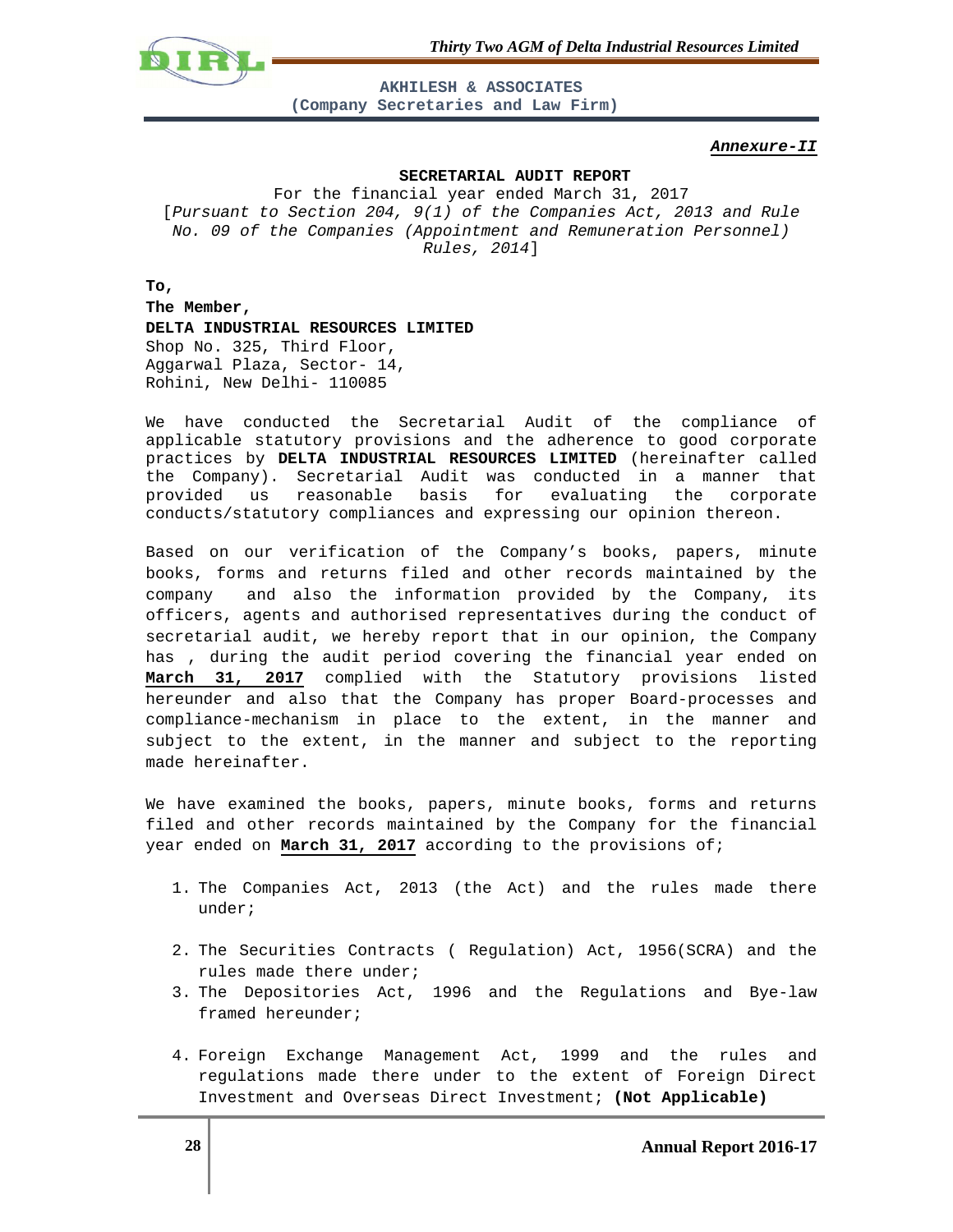**AKHILESH & ASSOCIATES**
**(Company Secretaries and Law Firm)**

***Annexure-II***

## SECRETARIAL AUDIT REPORT

For the financial year ended March 31, 2017
[*Pursuant to Section 204, 9(1) of the Companies Act, 2013 and Rule No. 09 of the Companies (Appointment and Remuneration Personnel) Rules, 2014*]

**To,**
**The Member,**
**DELTA INDUSTRIAL RESOURCES LIMITED**
Shop No. 325, Third Floor,
Aggarwal Plaza, Sector- 14,
Rohini, New Delhi- 110085

We have conducted the Secretarial Audit of the compliance of applicable statutory provisions and the adherence to good corporate practices by **DELTA INDUSTRIAL RESOURCES LIMITED** (hereinafter called the Company). Secretarial Audit was conducted in a manner that provided us reasonable basis for evaluating the corporate conducts/statutory compliances and expressing our opinion thereon.

Based on our verification of the Company's books, papers, minute books, forms and returns filed and other records maintained by the company and also the information provided by the Company, its officers, agents and authorised representatives during the conduct of secretarial audit, we hereby report that in our opinion, the Company has , during the audit period covering the financial year ended on **March 31, 2017** complied with the Statutory provisions listed hereunder and also that the Company has proper Board-processes and compliance-mechanism in place to the extent, in the manner and subject to the extent, in the manner and subject to the reporting made hereinafter.

We have examined the books, papers, minute books, forms and returns filed and other records maintained by the Company for the financial year ended on **March 31, 2017** according to the provisions of;

1. The Companies Act, 2013 (the Act) and the rules made there under;
2. The Securities Contracts ( Regulation) Act, 1956(SCRA) and the rules made there under;
3. The Depositories Act, 1996 and the Regulations and Bye-law framed hereunder;
4. Foreign Exchange Management Act, 1999 and the rules and regulations made there under to the extent of Foreign Direct Investment and Overseas Direct Investment; **(Not Applicable)**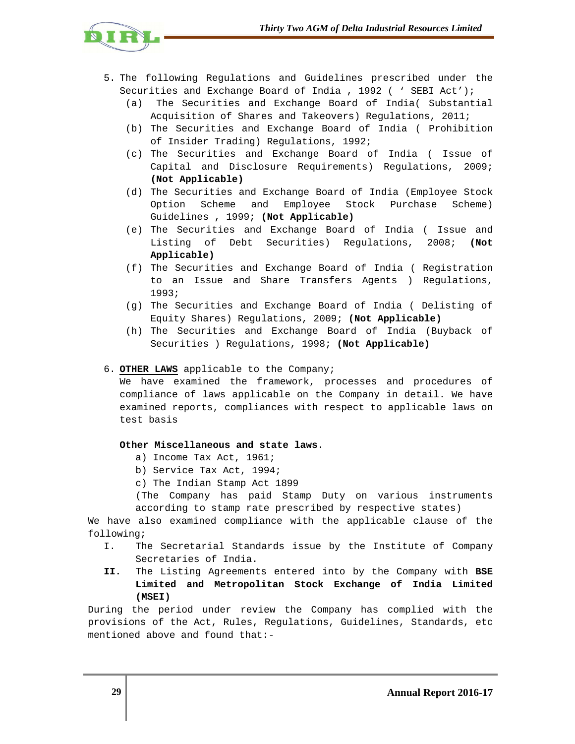5. The following Regulations and Guidelines prescribed under the Securities and Exchange Board of India , 1992 ( ' SEBI Act');
   (a) The Securities and Exchange Board of India( Substantial Acquisition of Shares and Takeovers) Regulations, 2011;
   (b) The Securities and Exchange Board of India ( Prohibition of Insider Trading) Regulations, 1992;
   (c) The Securities and Exchange Board of India ( Issue of Capital and Disclosure Requirements) Regulations, 2009; **(Not Applicable)**
   (d) The Securities and Exchange Board of India (Employee Stock Option Scheme and Employee Stock Purchase Scheme) Guidelines , 1999; **(Not Applicable)**
   (e) The Securities and Exchange Board of India ( Issue and Listing of Debt Securities) Regulations, 2008; **(Not Applicable)**
   (f) The Securities and Exchange Board of India ( Registration to an Issue and Share Transfers Agents ) Regulations, 1993;
   (g) The Securities and Exchange Board of India ( Delisting of Equity Shares) Regulations, 2009; **(Not Applicable)**
   (h) The Securities and Exchange Board of India (Buyback of Securities ) Regulations, 1998; **(Not Applicable)**

6. **<u>OTHER LAWS</u>** applicable to the Company;
   We have examined the framework, processes and procedures of compliance of laws applicable on the Company in detail. We have examined reports, compliances with respect to applicable laws on test basis

   **Other Miscellaneous and state laws**.
   a) Income Tax Act, 1961;
   b) Service Tax Act, 1994;
   c) The Indian Stamp Act 1899
   (The Company has paid Stamp Duty on various instruments according to stamp rate prescribed by respective states)

We have also examined compliance with the applicable clause of the following;

I. The Secretarial Standards issue by the Institute of Company Secretaries of India.

**II.** The Listing Agreements entered into by the Company with **BSE Limited and Metropolitan Stock Exchange of India Limited (MSEI)**

During the period under review the Company has complied with the provisions of the Act, Rules, Regulations, Guidelines, Standards, etc mentioned above and found that:-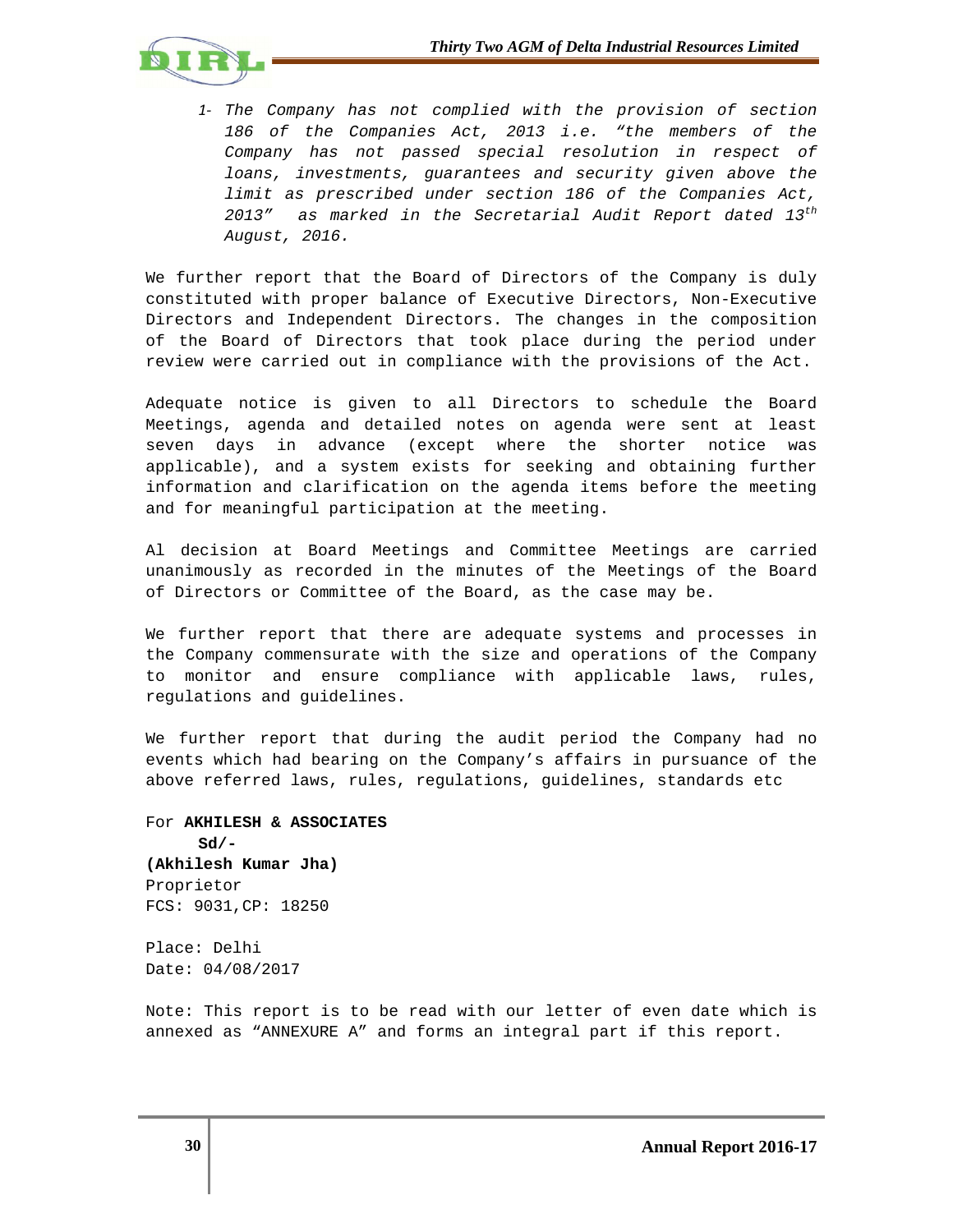1- *The Company has not complied with the provision of section 186 of the Companies Act, 2013 i.e. "the members of the Company has not passed special resolution in respect of loans, investments, guarantees and security given above the limit as prescribed under section 186 of the Companies Act, 2013" as marked in the Secretarial Audit Report dated 13th August, 2016.*

We further report that the Board of Directors of the Company is duly constituted with proper balance of Executive Directors, Non-Executive Directors and Independent Directors. The changes in the composition of the Board of Directors that took place during the period under review were carried out in compliance with the provisions of the Act.

Adequate notice is given to all Directors to schedule the Board Meetings, agenda and detailed notes on agenda were sent at least seven days in advance (except where the shorter notice was applicable), and a system exists for seeking and obtaining further information and clarification on the agenda items before the meeting and for meaningful participation at the meeting.

Al decision at Board Meetings and Committee Meetings are carried unanimously as recorded in the minutes of the Meetings of the Board of Directors or Committee of the Board, as the case may be.

We further report that there are adequate systems and processes in the Company commensurate with the size and operations of the Company to monitor and ensure compliance with applicable laws, rules, regulations and guidelines.

We further report that during the audit period the Company had no events which had bearing on the Company's affairs in pursuance of the above referred laws, rules, regulations, guidelines, standards etc

For **AKHILESH & ASSOCIATES**
**Sd/-**
**(Akhilesh Kumar Jha)**
Proprietor
FCS: 9031,CP: 18250

Place: Delhi
Date: 04/08/2017

Note: This report is to be read with our letter of even date which is annexed as "ANNEXURE A" and forms an integral part if this report.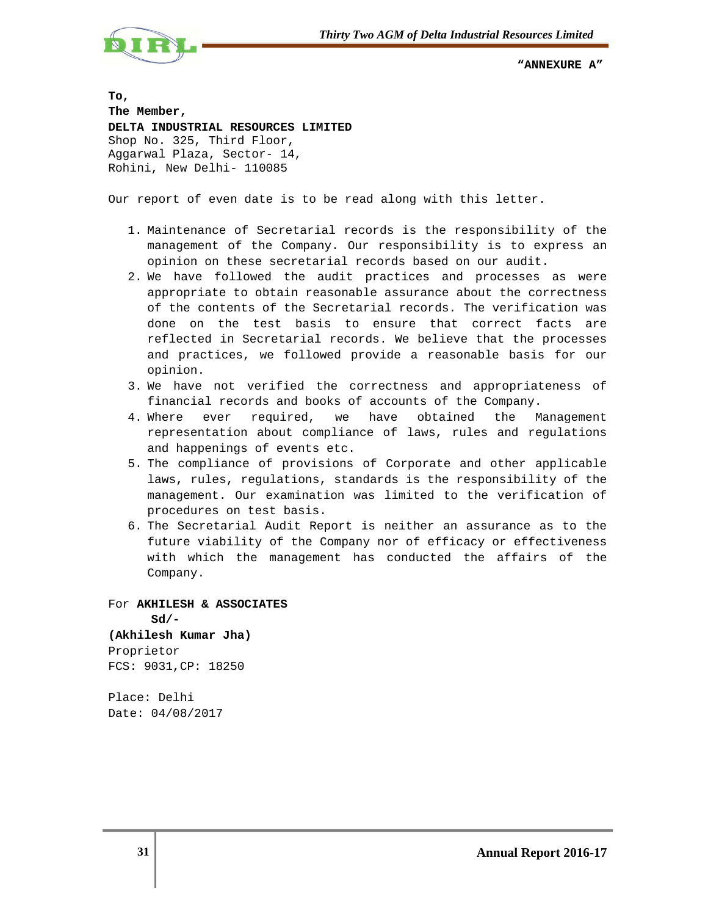**"ANNEXURE A"**

**To,**
**The Member,**
**DELTA INDUSTRIAL RESOURCES LIMITED**
Shop No. 325, Third Floor,
Aggarwal Plaza, Sector- 14,
Rohini, New Delhi- 110085

Our report of even date is to be read along with this letter.

1. Maintenance of Secretarial records is the responsibility of the management of the Company. Our responsibility is to express an opinion on these secretarial records based on our audit.
2. We have followed the audit practices and processes as were appropriate to obtain reasonable assurance about the correctness of the contents of the Secretarial records. The verification was done on the test basis to ensure that correct facts are reflected in Secretarial records. We believe that the processes and practices, we followed provide a reasonable basis for our opinion.
3. We have not verified the correctness and appropriateness of financial records and books of accounts of the Company.
4. Where ever required, we have obtained the Management representation about compliance of laws, rules and regulations and happenings of events etc.
5. The compliance of provisions of Corporate and other applicable laws, rules, regulations, standards is the responsibility of the management. Our examination was limited to the verification of procedures on test basis.
6. The Secretarial Audit Report is neither an assurance as to the future viability of the Company nor of efficacy or effectiveness with which the management has conducted the affairs of the Company.

For **AKHILESH & ASSOCIATES**
**Sd/-**
**(Akhilesh Kumar Jha)**
Proprietor
FCS: 9031,CP: 18250

Place: Delhi
Date: 04/08/2017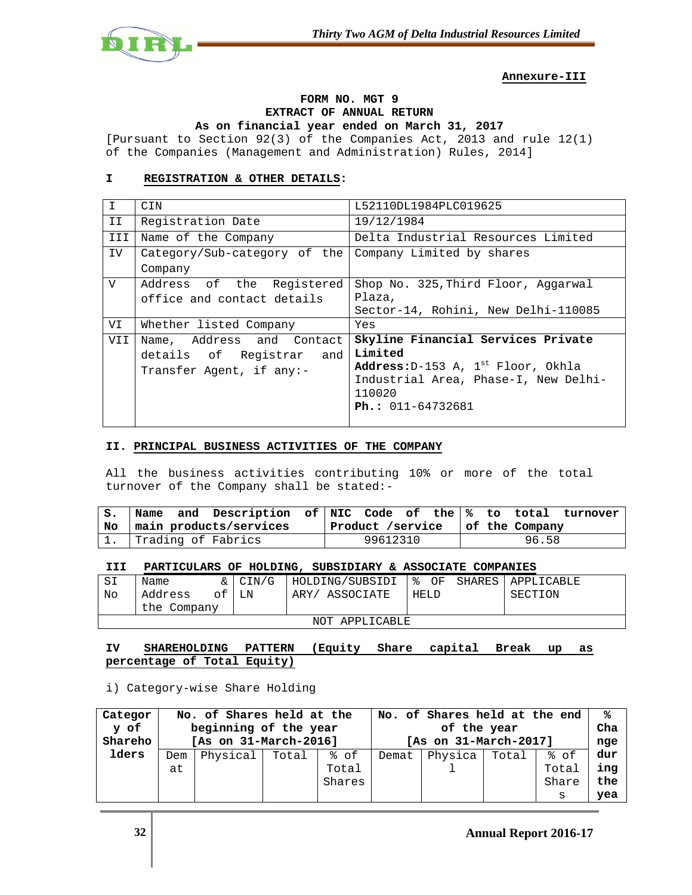**Annexure-III**

**FORM NO. MGT 9**
**EXTRACT OF ANNUAL RETURN**
**As on financial year ended on March 31, 2017**

[Pursuant to Section 92(3) of the Companies Act, 2013 and rule 12(1) of the Companies (Management and Administration) Rules, 2014]

## I REGISTRATION & OTHER DETAILS:

| I | CIN | L52110DL1984PLC019625 |
|---|---|---|
| II | Registration Date | 19/12/1984 |
| III | Name of the Company | Delta Industrial Resources Limited |
| IV | Category/Sub-category of the Company | Company Limited by shares |
| V | Address of the Registered office and contact details | Shop No. 325,Third Floor, Aggarwal Plaza, Sector-14, Rohini, New Delhi-110085 |
| VI | Whether listed Company | Yes |
| VII | Name, Address and Contact details of Registrar and Transfer Agent, if any:- | **Skyline Financial Services Private Limited** **Address:** D-153 A, 1st Floor, Okhla Industrial Area, Phase-I, New Delhi-110020 **Ph.:** 011-64732681 |

## II. PRINCIPAL BUSINESS ACTIVITIES OF THE COMPANY

All the business activities contributing 10% or more of the total turnover of the Company shall be stated:-

| S. No | Name and Description of main products/services | NIC Code of the Product /service | % to total turnover of the Company |
|---|---|---|---|
| 1. | Trading of Fabrics | 99612310 | 96.58 |

## III PARTICULARS OF HOLDING, SUBSIDIARY & ASSOCIATE COMPANIES

| SI No | Name & Address of the Company | CIN/GLN | HOLDING/SUBSIDIARY/ ASSOCIATE | % OF SHARES HELD | APPLICABLE SECTION |
|---|---|---|---|---|---|
| NOT APPLICABLE | | | | | |

## IV SHAREHOLDING PATTERN (Equity Share capital Break up as percentage of Total Equity)

i) Category-wise Share Holding

| Category of Shareholders | No. of Shares held at the beginning of the year [As on 31-March-2016] | | | | No. of Shares held at the end of the year [As on 31-March-2017] | | | | % Change during the year |
|---|---|---|---|---|---|---|---|---|---|
| | Demat | Physical | Total | % of Total Shares | Demat | Physical | Total | % of Total Shares | |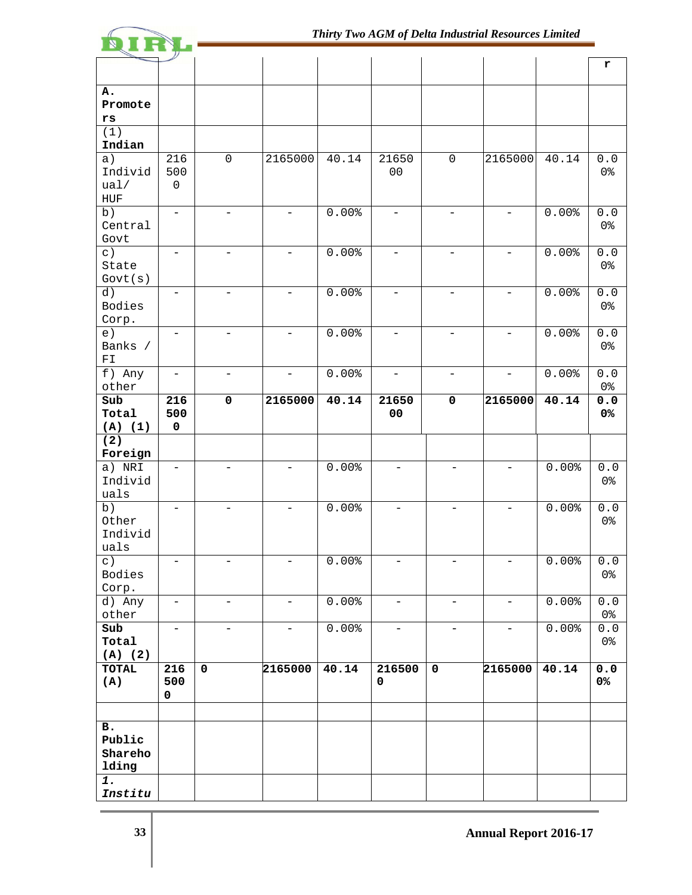| | | | | | | | | | r |
|---|---|---|---|---|---|---|---|---|---|
| **A. Promoters** | | | | | | | | | |
| **(1) Indian** | | | | | | | | | |
| a) Individual/ HUF | 2165000 | 0 | 2165000 | 40.14 | 2165000 | 0 | 2165000 | 40.14 | 0.00% |
| b) Central Govt | - | - | - | 0.00% | - | - | - | 0.00% | 0.00% |
| c) State Govt(s) | - | - | - | 0.00% | - | - | - | 0.00% | 0.00% |
| d) Bodies Corp. | - | - | - | 0.00% | - | - | - | 0.00% | 0.00% |
| e) Banks / FI | - | - | - | 0.00% | - | - | - | 0.00% | 0.00% |
| f) Any other | - | - | - | 0.00% | - | - | - | 0.00% | 0.00% |
| **Sub Total (A) (1)** | **2165000** | **0** | **2165000** | **40.14** | **2165000** | **0** | **2165000** | **40.14** | **0.00%** |
| **(2) Foreign** | | | | | | | | | |
| a) NRI Individuals | - | - | - | 0.00% | - | - | - | 0.00% | 0.00% |
| b) Other Individuals | - | - | - | 0.00% | - | - | - | 0.00% | 0.00% |
| c) Bodies Corp. | - | - | - | 0.00% | - | - | - | 0.00% | 0.00% |
| d) Any other | - | - | - | 0.00% | - | - | - | 0.00% | 0.00% |
| **Sub Total (A) (2)** | - | - | - | 0.00% | - | - | - | 0.00% | 0.00% |
| **TOTAL (A)** | **2165000** | **0** | **2165000** | **40.14** | **2165000** | **0** | **2165000** | **40.14** | **0.00%** |
| | | | | | | | | | |
| **B. Public Shareholding** | | | | | | | | | |
| ***1. Institu*** | | | | | | | | | |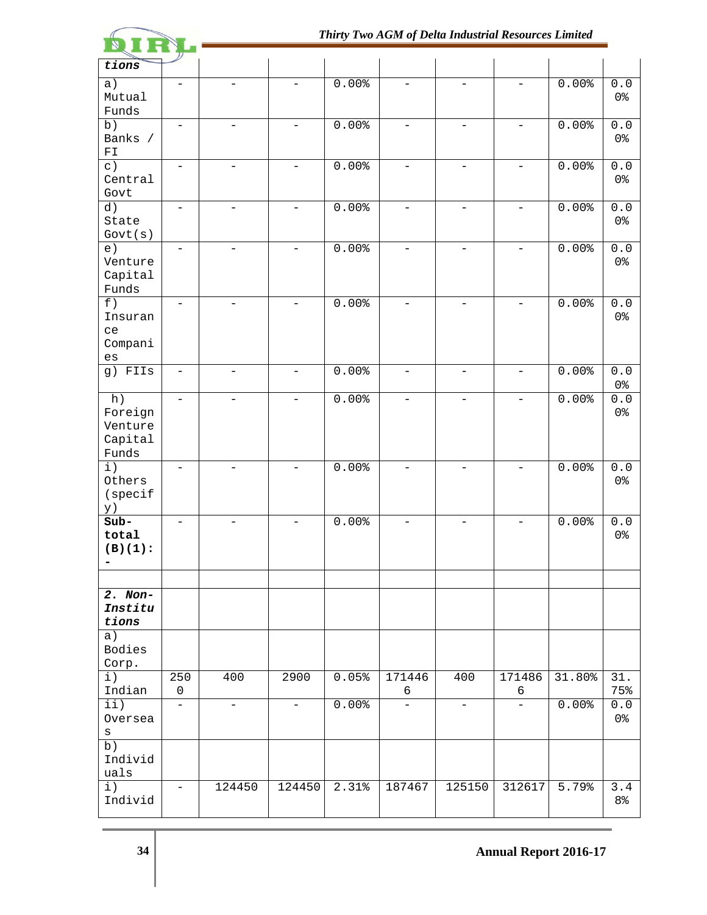| tions | | | | | | | | | |
|---|---|---|---|---|---|---|---|---|---|
| a) Mutual Funds | - | - | - | 0.00% | - | - | - | 0.00% | 0.00% |
| b) Banks / FI | - | - | - | 0.00% | - | - | - | 0.00% | 0.00% |
| c) Central Govt | - | - | - | 0.00% | - | - | - | 0.00% | 0.00% |
| d) State Govt(s) | - | - | - | 0.00% | - | - | - | 0.00% | 0.00% |
| e) Venture Capital Funds | - | - | - | 0.00% | - | - | - | 0.00% | 0.00% |
| f) Insurance Companies | - | - | - | 0.00% | - | - | - | 0.00% | 0.00% |
| g) FIIs | - | - | - | 0.00% | - | - | - | 0.00% | 0.00% |
| h) Foreign Venture Capital Funds | - | - | - | 0.00% | - | - | - | 0.00% | 0.00% |
| i) Others (specify) | - | - | - | 0.00% | - | - | - | 0.00% | 0.00% |
| **Sub-total (B)(1):-** | - | - | - | 0.00% | - | - | - | 0.00% | 0.00% |
| | | | | | | | | | |
| ***2. Non-Institutions*** | | | | | | | | | |
| a) Bodies Corp. | | | | | | | | | |
| i) Indian | 2500 | 400 | 2900 | 0.05% | 1714466 | 400 | 1714866 | 31.80% | 31.75% |
| ii) Overseas | - | - | - | 0.00% | - | - | - | 0.00% | 0.00% |
| b) Individuals | | | | | | | | | |
| i) Individ | - | 124450 | 124450 | 2.31% | 187467 | 125150 | 312617 | 5.79% | 3.48% |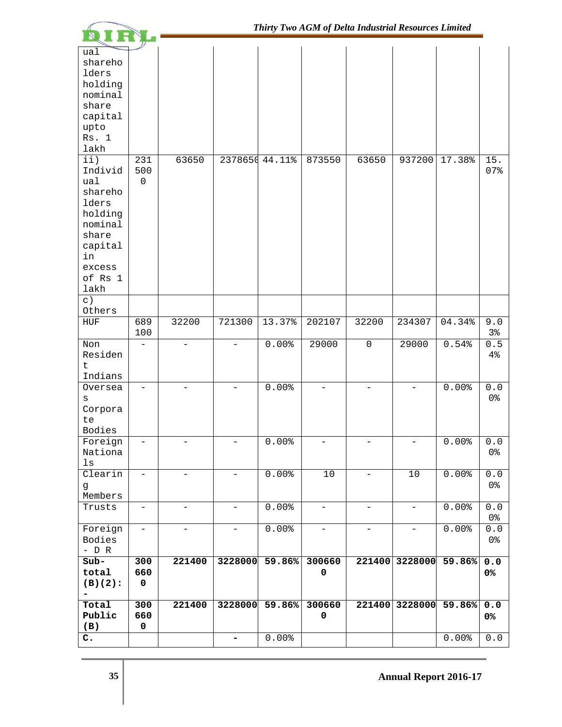| | | | | | | | | | |
|---|---|---|---|---|---|---|---|---|---|
| ual shareholders holding nominal share capital upto Rs. 1 lakh | | | | | | | | | |
| ii) Individual shareholders holding nominal share capital in excess of Rs 1 lakh | 2315000 | 63650 | 2378650 | 44.11% | 873550 | 63650 | 937200 | 17.38% | 15.07% |
| c) Others | | | | | | | | | |
| HUF | 689100 | 32200 | 721300 | 13.37% | 202107 | 32200 | 234307 | 04.34% | 9.03% |
| Non Resident Indians | - | - | - | 0.00% | 29000 | 0 | 29000 | 0.54% | 0.54% |
| Overseas Corporate Bodies | - | - | - | 0.00% | - | - | - | 0.00% | 0.00% |
| Foreign Nationals | - | - | - | 0.00% | - | - | - | 0.00% | 0.00% |
| Clearing Members | - | - | - | 0.00% | 10 | - | 10 | 0.00% | 0.00% |
| Trusts | - | - | - | 0.00% | - | - | - | 0.00% | 0.00% |
| Foreign Bodies - D R | - | - | - | 0.00% | - | - | - | 0.00% | 0.00% |
| **Sub-total (B)(2):-** | **3006600** | **221400** | **3228000** | **59.86%** | **3006600** | **221400** | **3228000** | **59.86%** | **0.00%** |
| **Total Public (B)** | **3006600** | **221400** | **3228000** | **59.86%** | **3006600** | **221400** | **3228000** | **59.86%** | **0.00%** |
| **C.** | | | **-** | 0.00% | | | | 0.00% | 0.0 |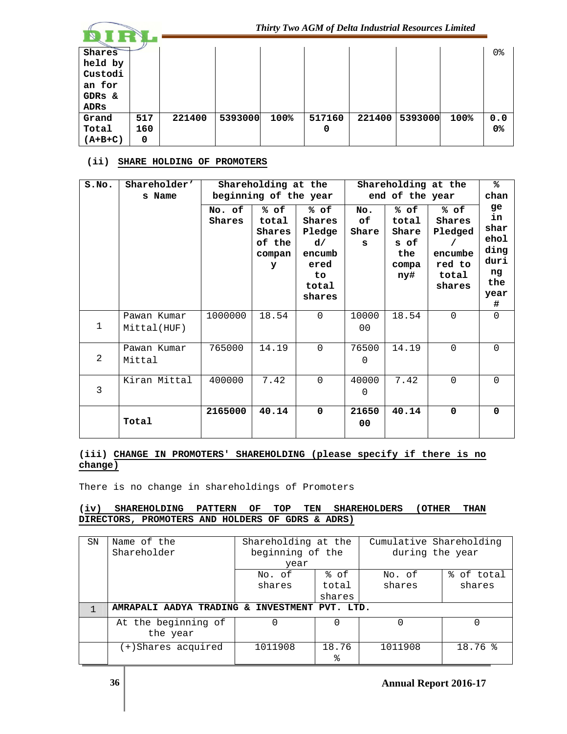| Shares held by Custodian for GDRs & ADRs | | | | | | | | | 0% |
|---|---|---|---|---|---|---|---|---|---|
| **Grand Total (A+B+C)** | **5171600** | **221400** | **5393000** | **100%** | **5171600** | **221400** | **5393000** | **100%** | **0.00%** |

**(ii) SHARE HOLDING OF PROMOTERS**

| S.No. | Shareholder's Name | Shareholding at the beginning of the year | | | Shareholding at the end of the year | | | % change in shareholding during the year# |
|---|---|---|---|---|---|---|---|---|
| | | No. of Shares | % of total Shares of the company | % of Shares Pledged/ encumbered to total shares | No. of Shares | % of total Shares of the company# | % of Shares Pledged / encumbered to total shares | |
| 1 | Pawan Kumar Mittal(HUF) | 1000000 | 18.54 | 0 | 1000000 | 18.54 | 0 | 0 |
| 2 | Pawan Kumar Mittal | 765000 | 14.19 | 0 | 765000 | 14.19 | 0 | 0 |
| 3 | Kiran Mittal | 400000 | 7.42 | 0 | 400000 | 7.42 | 0 | 0 |
| | **Total** | **2165000** | **40.14** | **0** | **2165000** | **40.14** | **0** | **0** |

**(iii) CHANGE IN PROMOTERS' SHAREHOLDING (please specify if there is no change)**

There is no change in shareholdings of Promoters

**(iv) SHAREHOLDING PATTERN OF TOP TEN SHAREHOLDERS (OTHER THAN DIRECTORS, PROMOTERS AND HOLDERS OF GDRS & ADRS)**

| SN | Name of the Shareholder | Shareholding at the beginning of the year | | Cumulative Shareholding during the year | |
|---|---|---|---|---|---|
| | | No. of shares | % of total shares | No. of shares | % of total shares |
| 1 | **AMRAPALI AADYA TRADING & INVESTMENT PVT. LTD.** | | | | |
| | At the beginning of the year | 0 | 0 | 0 | 0 |
| | (+)Shares acquired | 1011908 | 18.76 % | 1011908 | 18.76 % |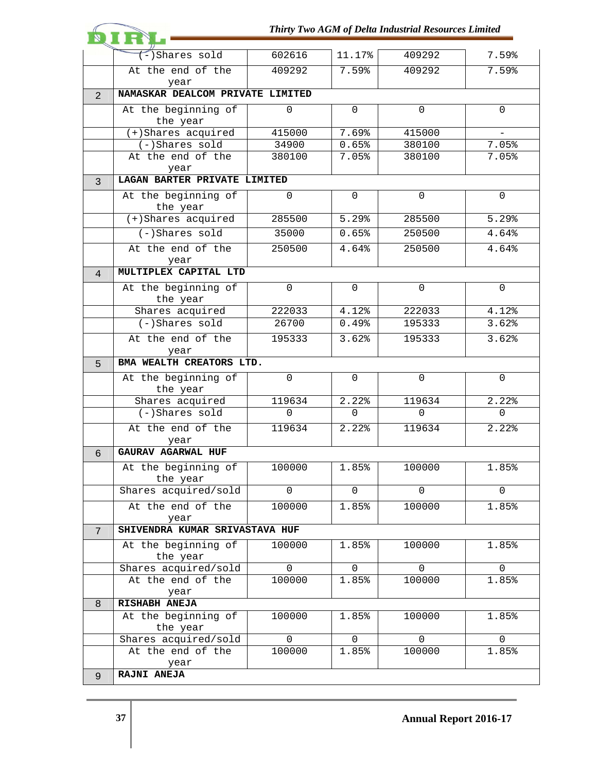| | | | | | |
|---|---|---|---|---|---|
| | (-)Shares sold | 602616 | 11.17% | 409292 | 7.59% |
| | At the end of the year | 409292 | 7.59% | 409292 | 7.59% |
| 2 | **NAMASKAR DEALCOM PRIVATE LIMITED** | | | | |
| | At the beginning of the year | 0 | 0 | 0 | 0 |
| | (+)Shares acquired | 415000 | 7.69% | 415000 | - |
| | (-)Shares sold | 34900 | 0.65% | 380100 | 7.05% |
| | At the end of the year | 380100 | 7.05% | 380100 | 7.05% |
| 3 | **LAGAN BARTER PRIVATE LIMITED** | | | | |
| | At the beginning of the year | 0 | 0 | 0 | 0 |
| | (+)Shares acquired | 285500 | 5.29% | 285500 | 5.29% |
| | (-)Shares sold | 35000 | 0.65% | 250500 | 4.64% |
| | At the end of the year | 250500 | 4.64% | 250500 | 4.64% |
| 4 | **MULTIPLEX CAPITAL LTD** | | | | |
| | At the beginning of the year | 0 | 0 | 0 | 0 |
| | Shares acquired | 222033 | 4.12% | 222033 | 4.12% |
| | (-)Shares sold | 26700 | 0.49% | 195333 | 3.62% |
| | At the end of the year | 195333 | 3.62% | 195333 | 3.62% |
| 5 | **BMA WEALTH CREATORS LTD.** | | | | |
| | At the beginning of the year | 0 | 0 | 0 | 0 |
| | Shares acquired | 119634 | 2.22% | 119634 | 2.22% |
| | (-)Shares sold | 0 | 0 | 0 | 0 |
| | At the end of the year | 119634 | 2.22% | 119634 | 2.22% |
| 6 | **GAURAV AGARWAL HUF** | | | | |
| | At the beginning of the year | 100000 | 1.85% | 100000 | 1.85% |
| | Shares acquired/sold | 0 | 0 | 0 | 0 |
| | At the end of the year | 100000 | 1.85% | 100000 | 1.85% |
| 7 | **SHIVENDRA KUMAR SRIVASTAVA HUF** | | | | |
| | At the beginning of the year | 100000 | 1.85% | 100000 | 1.85% |
| | Shares acquired/sold | 0 | 0 | 0 | 0 |
| | At the end of the year | 100000 | 1.85% | 100000 | 1.85% |
| 8 | **RISHABH ANEJA** | | | | |
| | At the beginning of the year | 100000 | 1.85% | 100000 | 1.85% |
| | Shares acquired/sold | 0 | 0 | 0 | 0 |
| | At the end of the year | 100000 | 1.85% | 100000 | 1.85% |
| 9 | **RAJNI ANEJA** | | | | |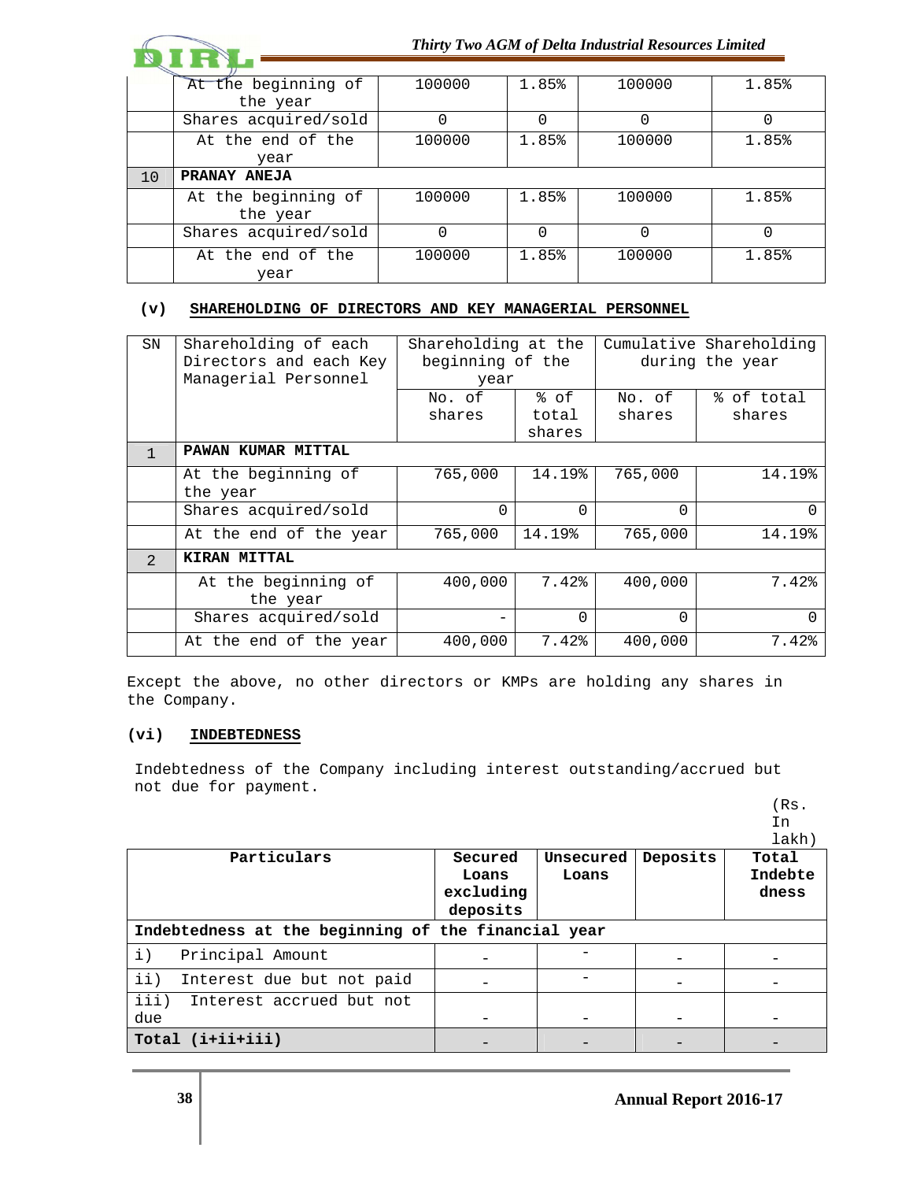| | At the beginning of the year | 100000 | 1.85% | 100000 | 1.85% |
|---|---|---|---|---|---|
| | Shares acquired/sold | 0 | 0 | 0 | 0 |
| | At the end of the year | 100000 | 1.85% | 100000 | 1.85% |
| 10 | **PRANAY ANEJA** | | | | |
| | At the beginning of the year | 100000 | 1.85% | 100000 | 1.85% |
| | Shares acquired/sold | 0 | 0 | 0 | 0 |
| | At the end of the year | 100000 | 1.85% | 100000 | 1.85% |

**(v) SHAREHOLDING OF DIRECTORS AND KEY MANAGERIAL PERSONNEL**

| SN | Shareholding of each Directors and each Key Managerial Personnel | Shareholding at the beginning of the year | | Cumulative Shareholding during the year | |
|---|---|---|---|---|---|
| | | No. of shares | % of total shares | No. of shares | % of total shares |
| 1 | **PAWAN KUMAR MITTAL** | | | | |
| | At the beginning of the year | 765,000 | 14.19% | 765,000 | 14.19% |
| | Shares acquired/sold | 0 | 0 | 0 | 0 |
| | At the end of the year | 765,000 | 14.19% | 765,000 | 14.19% |
| 2 | **KIRAN MITTAL** | | | | |
| | At the beginning of the year | 400,000 | 7.42% | 400,000 | 7.42% |
| | Shares acquired/sold | - | 0 | 0 | 0 |
| | At the end of the year | 400,000 | 7.42% | 400,000 | 7.42% |

Except the above, no other directors or KMPs are holding any shares in the Company.

**(vi) INDEBTEDNESS**

Indebtedness of the Company including interest outstanding/accrued but not due for payment.

(Rs. In lakh)

| Particulars | Secured Loans excluding deposits | Unsecured Loans | Deposits | Total Indebtedness |
|---|---|---|---|---|
| **Indebtedness at the beginning of the financial year** | | | | |
| i) Principal Amount | - | - | - | - |
| ii) Interest due but not paid | - | - | - | - |
| iii) Interest accrued but not due | - | - | - | - |
| **Total (i+ii+iii)** | - | - | - | - |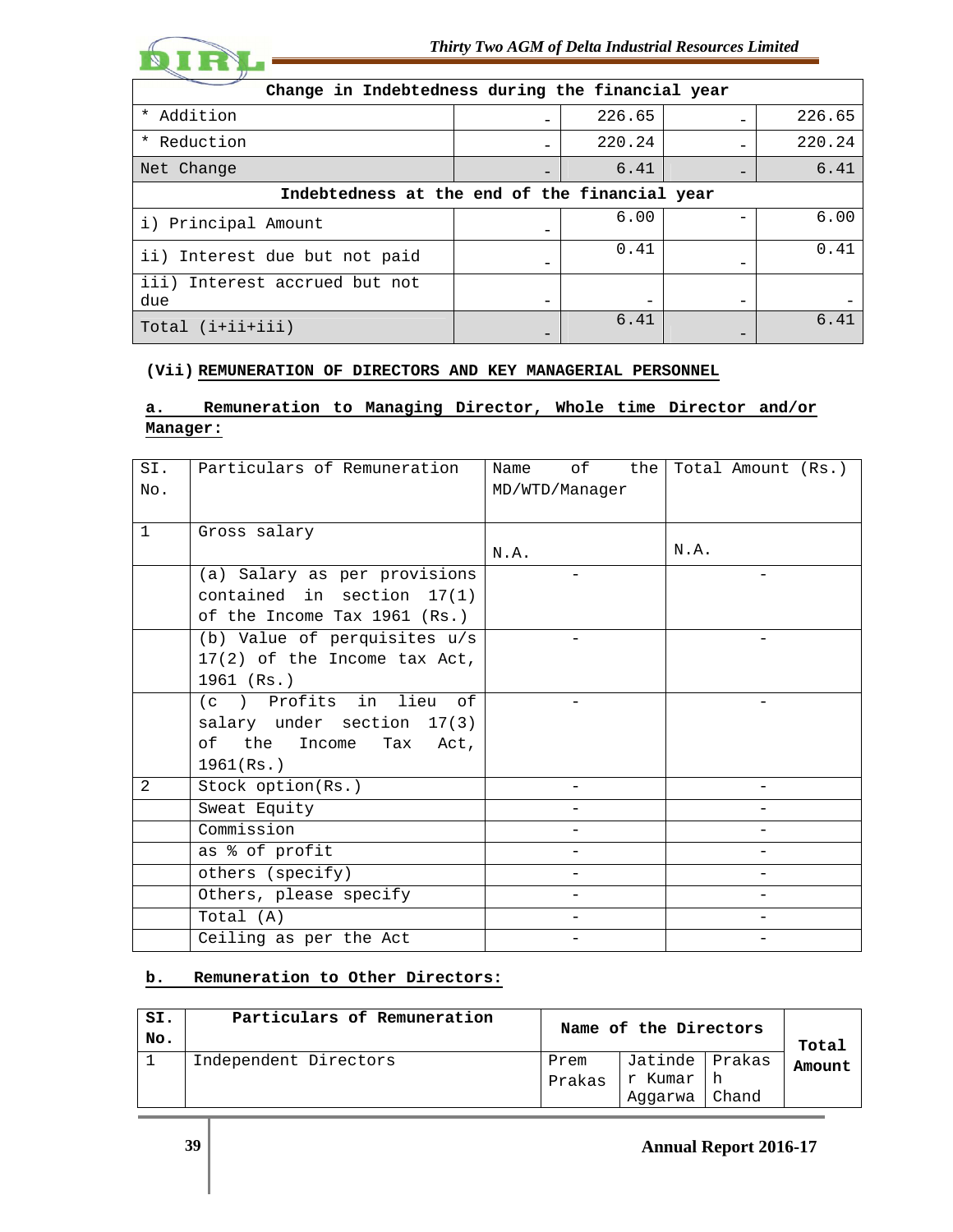| Change in Indebtedness during the financial year | | | | |
|---|---|---|---|---|
| * Addition | - | 226.65 | - | 226.65 |
| * Reduction | - | 220.24 | - | 220.24 |
| Net Change | - | 6.41 | - | 6.41 |
| **Indebtedness at the end of the financial year** | | | | |
| i) Principal Amount | - | 6.00 | - | 6.00 |
| ii) Interest due but not paid | - | 0.41 | - | 0.41 |
| iii) Interest accrued but not due | - | - | - | - |
| Total (i+ii+iii) | - | 6.41 | - | 6.41 |

**(Vii) REMUNERATION OF DIRECTORS AND KEY MANAGERIAL PERSONNEL**

**a. Remuneration to Managing Director, Whole time Director and/or Manager:**

| SI. No. | Particulars of Remuneration | Name of the MD/WTD/Manager | Total Amount (Rs.) |
|---|---|---|---|
| 1 | Gross salary | N.A. | N.A. |
| | (a) Salary as per provisions contained in section 17(1) of the Income Tax 1961 (Rs.) | - | - |
| | (b) Value of perquisites u/s 17(2) of the Income tax Act, 1961 (Rs.) | - | - |
| | (c ) Profits in lieu of salary under section 17(3) of the Income Tax Act, 1961(Rs.) | - | - |
| 2 | Stock option(Rs.) | - | - |
| | Sweat Equity | - | - |
| | Commission | - | - |
| | as % of profit | - | - |
| | others (specify) | - | - |
| | Others, please specify | - | - |
| | Total (A) | - | - |
| | Ceiling as per the Act | - | - |

**b. Remuneration to Other Directors:**

| SI. No. | Particulars of Remuneration | Name of the Directors | | | Total Amount |
|---|---|---|---|---|---|
| 1 | Independent Directors | Prem Prakas | Jatinder Kumar Aggarwa | Prakash Chand | |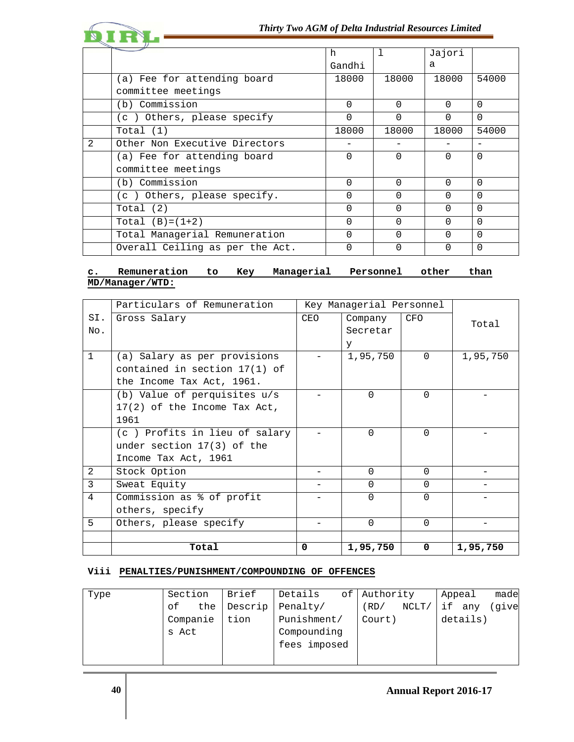| | | h Gandhi | l | Jajoria | |
|---|---|---|---|---|---|
| | (a) Fee for attending board committee meetings | 18000 | 18000 | 18000 | 54000 |
| | (b) Commission | 0 | 0 | 0 | 0 |
| | (c ) Others, please specify | 0 | 0 | 0 | 0 |
| | Total (1) | 18000 | 18000 | 18000 | 54000 |
| 2 | Other Non Executive Directors | - | - | - | - |
| | (a) Fee for attending board committee meetings | 0 | 0 | 0 | 0 |
| | (b) Commission | 0 | 0 | 0 | 0 |
| | (c ) Others, please specify. | 0 | 0 | 0 | 0 |
| | Total (2) | 0 | 0 | 0 | 0 |
| | Total (B)=(1+2) | 0 | 0 | 0 | 0 |
| | Total Managerial Remuneration | 0 | 0 | 0 | 0 |
| | Overall Ceiling as per the Act. | 0 | 0 | 0 | 0 |

**c. Remuneration to Key Managerial Personnel other than MD/Manager/WTD:**

| SI. No. | Particulars of Remuneration | Key Managerial Personnel | | | Total |
|---|---|---|---|---|---|
| | Gross Salary | CEO | Company Secretary | CFO | |
| 1 | (a) Salary as per provisions contained in section 17(1) of the Income Tax Act, 1961. | - | 1,95,750 | 0 | 1,95,750 |
| | (b) Value of perquisites u/s 17(2) of the Income Tax Act, 1961 | - | 0 | 0 | - |
| | (c ) Profits in lieu of salary under section 17(3) of the Income Tax Act, 1961 | - | 0 | 0 | - |
| 2 | Stock Option | - | 0 | 0 | - |
| 3 | Sweat Equity | - | 0 | 0 | - |
| 4 | Commission as % of profit others, specify | - | 0 | 0 | - |
| 5 | Others, please specify | - | 0 | 0 | - |
| | | | | | |
| | **Total** | **0** | **1,95,750** | **0** | **1,95,750** |

**Viii PENALTIES/PUNISHMENT/COMPOUNDING OF OFFENCES**

| Type | Section of the Companies Act | Brief Description | Details of Penalty/ Punishment/ Compounding fees imposed | Authority (RD/ NCLT/ Court) | Appeal made if any (give details) |
|---|---|---|---|---|---|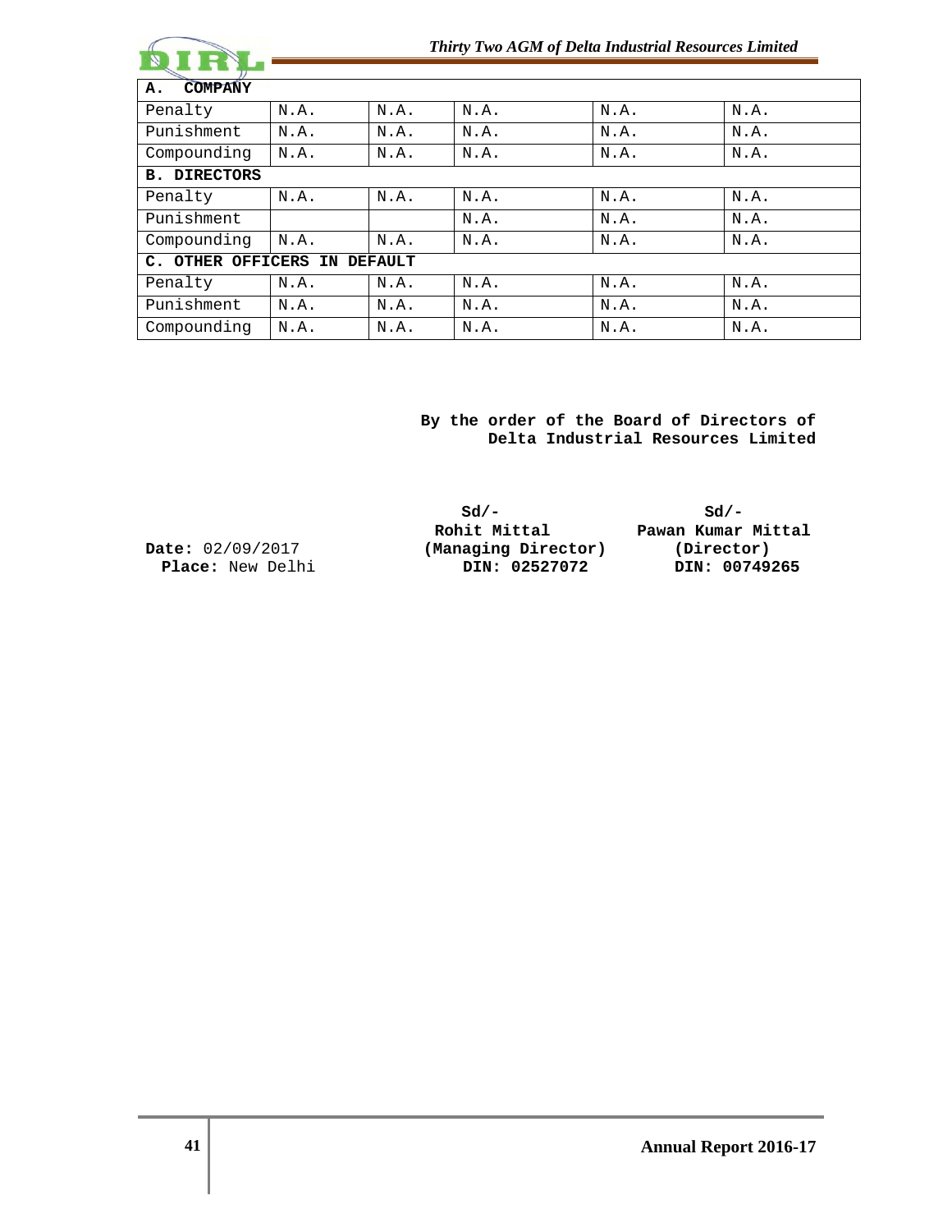| A. COMPANY | | | | | |
|---|---|---|---|---|---|
| Penalty | N.A. | N.A. | N.A. | N.A. | N.A. |
| Punishment | N.A. | N.A. | N.A. | N.A. | N.A. |
| Compounding | N.A. | N.A. | N.A. | N.A. | N.A. |
| **B. DIRECTORS** | | | | | |
| Penalty | N.A. | N.A. | N.A. | N.A. | N.A. |
| Punishment | | | N.A. | N.A. | N.A. |
| Compounding | N.A. | N.A. | N.A. | N.A. | N.A. |
| **C. OTHER OFFICERS IN DEFAULT** | | | | | |
| Penalty | N.A. | N.A. | N.A. | N.A. | N.A. |
| Punishment | N.A. | N.A. | N.A. | N.A. | N.A. |
| Compounding | N.A. | N.A. | N.A. | N.A. | N.A. |

**By the order of the Board of Directors of Delta Industrial Resources Limited**

**Date:** 02/09/2017
**Place:** New Delhi

**Sd/-**
**Rohit Mittal**
**(Managing Director)**
**DIN: 02527072**

**Sd/-**
**Pawan Kumar Mittal**
**(Director)**
**DIN: 00749265**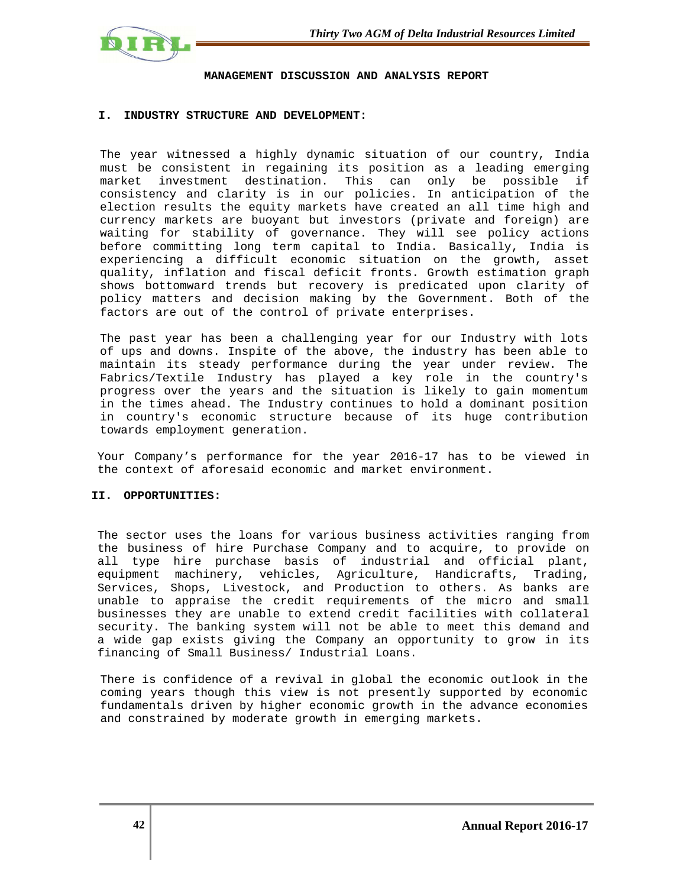## MANAGEMENT DISCUSSION AND ANALYSIS REPORT

### I. INDUSTRY STRUCTURE AND DEVELOPMENT:

The year witnessed a highly dynamic situation of our country, India must be consistent in regaining its position as a leading emerging market investment destination. This can only be possible if consistency and clarity is in our policies. In anticipation of the election results the equity markets have created an all time high and currency markets are buoyant but investors (private and foreign) are waiting for stability of governance. They will see policy actions before committing long term capital to India. Basically, India is experiencing a difficult economic situation on the growth, asset quality, inflation and fiscal deficit fronts. Growth estimation graph shows bottomward trends but recovery is predicated upon clarity of policy matters and decision making by the Government. Both of the factors are out of the control of private enterprises.

The past year has been a challenging year for our Industry with lots of ups and downs. Inspite of the above, the industry has been able to maintain its steady performance during the year under review. The Fabrics/Textile Industry has played a key role in the country's progress over the years and the situation is likely to gain momentum in the times ahead. The Industry continues to hold a dominant position in country's economic structure because of its huge contribution towards employment generation.

Your Company's performance for the year 2016-17 has to be viewed in the context of aforesaid economic and market environment.

### II. OPPORTUNITIES:

The sector uses the loans for various business activities ranging from the business of hire Purchase Company and to acquire, to provide on all type hire purchase basis of industrial and official plant, equipment machinery, vehicles, Agriculture, Handicrafts, Trading, Services, Shops, Livestock, and Production to others. As banks are unable to appraise the credit requirements of the micro and small businesses they are unable to extend credit facilities with collateral security. The banking system will not be able to meet this demand and a wide gap exists giving the Company an opportunity to grow in its financing of Small Business/ Industrial Loans.

There is confidence of a revival in global the economic outlook in the coming years though this view is not presently supported by economic fundamentals driven by higher economic growth in the advance economies and constrained by moderate growth in emerging markets.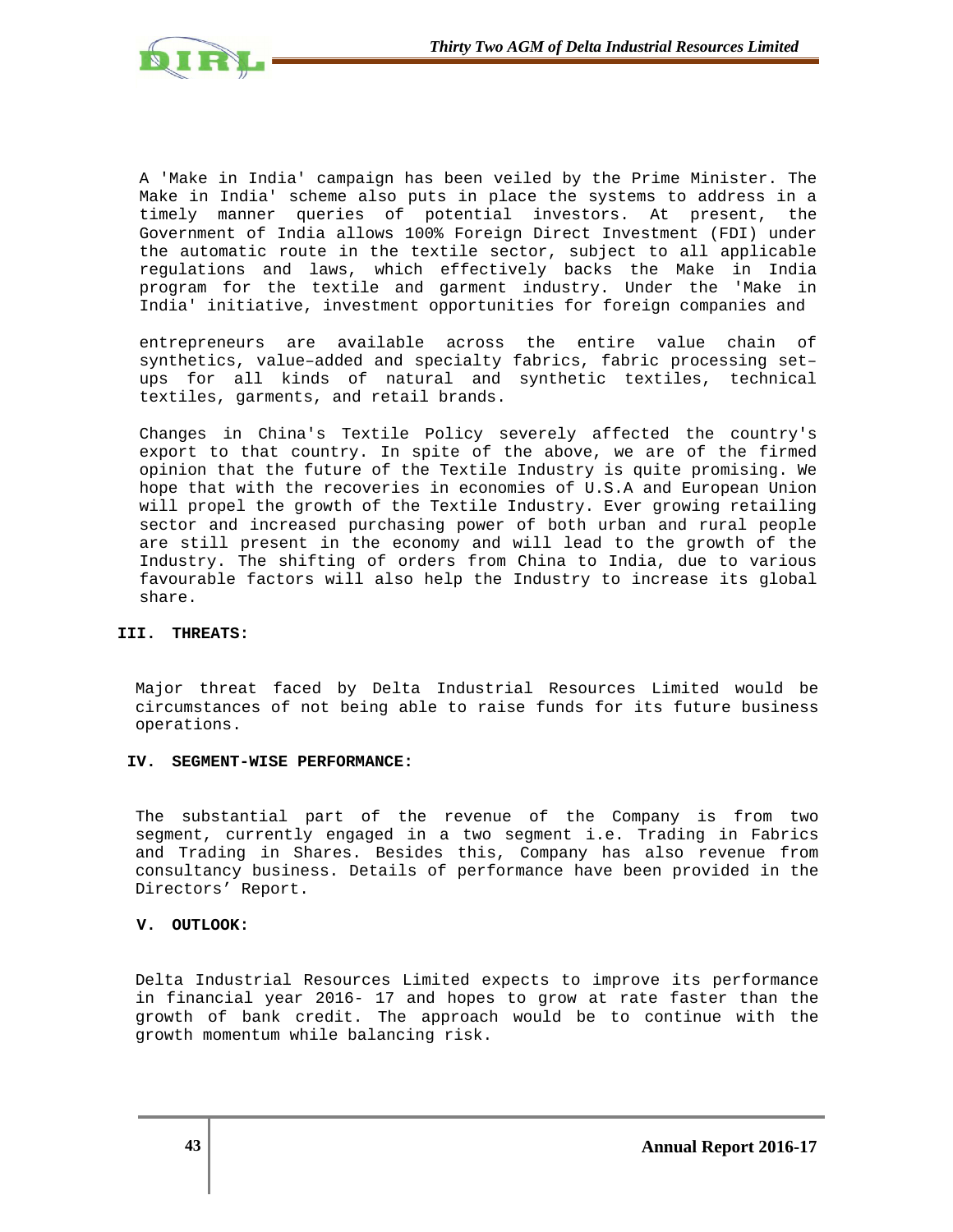A 'Make in India' campaign has been veiled by the Prime Minister. The Make in India' scheme also puts in place the systems to address in a timely manner queries of potential investors. At present, the Government of India allows 100% Foreign Direct Investment (FDI) under the automatic route in the textile sector, subject to all applicable regulations and laws, which effectively backs the Make in India program for the textile and garment industry. Under the 'Make in India' initiative, investment opportunities for foreign companies and

entrepreneurs are available across the entire value chain of synthetics, value–added and specialty fabrics, fabric processing set–ups for all kinds of natural and synthetic textiles, technical textiles, garments, and retail brands.

Changes in China's Textile Policy severely affected the country's export to that country. In spite of the above, we are of the firmed opinion that the future of the Textile Industry is quite promising. We hope that with the recoveries in economies of U.S.A and European Union will propel the growth of the Textile Industry. Ever growing retailing sector and increased purchasing power of both urban and rural people are still present in the economy and will lead to the growth of the Industry. The shifting of orders from China to India, due to various favourable factors will also help the Industry to increase its global share.

## III. THREATS:

Major threat faced by Delta Industrial Resources Limited would be circumstances of not being able to raise funds for its future business operations.

## IV. SEGMENT-WISE PERFORMANCE:

The substantial part of the revenue of the Company is from two segment, currently engaged in a two segment i.e. Trading in Fabrics and Trading in Shares. Besides this, Company has also revenue from consultancy business. Details of performance have been provided in the Directors' Report.

## V. OUTLOOK:

Delta Industrial Resources Limited expects to improve its performance in financial year 2016- 17 and hopes to grow at rate faster than the growth of bank credit. The approach would be to continue with the growth momentum while balancing risk.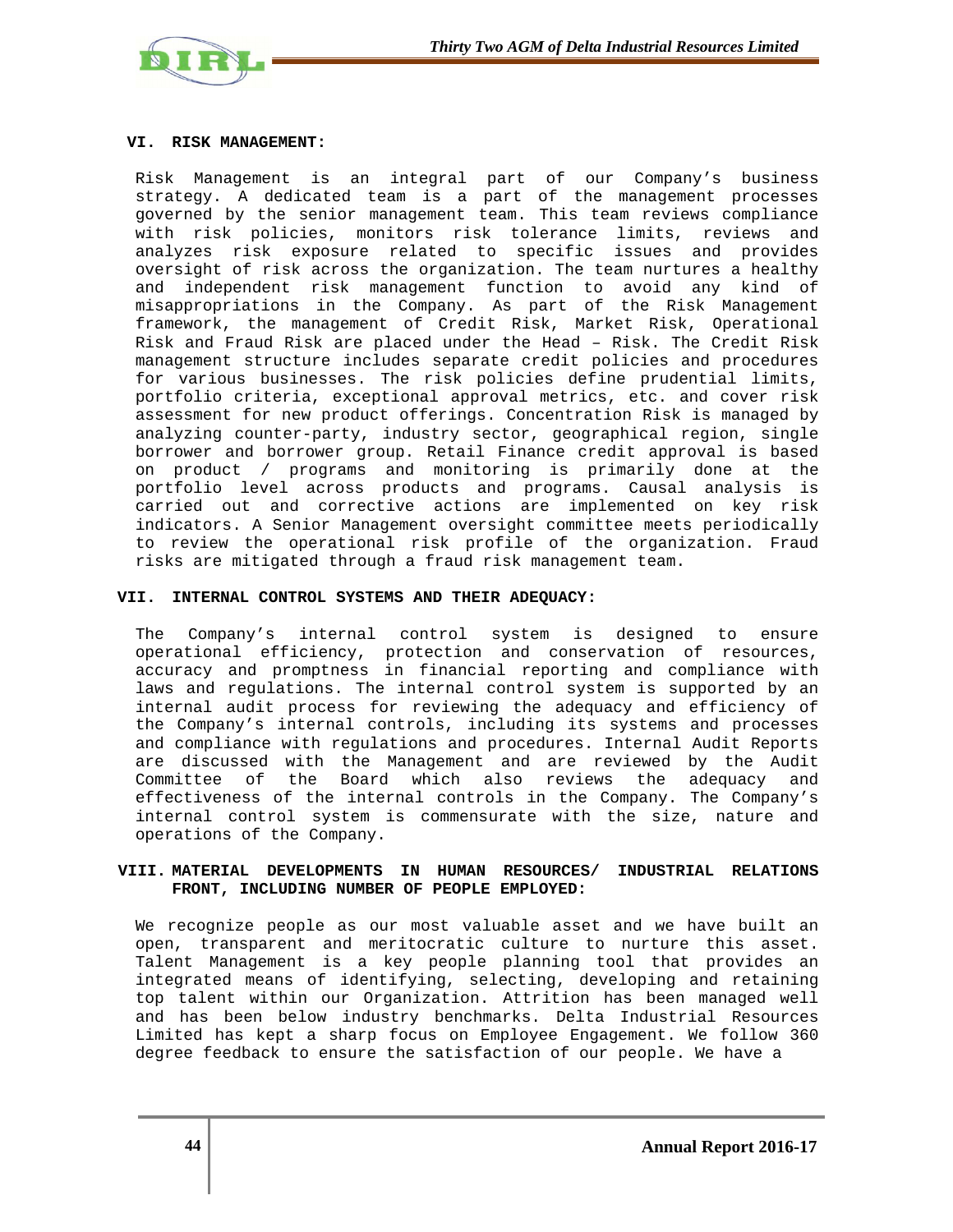## VI. RISK MANAGEMENT:

Risk Management is an integral part of our Company's business strategy. A dedicated team is a part of the management processes governed by the senior management team. This team reviews compliance with risk policies, monitors risk tolerance limits, reviews and analyzes risk exposure related to specific issues and provides oversight of risk across the organization. The team nurtures a healthy and independent risk management function to avoid any kind of misappropriations in the Company. As part of the Risk Management framework, the management of Credit Risk, Market Risk, Operational Risk and Fraud Risk are placed under the Head – Risk. The Credit Risk management structure includes separate credit policies and procedures for various businesses. The risk policies define prudential limits, portfolio criteria, exceptional approval metrics, etc. and cover risk assessment for new product offerings. Concentration Risk is managed by analyzing counter-party, industry sector, geographical region, single borrower and borrower group. Retail Finance credit approval is based on product / programs and monitoring is primarily done at the portfolio level across products and programs. Causal analysis is carried out and corrective actions are implemented on key risk indicators. A Senior Management oversight committee meets periodically to review the operational risk profile of the organization. Fraud risks are mitigated through a fraud risk management team.

## VII. INTERNAL CONTROL SYSTEMS AND THEIR ADEQUACY:

The Company's internal control system is designed to ensure operational efficiency, protection and conservation of resources, accuracy and promptness in financial reporting and compliance with laws and regulations. The internal control system is supported by an internal audit process for reviewing the adequacy and efficiency of the Company's internal controls, including its systems and processes and compliance with regulations and procedures. Internal Audit Reports are discussed with the Management and are reviewed by the Audit Committee of the Board which also reviews the adequacy and effectiveness of the internal controls in the Company. The Company's internal control system is commensurate with the size, nature and operations of the Company.

## VIII. MATERIAL DEVELOPMENTS IN HUMAN RESOURCES/ INDUSTRIAL RELATIONS FRONT, INCLUDING NUMBER OF PEOPLE EMPLOYED:

We recognize people as our most valuable asset and we have built an open, transparent and meritocratic culture to nurture this asset. Talent Management is a key people planning tool that provides an integrated means of identifying, selecting, developing and retaining top talent within our Organization. Attrition has been managed well and has been below industry benchmarks. Delta Industrial Resources Limited has kept a sharp focus on Employee Engagement. We follow 360 degree feedback to ensure the satisfaction of our people. We have a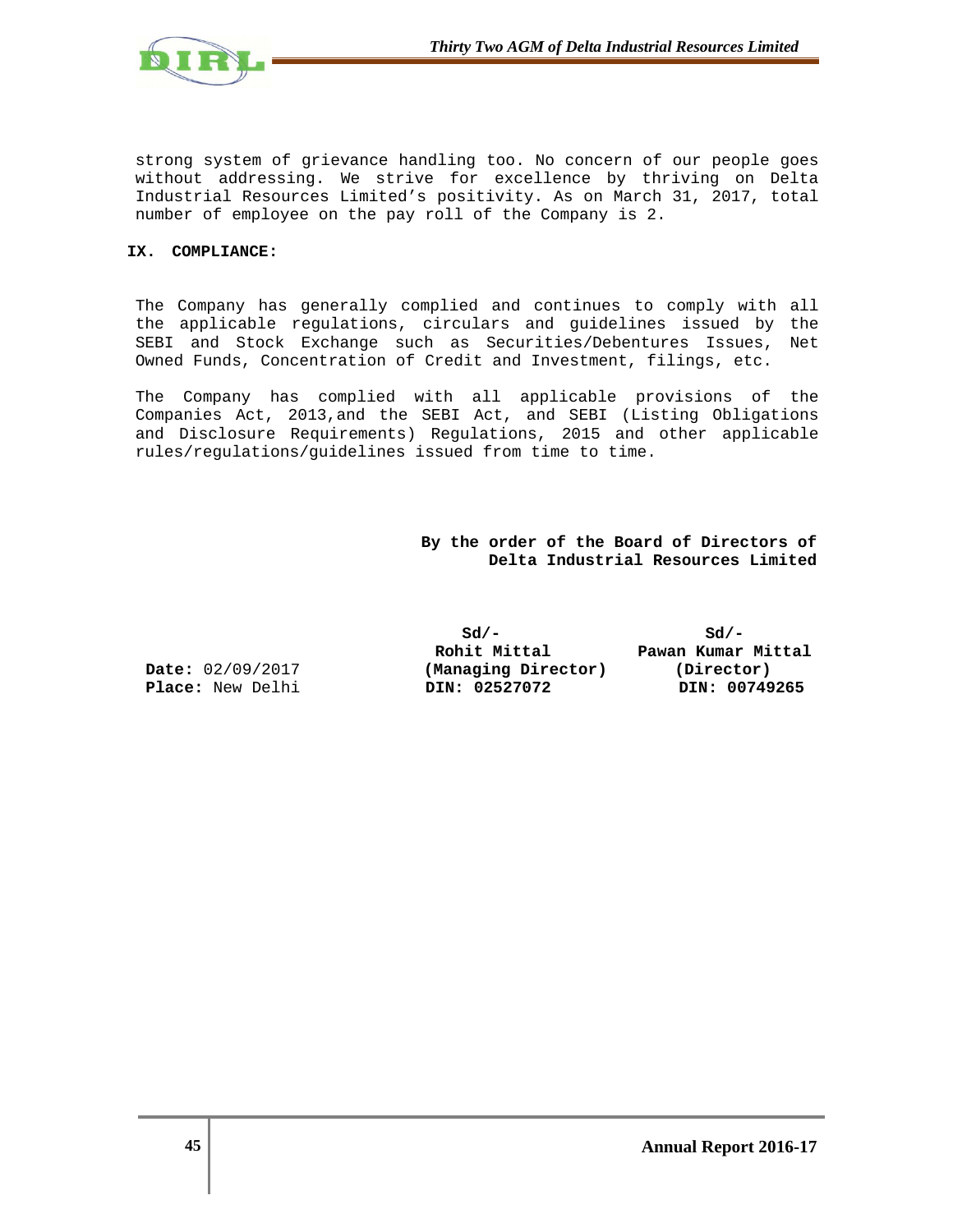strong system of grievance handling too. No concern of our people goes without addressing. We strive for excellence by thriving on Delta Industrial Resources Limited's positivity. As on March 31, 2017, total number of employee on the pay roll of the Company is 2.

**IX. COMPLIANCE:**

The Company has generally complied and continues to comply with all the applicable regulations, circulars and guidelines issued by the SEBI and Stock Exchange such as Securities/Debentures Issues, Net Owned Funds, Concentration of Credit and Investment, filings, etc.

The Company has complied with all applicable provisions of the Companies Act, 2013,and the SEBI Act, and SEBI (Listing Obligations and Disclosure Requirements) Regulations, 2015 and other applicable rules/regulations/guidelines issued from time to time.

**By the order of the Board of Directors of**
**Delta Industrial Resources Limited**

| | Sd/- | Sd/- |
|---|---|---|
| | **Rohit Mittal** | **Pawan Kumar Mittal** |
| **Date:** 02/09/2017 | **(Managing Director)** | **(Director)** |
| **Place:** New Delhi | **DIN: 02527072** | **DIN: 00749265** |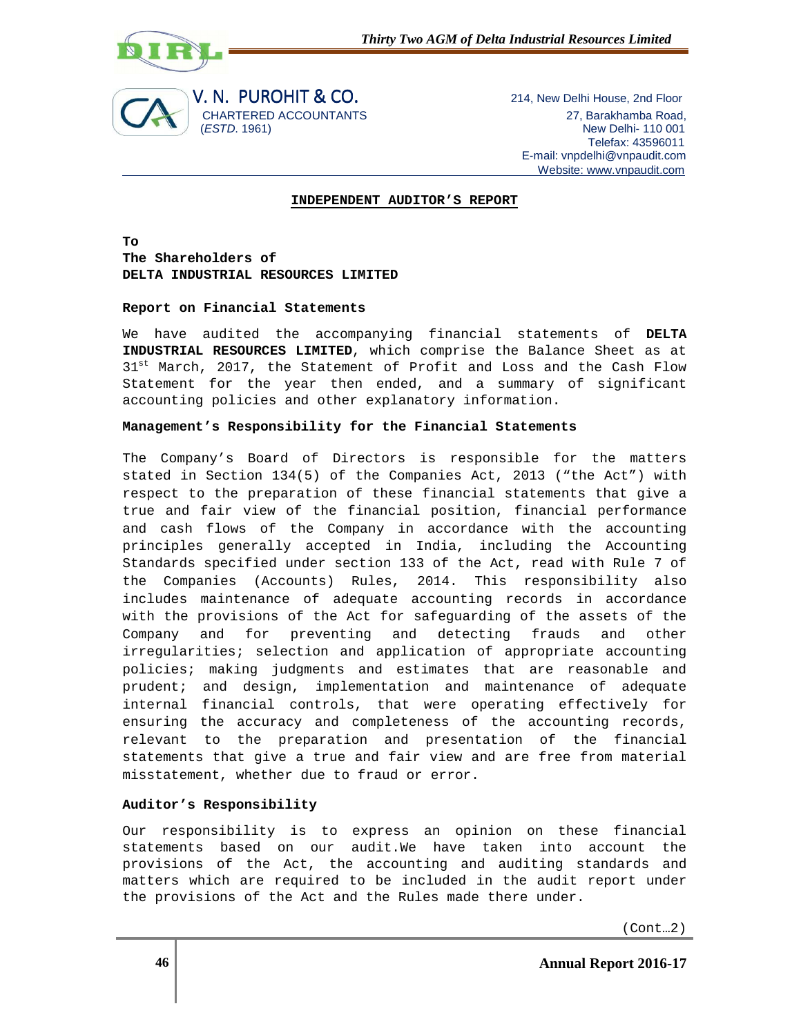**V. N. PUROHIT & CO.**
CHARTERED ACCOUNTANTS
(*ESTD.* 1961)

214, New Delhi House, 2nd Floor
27, Barakhamba Road,
New Delhi- 110 001
Telefax: 43596011
E-mail: vnpdelhi@vnpaudit.com
Website: www.vnpaudit.com

## INDEPENDENT AUDITOR'S REPORT

**To**
**The Shareholders of**
**DELTA INDUSTRIAL RESOURCES LIMITED**

### Report on Financial Statements

We have audited the accompanying financial statements of **DELTA INDUSTRIAL RESOURCES LIMITED**, which comprise the Balance Sheet as at 31st March, 2017, the Statement of Profit and Loss and the Cash Flow Statement for the year then ended, and a summary of significant accounting policies and other explanatory information.

### Management's Responsibility for the Financial Statements

The Company's Board of Directors is responsible for the matters stated in Section 134(5) of the Companies Act, 2013 ("the Act") with respect to the preparation of these financial statements that give a true and fair view of the financial position, financial performance and cash flows of the Company in accordance with the accounting principles generally accepted in India, including the Accounting Standards specified under section 133 of the Act, read with Rule 7 of the Companies (Accounts) Rules, 2014. This responsibility also includes maintenance of adequate accounting records in accordance with the provisions of the Act for safeguarding of the assets of the Company and for preventing and detecting frauds and other irregularities; selection and application of appropriate accounting policies; making judgments and estimates that are reasonable and prudent; and design, implementation and maintenance of adequate internal financial controls, that were operating effectively for ensuring the accuracy and completeness of the accounting records, relevant to the preparation and presentation of the financial statements that give a true and fair view and are free from material misstatement, whether due to fraud or error.

### Auditor's Responsibility

Our responsibility is to express an opinion on these financial statements based on our audit.We have taken into account the provisions of the Act, the accounting and auditing standards and matters which are required to be included in the audit report under the provisions of the Act and the Rules made there under.

(Cont…2)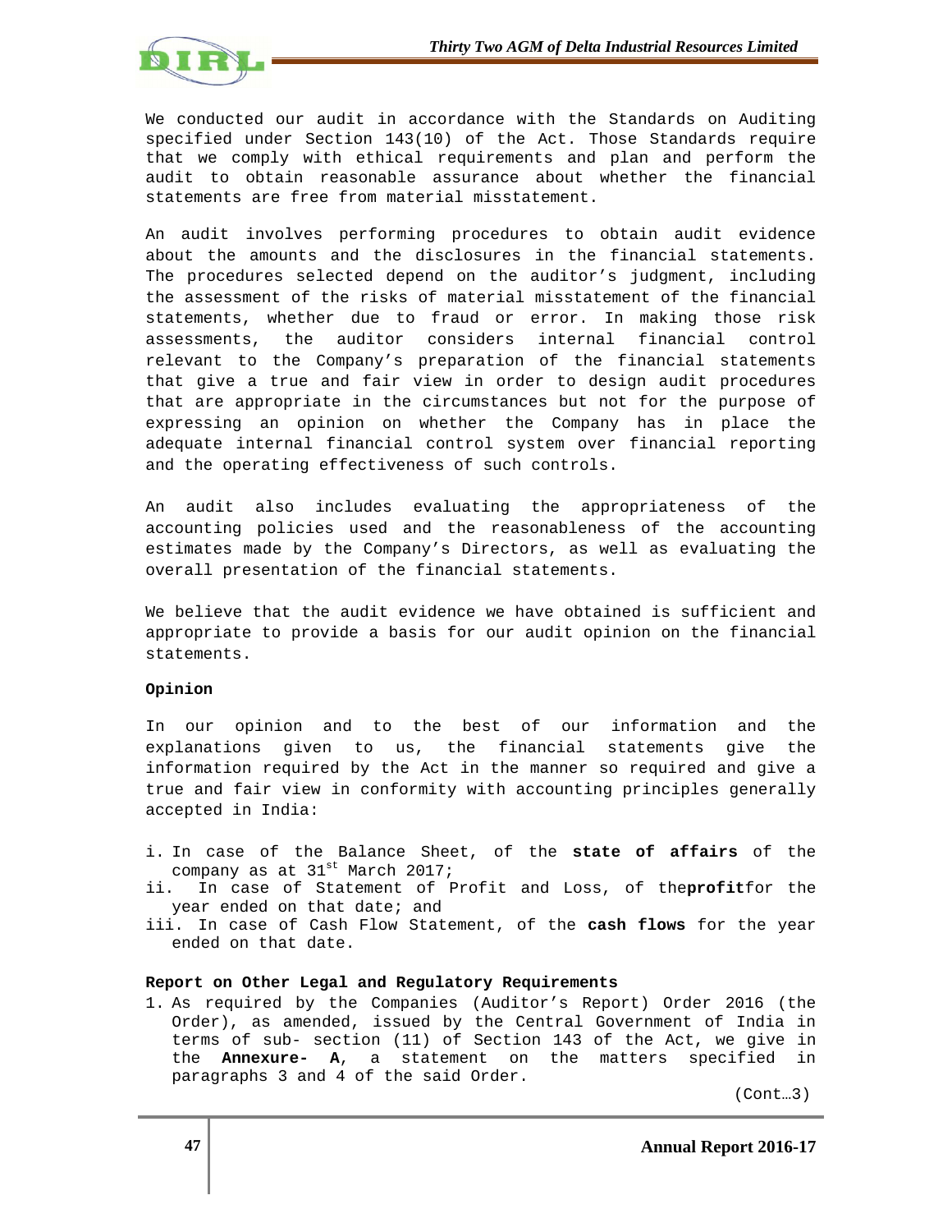We conducted our audit in accordance with the Standards on Auditing specified under Section 143(10) of the Act. Those Standards require that we comply with ethical requirements and plan and perform the audit to obtain reasonable assurance about whether the financial statements are free from material misstatement.

An audit involves performing procedures to obtain audit evidence about the amounts and the disclosures in the financial statements. The procedures selected depend on the auditor's judgment, including the assessment of the risks of material misstatement of the financial statements, whether due to fraud or error. In making those risk assessments, the auditor considers internal financial control relevant to the Company's preparation of the financial statements that give a true and fair view in order to design audit procedures that are appropriate in the circumstances but not for the purpose of expressing an opinion on whether the Company has in place the adequate internal financial control system over financial reporting and the operating effectiveness of such controls.

An audit also includes evaluating the appropriateness of the accounting policies used and the reasonableness of the accounting estimates made by the Company's Directors, as well as evaluating the overall presentation of the financial statements.

We believe that the audit evidence we have obtained is sufficient and appropriate to provide a basis for our audit opinion on the financial statements.

**Opinion**

In our opinion and to the best of our information and the explanations given to us, the financial statements give the information required by the Act in the manner so required and give a true and fair view in conformity with accounting principles generally accepted in India:

i. In case of the Balance Sheet, of the **state of affairs** of the company as at 31st March 2017;
ii. In case of Statement of Profit and Loss, of the **profit** for the year ended on that date; and
iii. In case of Cash Flow Statement, of the **cash flows** for the year ended on that date.

**Report on Other Legal and Regulatory Requirements**

1. As required by the Companies (Auditor's Report) Order 2016 (the Order), as amended, issued by the Central Government of India in terms of sub- section (11) of Section 143 of the Act, we give in the **Annexure- A**, a statement on the matters specified in paragraphs 3 and 4 of the said Order.

(Cont…3)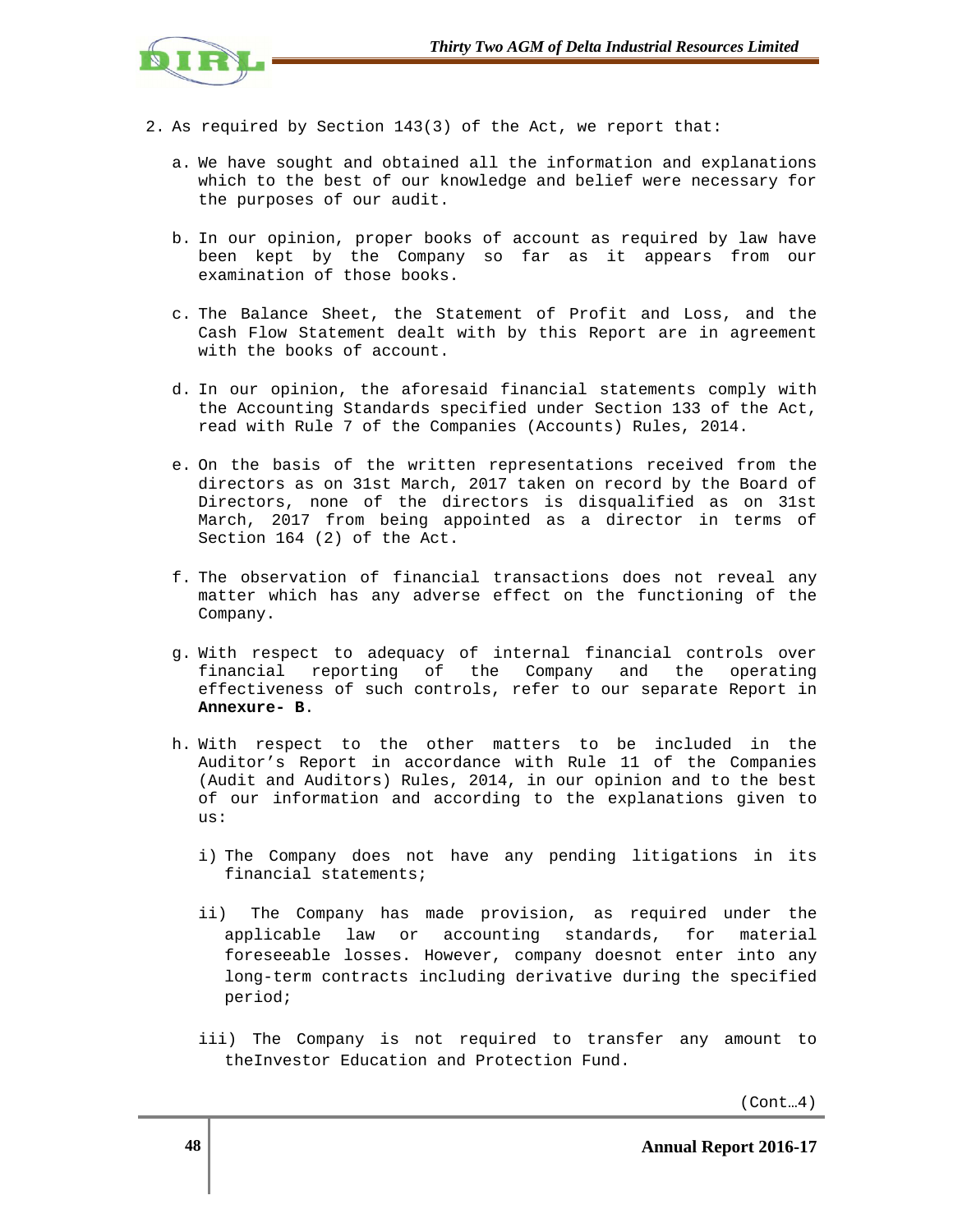2. As required by Section 143(3) of the Act, we report that:

   a. We have sought and obtained all the information and explanations which to the best of our knowledge and belief were necessary for the purposes of our audit.

   b. In our opinion, proper books of account as required by law have been kept by the Company so far as it appears from our examination of those books.

   c. The Balance Sheet, the Statement of Profit and Loss, and the Cash Flow Statement dealt with by this Report are in agreement with the books of account.

   d. In our opinion, the aforesaid financial statements comply with the Accounting Standards specified under Section 133 of the Act, read with Rule 7 of the Companies (Accounts) Rules, 2014.

   e. On the basis of the written representations received from the directors as on 31st March, 2017 taken on record by the Board of Directors, none of the directors is disqualified as on 31st March, 2017 from being appointed as a director in terms of Section 164 (2) of the Act.

   f. The observation of financial transactions does not reveal any matter which has any adverse effect on the functioning of the Company.

   g. With respect to adequacy of internal financial controls over financial reporting of the Company and the operating effectiveness of such controls, refer to our separate Report in **Annexure- B**.

   h. With respect to the other matters to be included in the Auditor's Report in accordance with Rule 11 of the Companies (Audit and Auditors) Rules, 2014, in our opinion and to the best of our information and according to the explanations given to us:

      i) The Company does not have any pending litigations in its financial statements;

      ii) The Company has made provision, as required under the applicable law or accounting standards, for material foreseeable losses. However, company doesnot enter into any long-term contracts including derivative during the specified period;

      iii) The Company is not required to transfer any amount to theInvestor Education and Protection Fund.

(Cont…4)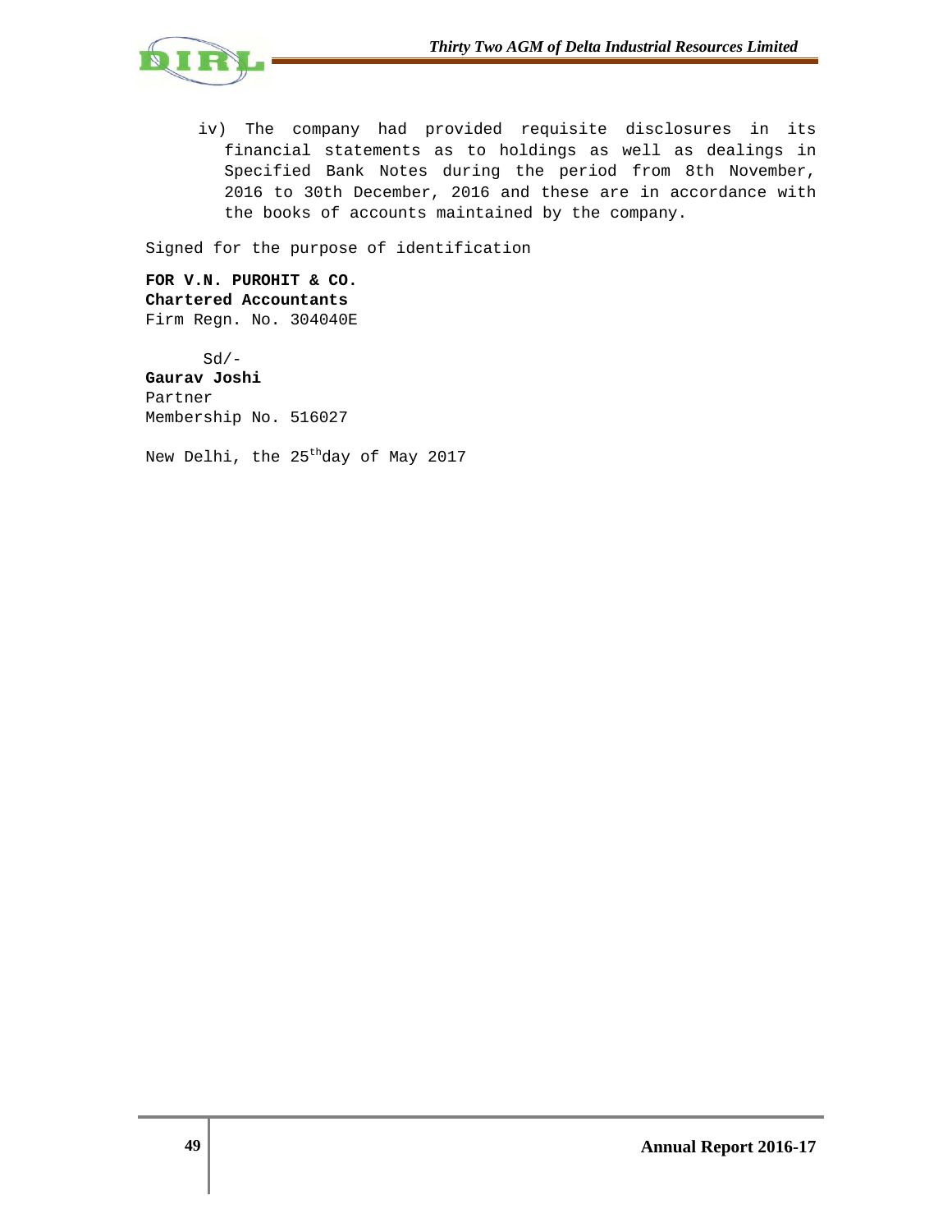iv) The company had provided requisite disclosures in its financial statements as to holdings as well as dealings in Specified Bank Notes during the period from 8th November, 2016 to 30th December, 2016 and these are in accordance with the books of accounts maintained by the company.

Signed for the purpose of identification

**FOR V.N. PUROHIT & CO.**
**Chartered Accountants**
Firm Regn. No. 304040E

Sd/-
**Gaurav Joshi**
Partner
Membership No. 516027

New Delhi, the 25th day of May 2017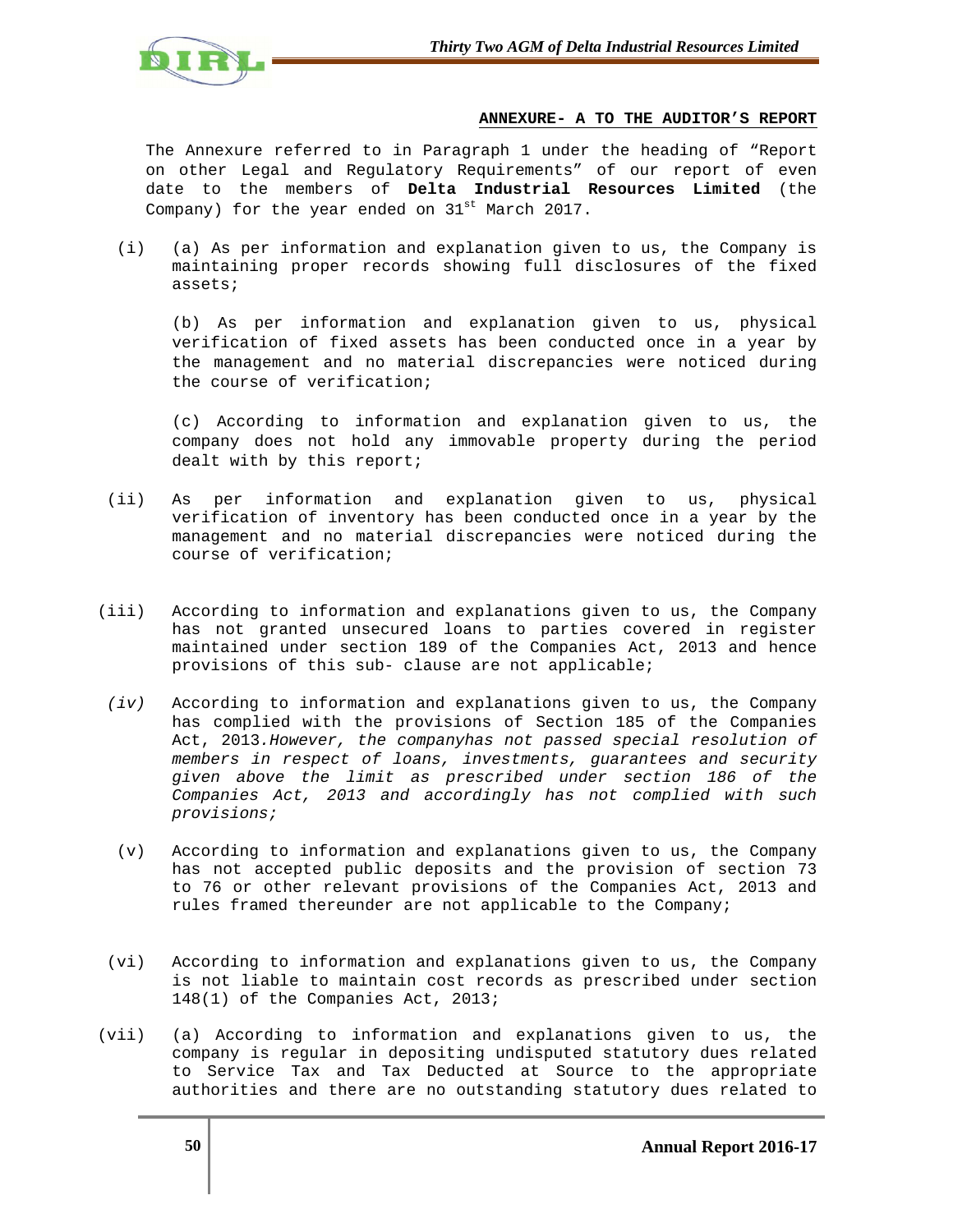**ANNEXURE- A TO THE AUDITOR'S REPORT**

The Annexure referred to in Paragraph 1 under the heading of "Report on other Legal and Regulatory Requirements" of our report of even date to the members of **Delta Industrial Resources Limited** (the Company) for the year ended on 31st March 2017.

(i) (a) As per information and explanation given to us, the Company is maintaining proper records showing full disclosures of the fixed assets;

(b) As per information and explanation given to us, physical verification of fixed assets has been conducted once in a year by the management and no material discrepancies were noticed during the course of verification;

(c) According to information and explanation given to us, the company does not hold any immovable property during the period dealt with by this report;

(ii) As per information and explanation given to us, physical verification of inventory has been conducted once in a year by the management and no material discrepancies were noticed during the course of verification;

(iii) According to information and explanations given to us, the Company has not granted unsecured loans to parties covered in register maintained under section 189 of the Companies Act, 2013 and hence provisions of this sub- clause are not applicable;

*(iv)* According to information and explanations given to us, the Company has complied with the provisions of Section 185 of the Companies Act, 2013.*However, the companyhas not passed special resolution of members in respect of loans, investments, guarantees and security given above the limit as prescribed under section 186 of the Companies Act, 2013 and accordingly has not complied with such provisions;*

(v) According to information and explanations given to us, the Company has not accepted public deposits and the provision of section 73 to 76 or other relevant provisions of the Companies Act, 2013 and rules framed thereunder are not applicable to the Company;

(vi) According to information and explanations given to us, the Company is not liable to maintain cost records as prescribed under section 148(1) of the Companies Act, 2013;

(vii) (a) According to information and explanations given to us, the company is regular in depositing undisputed statutory dues related to Service Tax and Tax Deducted at Source to the appropriate authorities and there are no outstanding statutory dues related to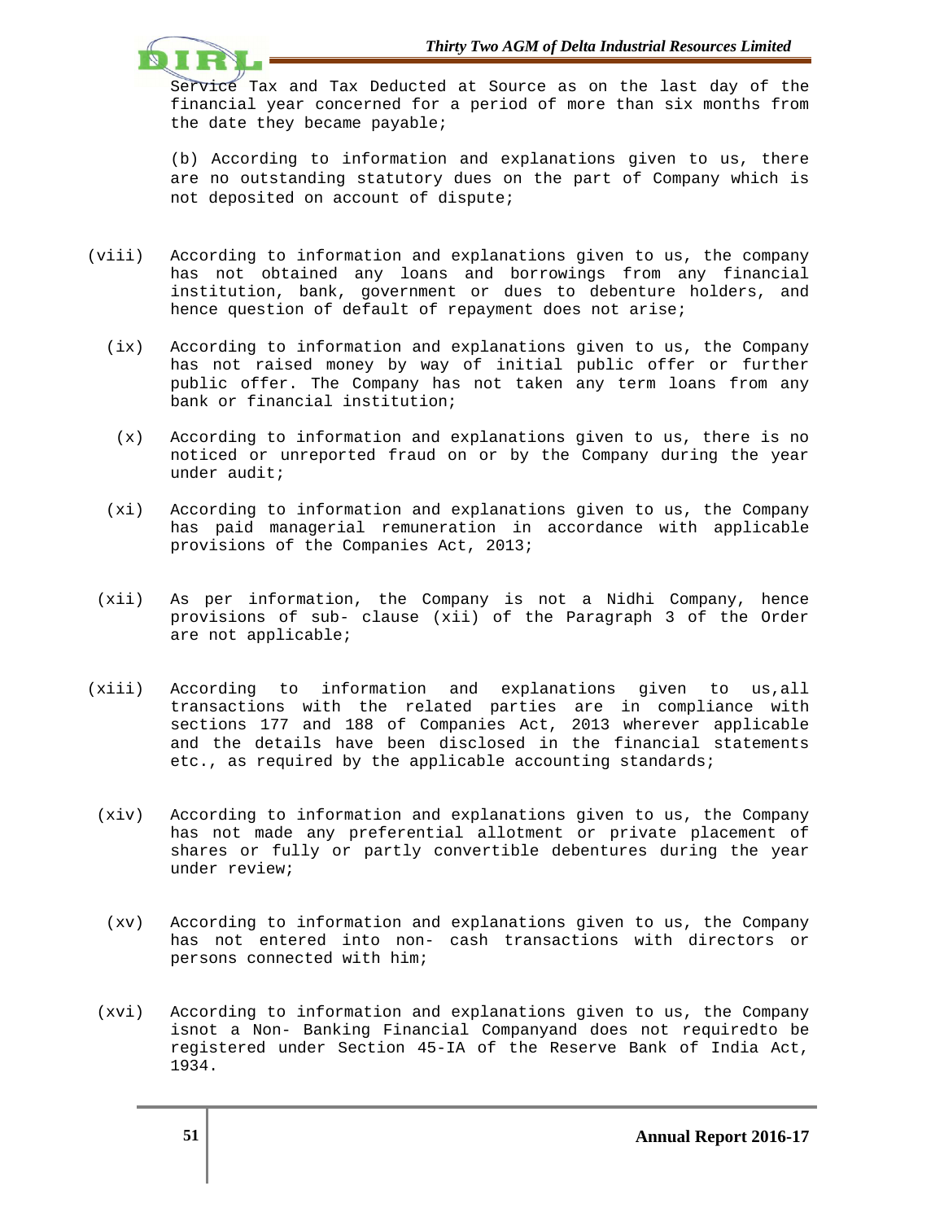Service Tax and Tax Deducted at Source as on the last day of the financial year concerned for a period of more than six months from the date they became payable;

(b) According to information and explanations given to us, there are no outstanding statutory dues on the part of Company which is not deposited on account of dispute;

(viii) According to information and explanations given to us, the company has not obtained any loans and borrowings from any financial institution, bank, government or dues to debenture holders, and hence question of default of repayment does not arise;

(ix) According to information and explanations given to us, the Company has not raised money by way of initial public offer or further public offer. The Company has not taken any term loans from any bank or financial institution;

(x) According to information and explanations given to us, there is no noticed or unreported fraud on or by the Company during the year under audit;

(xi) According to information and explanations given to us, the Company has paid managerial remuneration in accordance with applicable provisions of the Companies Act, 2013;

(xii) As per information, the Company is not a Nidhi Company, hence provisions of sub- clause (xii) of the Paragraph 3 of the Order are not applicable;

(xiii) According to information and explanations given to us,all transactions with the related parties are in compliance with sections 177 and 188 of Companies Act, 2013 wherever applicable and the details have been disclosed in the financial statements etc., as required by the applicable accounting standards;

(xiv) According to information and explanations given to us, the Company has not made any preferential allotment or private placement of shares or fully or partly convertible debentures during the year under review;

(xv) According to information and explanations given to us, the Company has not entered into non- cash transactions with directors or persons connected with him;

(xvi) According to information and explanations given to us, the Company isnot a Non- Banking Financial Companyand does not requiredto be registered under Section 45-IA of the Reserve Bank of India Act, 1934.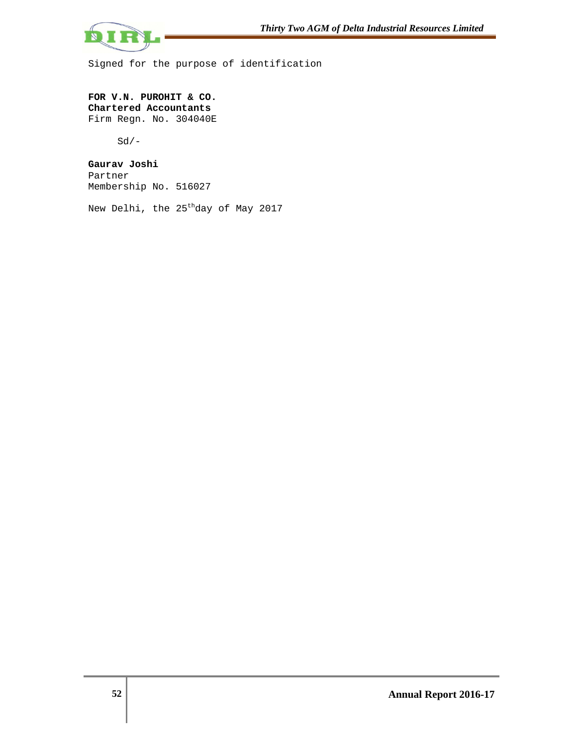Signed for the purpose of identification

**FOR V.N. PUROHIT & CO.**
**Chartered Accountants**
Firm Regn. No. 304040E

Sd/-

**Gaurav Joshi**
Partner
Membership No. 516027

New Delhi, the 25th day of May 2017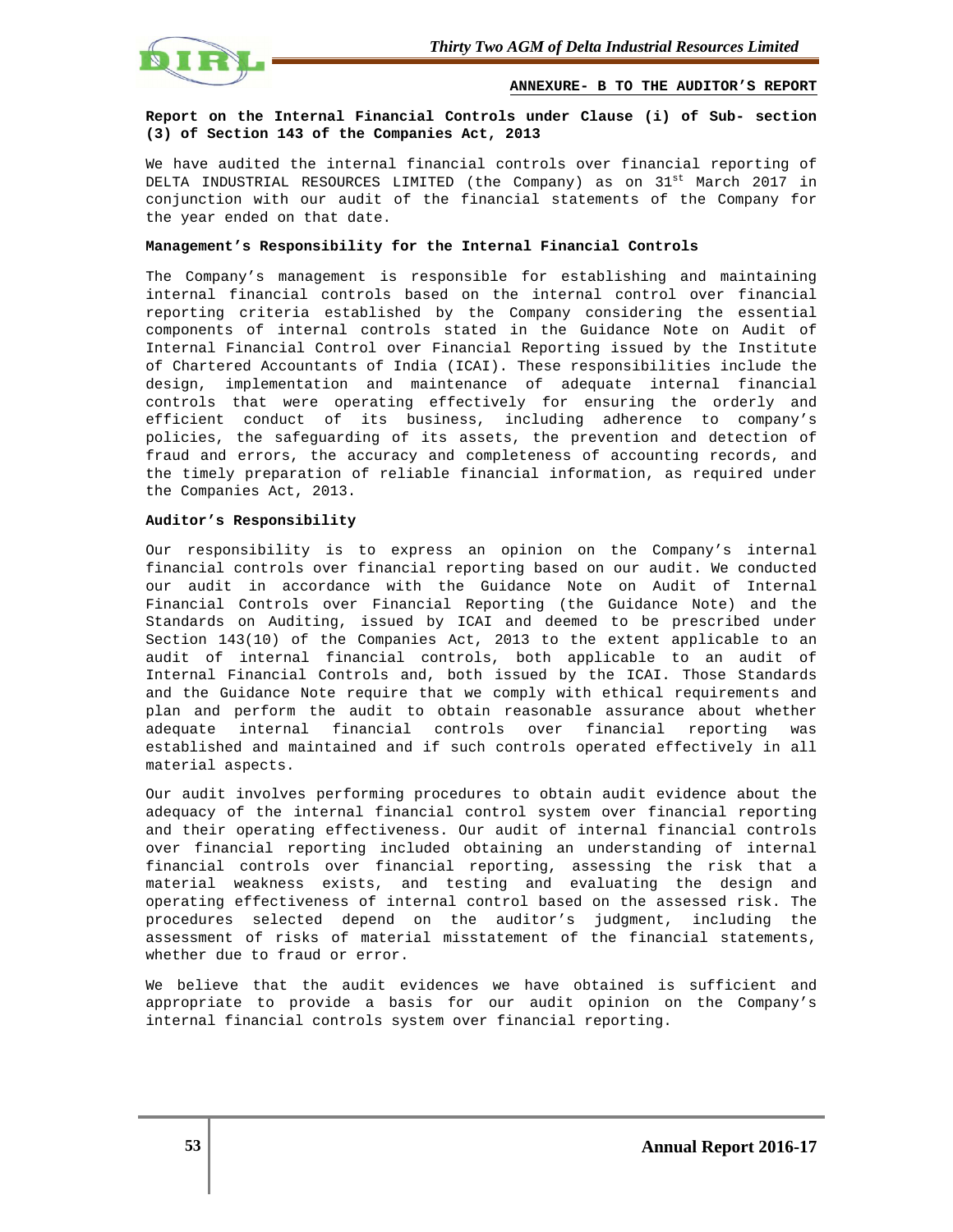**ANNEXURE- B TO THE AUDITOR'S REPORT**

**Report on the Internal Financial Controls under Clause (i) of Sub- section (3) of Section 143 of the Companies Act, 2013**

We have audited the internal financial controls over financial reporting of DELTA INDUSTRIAL RESOURCES LIMITED (the Company) as on 31st March 2017 in conjunction with our audit of the financial statements of the Company for the year ended on that date.

**Management's Responsibility for the Internal Financial Controls**

The Company's management is responsible for establishing and maintaining internal financial controls based on the internal control over financial reporting criteria established by the Company considering the essential components of internal controls stated in the Guidance Note on Audit of Internal Financial Control over Financial Reporting issued by the Institute of Chartered Accountants of India (ICAI). These responsibilities include the design, implementation and maintenance of adequate internal financial controls that were operating effectively for ensuring the orderly and efficient conduct of its business, including adherence to company's policies, the safeguarding of its assets, the prevention and detection of fraud and errors, the accuracy and completeness of accounting records, and the timely preparation of reliable financial information, as required under the Companies Act, 2013.

**Auditor's Responsibility**

Our responsibility is to express an opinion on the Company's internal financial controls over financial reporting based on our audit. We conducted our audit in accordance with the Guidance Note on Audit of Internal Financial Controls over Financial Reporting (the Guidance Note) and the Standards on Auditing, issued by ICAI and deemed to be prescribed under Section 143(10) of the Companies Act, 2013 to the extent applicable to an audit of internal financial controls, both applicable to an audit of Internal Financial Controls and, both issued by the ICAI. Those Standards and the Guidance Note require that we comply with ethical requirements and plan and perform the audit to obtain reasonable assurance about whether adequate internal financial controls over financial reporting was established and maintained and if such controls operated effectively in all material aspects.

Our audit involves performing procedures to obtain audit evidence about the adequacy of the internal financial control system over financial reporting and their operating effectiveness. Our audit of internal financial controls over financial reporting included obtaining an understanding of internal financial controls over financial reporting, assessing the risk that a material weakness exists, and testing and evaluating the design and operating effectiveness of internal control based on the assessed risk. The procedures selected depend on the auditor's judgment, including the assessment of risks of material misstatement of the financial statements, whether due to fraud or error.

We believe that the audit evidences we have obtained is sufficient and appropriate to provide a basis for our audit opinion on the Company's internal financial controls system over financial reporting.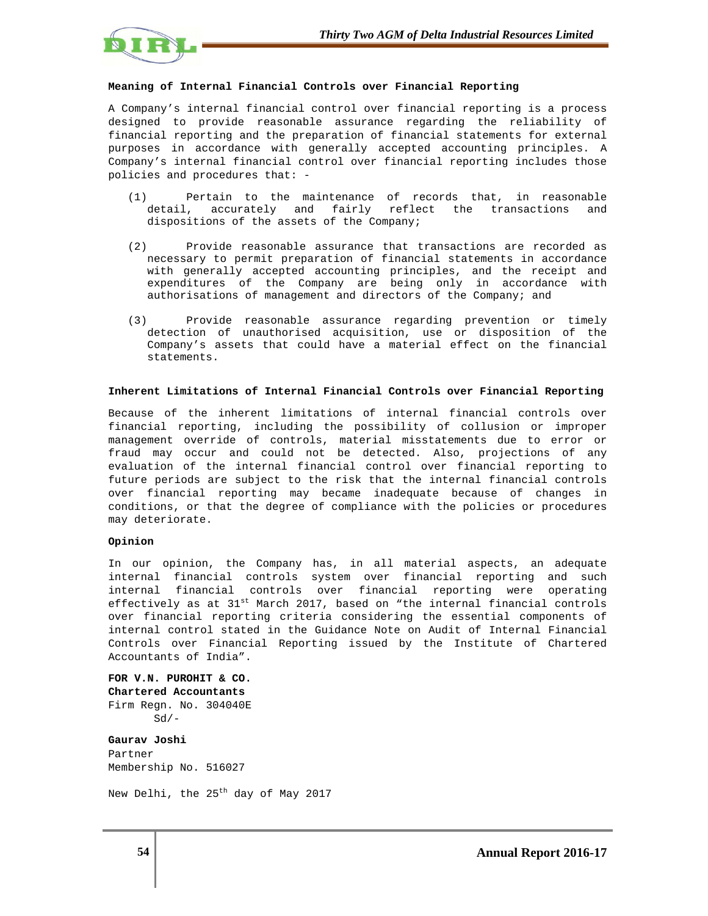**Meaning of Internal Financial Controls over Financial Reporting**

A Company's internal financial control over financial reporting is a process designed to provide reasonable assurance regarding the reliability of financial reporting and the preparation of financial statements for external purposes in accordance with generally accepted accounting principles. A Company's internal financial control over financial reporting includes those policies and procedures that: -

(1) Pertain to the maintenance of records that, in reasonable detail, accurately and fairly reflect the transactions and dispositions of the assets of the Company;

(2) Provide reasonable assurance that transactions are recorded as necessary to permit preparation of financial statements in accordance with generally accepted accounting principles, and the receipt and expenditures of the Company are being only in accordance with authorisations of management and directors of the Company; and

(3) Provide reasonable assurance regarding prevention or timely detection of unauthorised acquisition, use or disposition of the Company's assets that could have a material effect on the financial statements.

**Inherent Limitations of Internal Financial Controls over Financial Reporting**

Because of the inherent limitations of internal financial controls over financial reporting, including the possibility of collusion or improper management override of controls, material misstatements due to error or fraud may occur and could not be detected. Also, projections of any evaluation of the internal financial control over financial reporting to future periods are subject to the risk that the internal financial controls over financial reporting may became inadequate because of changes in conditions, or that the degree of compliance with the policies or procedures may deteriorate.

**Opinion**

In our opinion, the Company has, in all material aspects, an adequate internal financial controls system over financial reporting and such internal financial controls over financial reporting were operating effectively as at 31st March 2017, based on "the internal financial controls over financial reporting criteria considering the essential components of internal control stated in the Guidance Note on Audit of Internal Financial Controls over Financial Reporting issued by the Institute of Chartered Accountants of India".

**FOR V.N. PUROHIT & CO.**
**Chartered Accountants**
Firm Regn. No. 304040E
Sd/-

**Gaurav Joshi**
Partner
Membership No. 516027

New Delhi, the 25th day of May 2017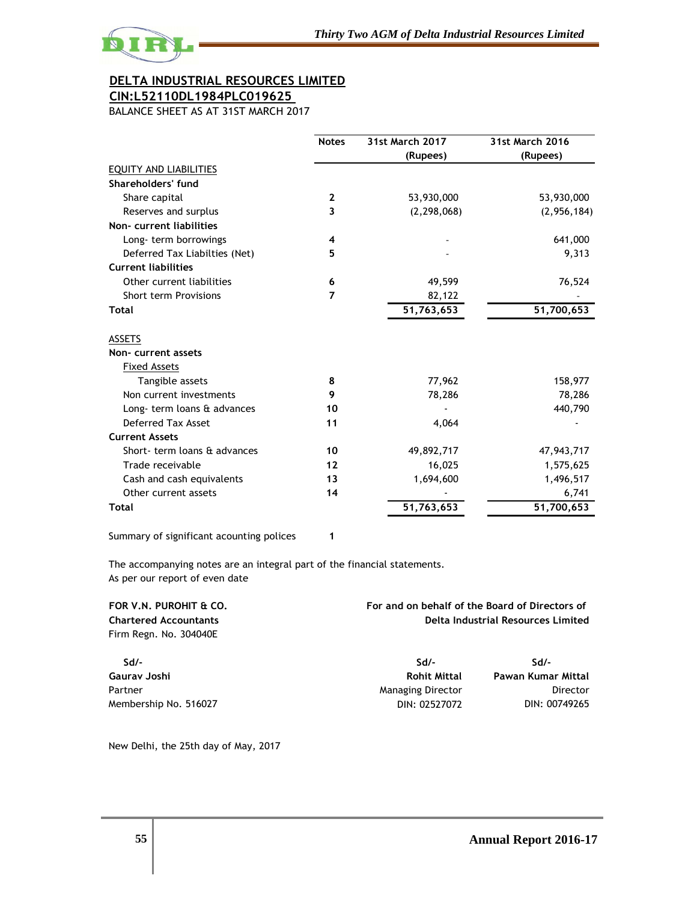# DELTA INDUSTRIAL RESOURCES LIMITED

**CIN:L52110DL1984PLC019625**

BALANCE SHEET AS AT 31ST MARCH 2017

| | Notes | 31st March 2017 (Rupees) | 31st March 2016 (Rupees) |
|---|---|---|---|
| EQUITY AND LIABILITIES | | | |
| **Shareholders' fund** | | | |
| Share capital | 2 | 53,930,000 | 53,930,000 |
| Reserves and surplus | 3 | (2,298,068) | (2,956,184) |
| **Non- current liabilities** | | | |
| Long- term borrowings | 4 | - | 641,000 |
| Deferred Tax Liabilties (Net) | 5 | - | 9,313 |
| **Current liabilities** | | | |
| Other current liabilities | 6 | 49,599 | 76,524 |
| Short term Provisions | 7 | 82,122 | - |
| **Total** | | **51,763,653** | **51,700,653** |
| ASSETS | | | |
| **Non- current assets** | | | |
| Fixed Assets | | | |
| Tangible assets | 8 | 77,962 | 158,977 |
| Non current investments | 9 | 78,286 | 78,286 |
| Long- term loans & advances | 10 | - | 440,790 |
| Deferred Tax Asset | 11 | 4,064 | - |
| **Current Assets** | | | |
| Short- term loans & advances | 10 | 49,892,717 | 47,943,717 |
| Trade receivable | 12 | 16,025 | 1,575,625 |
| Cash and cash equivalents | 13 | 1,694,600 | 1,496,517 |
| Other current assets | 14 | - | 6,741 |
| **Total** | | **51,763,653** | **51,700,653** |

Summary of significant acounting polices 1

The accompanying notes are an integral part of the financial statements.
As per our report of even date

**FOR V.N. PUROHIT & CO.**
**Chartered Accountants**
Firm Regn. No. 304040E

Sd/-
**Gaurav Joshi**
Partner
Membership No. 516027

**For and on behalf of the Board of Directors of**
**Delta Industrial Resources Limited**

Sd/-
**Rohit Mittal**
Managing Director
DIN: 02527072

Sd/-
**Pawan Kumar Mittal**
Director
DIN: 00749265

New Delhi, the 25th day of May, 2017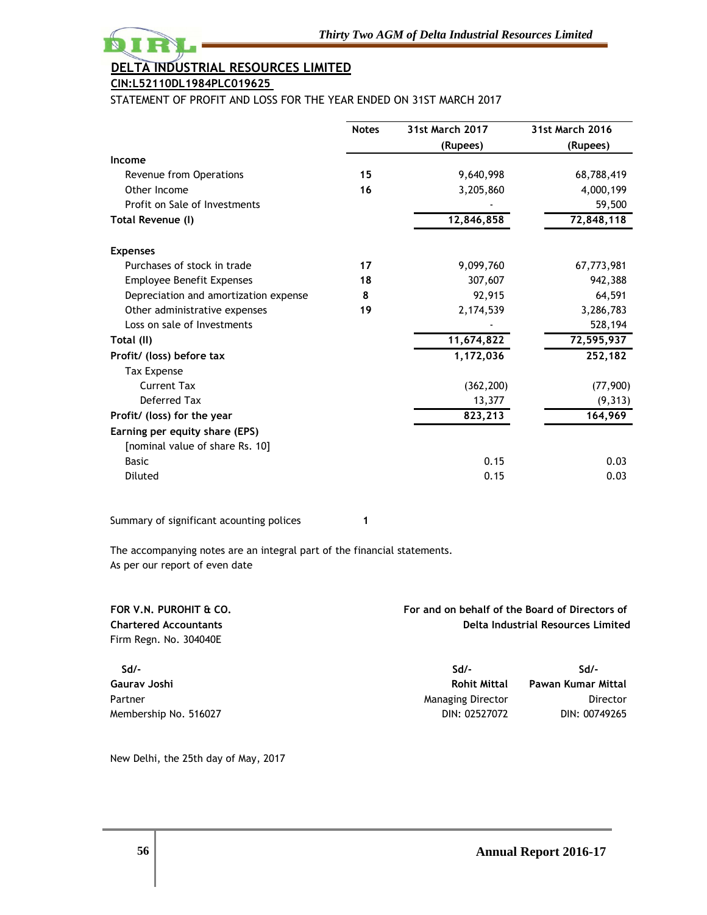## DELTA INDUSTRIAL RESOURCES LIMITED

**CIN:L52110DL1984PLC019625**

STATEMENT OF PROFIT AND LOSS FOR THE YEAR ENDED ON 31ST MARCH 2017

| | Notes | 31st March 2017 (Rupees) | 31st March 2016 (Rupees) |
|---|---|---|---|
| **Income** | | | |
| Revenue from Operations | 15 | 9,640,998 | 68,788,419 |
| Other Income | 16 | 3,205,860 | 4,000,199 |
| Profit on Sale of Investments | | - | 59,500 |
| **Total Revenue (I)** | | **12,846,858** | **72,848,118** |
| **Expenses** | | | |
| Purchases of stock in trade | 17 | 9,099,760 | 67,773,981 |
| Employee Benefit Expenses | 18 | 307,607 | 942,388 |
| Depreciation and amortization expense | 8 | 92,915 | 64,591 |
| Other administrative expenses | 19 | 2,174,539 | 3,286,783 |
| Loss on sale of Investments | | - | 528,194 |
| **Total (II)** | | **11,674,822** | **72,595,937** |
| **Profit/ (loss) before tax** | | **1,172,036** | **252,182** |
| Tax Expense | | | |
| Current Tax | | (362,200) | (77,900) |
| Deferred Tax | | 13,377 | (9,313) |
| **Profit/ (loss) for the year** | | **823,213** | **164,969** |
| **Earning per equity share (EPS)** | | | |
| [nominal value of share Rs. 10] | | | |
| Basic | | 0.15 | 0.03 |
| Diluted | | 0.15 | 0.03 |

Summary of significant acounting polices 1

The accompanying notes are an integral part of the financial statements.
As per our report of even date

**FOR V.N. PUROHIT & CO.**
**Chartered Accountants**
Firm Regn. No. 304040E

Sd/-
**Gaurav Joshi**
Partner
Membership No. 516027

**For and on behalf of the Board of Directors of**
**Delta Industrial Resources Limited**

Sd/-
**Rohit Mittal**
Managing Director
DIN: 02527072

Sd/-
**Pawan Kumar Mittal**
Director
DIN: 00749265

New Delhi, the 25th day of May, 2017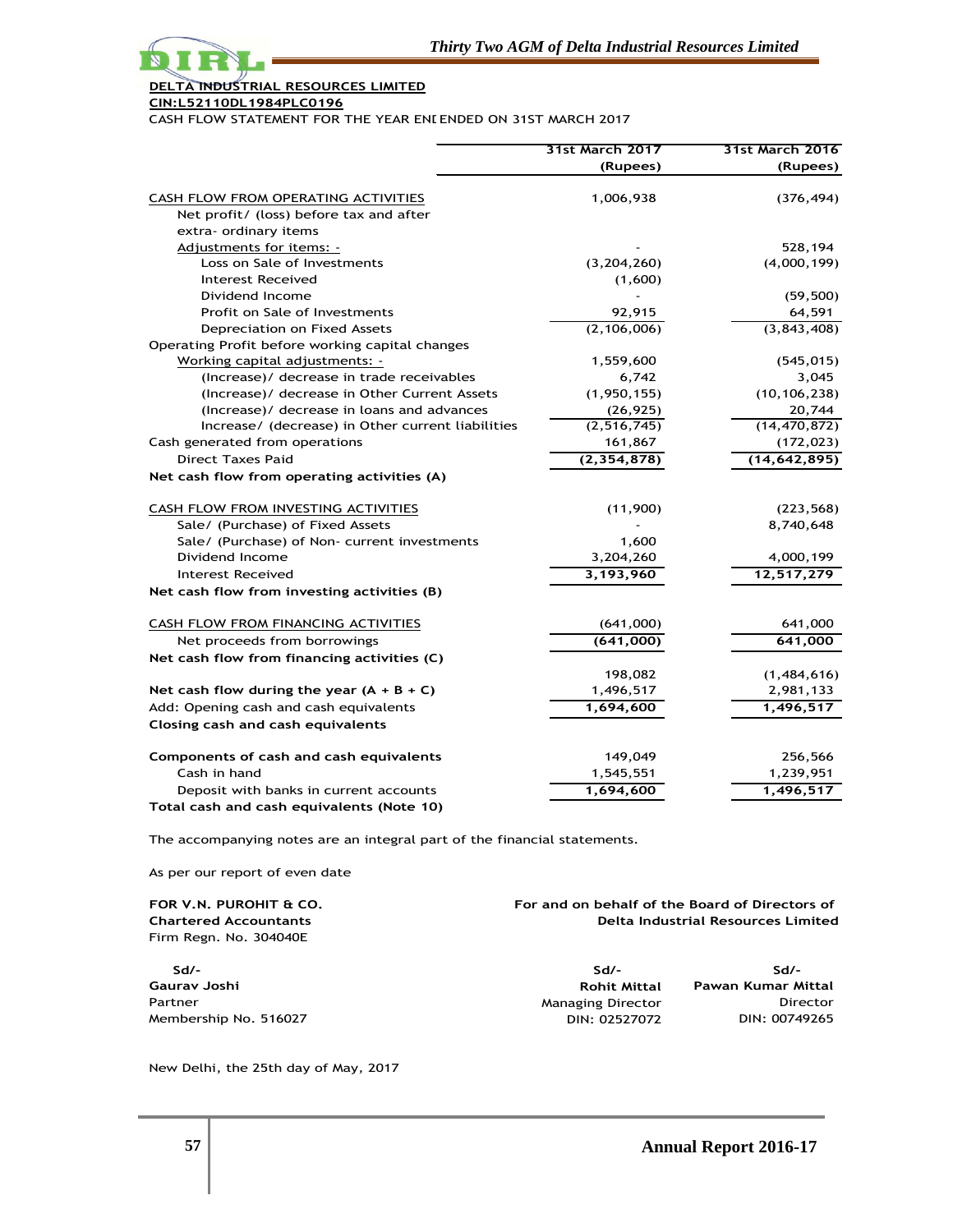**DELTA INDUSTRIAL RESOURCES LIMITED**

**CIN:L52110DL1984PLC0196**

CASH FLOW STATEMENT FOR THE YEAR ENI ENDED ON 31ST MARCH 2017

| | 31st March 2017 (Rupees) | 31st March 2016 (Rupees) |
|---|---|---|
| CASH FLOW FROM OPERATING ACTIVITIES | 1,006,938 | (376,494) |
| Net profit/ (loss) before tax and after extra- ordinary items | | |
| Adjustments for items: - | - | 528,194 |
| Loss on Sale of Investments | (3,204,260) | (4,000,199) |
| Interest Received | (1,600) | |
| Dividend Income | - | (59,500) |
| Profit on Sale of Investments | 92,915 | 64,591 |
| Depreciation on Fixed Assets | (2,106,006) | (3,843,408) |
| Operating Profit before working capital changes | | |
| Working capital adjustments: - | 1,559,600 | (545,015) |
| (Increase)/ decrease in trade receivables | 6,742 | 3,045 |
| (Increase)/ decrease in Other Current Assets | (1,950,155) | (10,106,238) |
| (Increase)/ decrease in loans and advances | (26,925) | 20,744 |
| Increase/ (decrease) in Other current liabilities | (2,516,745) | (14,470,872) |
| Cash generated from operations | 161,867 | (172,023) |
| Direct Taxes Paid | **(2,354,878)** | **(14,642,895)** |
| **Net cash flow from operating activities (A)** | | |
| CASH FLOW FROM INVESTING ACTIVITIES | (11,900) | (223,568) |
| Sale/ (Purchase) of Fixed Assets | - | 8,740,648 |
| Sale/ (Purchase) of Non- current investments | 1,600 | |
| Dividend Income | 3,204,260 | 4,000,199 |
| Interest Received | **3,193,960** | **12,517,279** |
| **Net cash flow from investing activities (B)** | | |
| CASH FLOW FROM FINANCING ACTIVITIES | (641,000) | 641,000 |
| Net proceeds from borrowings | **(641,000)** | **641,000** |
| **Net cash flow from financing activities (C)** | | |
| | 198,082 | (1,484,616) |
| **Net cash flow during the year (A + B + C)** | 1,496,517 | 2,981,133 |
| Add: Opening cash and cash equivalents | **1,694,600** | **1,496,517** |
| **Closing cash and cash equivalents** | | |
| **Components of cash and cash equivalents** | 149,049 | 256,566 |
| Cash in hand | 1,545,551 | 1,239,951 |
| Deposit with banks in current accounts | **1,694,600** | **1,496,517** |
| **Total cash and cash equivalents (Note 10)** | | |

The accompanying notes are an integral part of the financial statements.

As per our report of even date

**FOR V.N. PUROHIT & CO.**
**Chartered Accountants**
Firm Regn. No. 304040E

Sd/-
**Gaurav Joshi**
Partner
Membership No. 516027

**For and on behalf of the Board of Directors of**
**Delta Industrial Resources Limited**

Sd/-
**Rohit Mittal**
Managing Director
DIN: 02527072

Sd/-
**Pawan Kumar Mittal**
Director
DIN: 00749265

New Delhi, the 25th day of May, 2017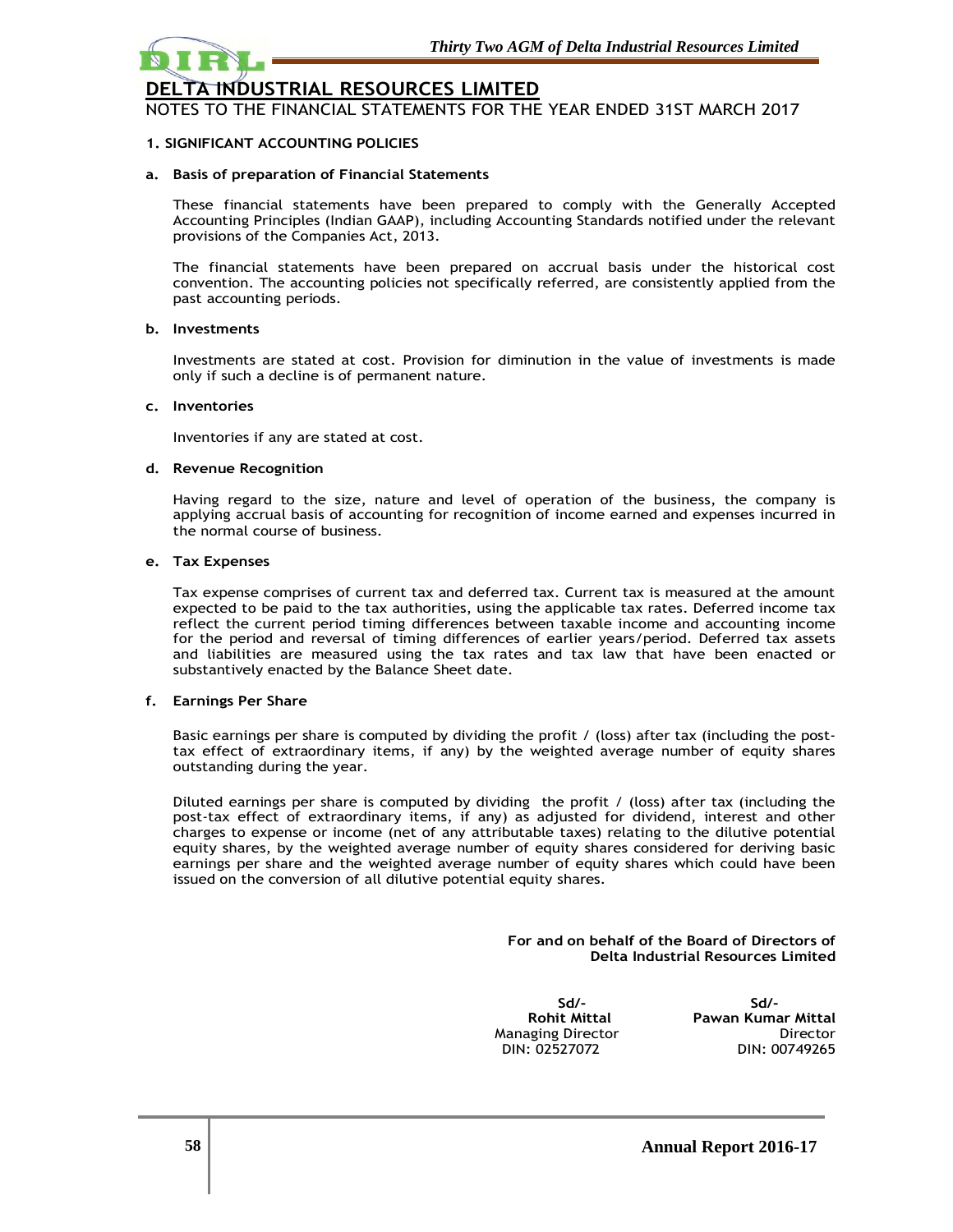# DELTA INDUSTRIAL RESOURCES LIMITED

NOTES TO THE FINANCIAL STATEMENTS FOR THE YEAR ENDED 31ST MARCH 2017

## 1. SIGNIFICANT ACCOUNTING POLICIES

### a. Basis of preparation of Financial Statements

These financial statements have been prepared to comply with the Generally Accepted Accounting Principles (Indian GAAP), including Accounting Standards notified under the relevant provisions of the Companies Act, 2013.

The financial statements have been prepared on accrual basis under the historical cost convention. The accounting policies not specifically referred, are consistently applied from the past accounting periods.

### b. Investments

Investments are stated at cost. Provision for diminution in the value of investments is made only if such a decline is of permanent nature.

### c. Inventories

Inventories if any are stated at cost.

### d. Revenue Recognition

Having regard to the size, nature and level of operation of the business, the company is applying accrual basis of accounting for recognition of income earned and expenses incurred in the normal course of business.

### e. Tax Expenses

Tax expense comprises of current tax and deferred tax. Current tax is measured at the amount expected to be paid to the tax authorities, using the applicable tax rates. Deferred income tax reflect the current period timing differences between taxable income and accounting income for the period and reversal of timing differences of earlier years/period. Deferred tax assets and liabilities are measured using the tax rates and tax law that have been enacted or substantively enacted by the Balance Sheet date.

### f. Earnings Per Share

Basic earnings per share is computed by dividing the profit / (loss) after tax (including the post-tax effect of extraordinary items, if any) by the weighted average number of equity shares outstanding during the year.

Diluted earnings per share is computed by dividing the profit / (loss) after tax (including the post-tax effect of extraordinary items, if any) as adjusted for dividend, interest and other charges to expense or income (net of any attributable taxes) relating to the dilutive potential equity shares, by the weighted average number of equity shares considered for deriving basic earnings per share and the weighted average number of equity shares which could have been issued on the conversion of all dilutive potential equity shares.

**For and on behalf of the Board of Directors of**
**Delta Industrial Resources Limited**

| Sd/- | Sd/- |
|---|---|
| **Rohit Mittal** | **Pawan Kumar Mittal** |
| Managing Director | Director |
| DIN: 02527072 | DIN: 00749265 |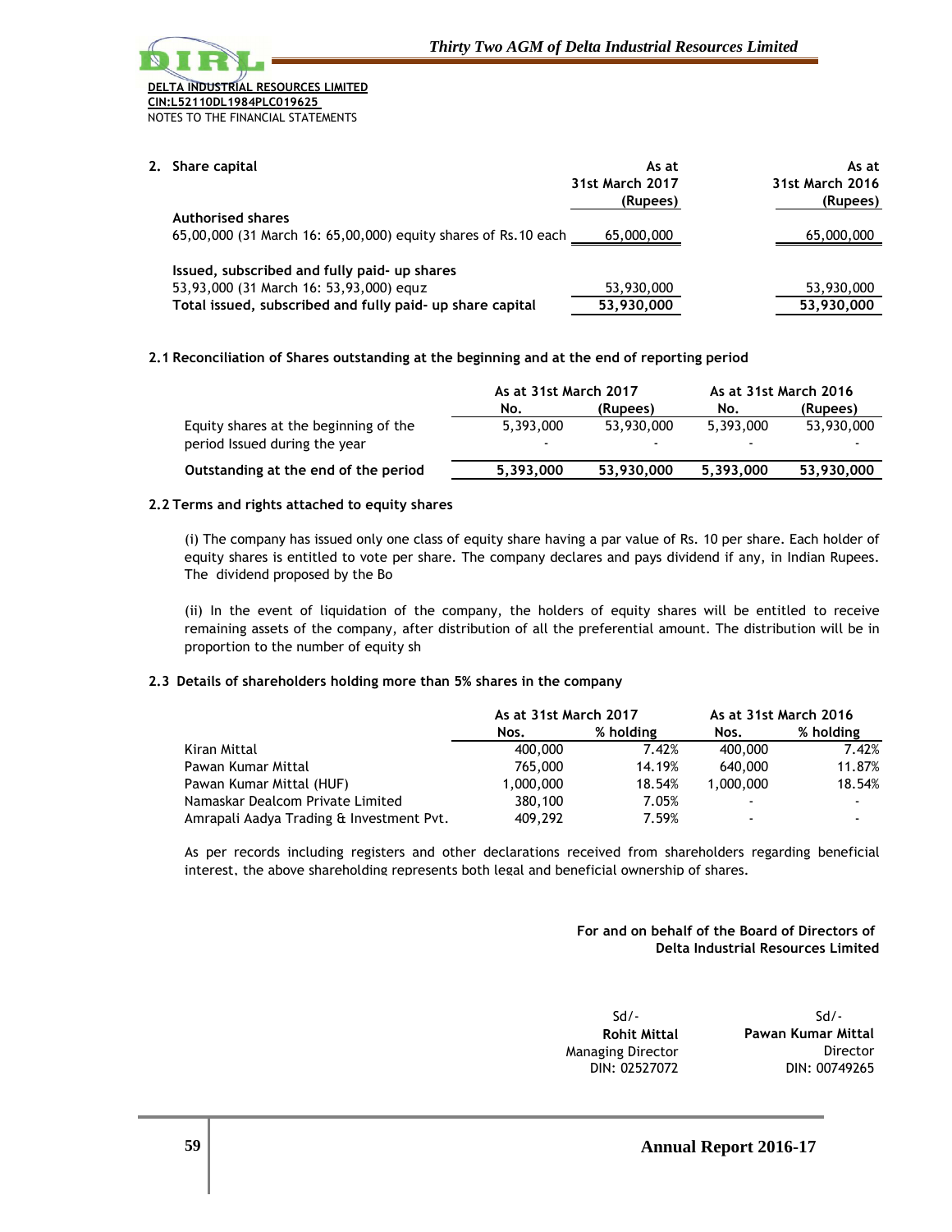DELTA INDUSTRIAL RESOURCES LIMITED
CIN:L52110DL1984PLC019625
NOTES TO THE FINANCIAL STATEMENTS

| **2. Share capital** | **As at 31st March 2017 (Rupees)** | **As at 31st March 2016 (Rupees)** |
|---|---|---|
| **Authorised shares** | | |
| 65,00,000 (31 March 16: 65,00,000) equity shares of Rs.10 each | 65,000,000 | 65,000,000 |
| **Issued, subscribed and fully paid- up shares** | | |
| 53,93,000 (31 March 16: 53,93,000) equz | 53,930,000 | 53,930,000 |
| **Total issued, subscribed and fully paid- up share capital** | **53,930,000** | **53,930,000** |

**2.1 Reconciliation of Shares outstanding at the beginning and at the end of reporting period**

| | **As at 31st March 2017** | | **As at 31st March 2016** | |
|---|---|---|---|---|
| | **No.** | **(Rupees)** | **No.** | **(Rupees)** |
| Equity shares at the beginning of the period | 5,393,000 | 53,930,000 | 5,393,000 | 53,930,000 |
| Issued during the year | - | - | - | - |
| **Outstanding at the end of the period** | **5,393,000** | **53,930,000** | **5,393,000** | **53,930,000** |

**2.2 Terms and rights attached to equity shares**

(i) The company has issued only one class of equity share having a par value of Rs. 10 per share. Each holder of equity shares is entitled to vote per share. The company declares and pays dividend if any, in Indian Rupees. The dividend proposed by the Bo

(ii) In the event of liquidation of the company, the holders of equity shares will be entitled to receive remaining assets of the company, after distribution of all the preferential amount. The distribution will be in proportion to the number of equity sh

**2.3 Details of shareholders holding more than 5% shares in the company**

| | **As at 31st March 2017** | | **As at 31st March 2016** | |
|---|---|---|---|---|
| | **Nos.** | **% holding** | **Nos.** | **% holding** |
| Kiran Mittal | 400,000 | 7.42% | 400,000 | 7.42% |
| Pawan Kumar Mittal | 765,000 | 14.19% | 640,000 | 11.87% |
| Pawan Kumar Mittal (HUF) | 1,000,000 | 18.54% | 1,000,000 | 18.54% |
| Namaskar Dealcom Private Limited | 380,100 | 7.05% | - | - |
| Amrapali Aadya Trading & Investment Pvt. | 409,292 | 7.59% | - | - |

As per records including registers and other declarations received from shareholders regarding beneficial interest, the above shareholding represents both legal and beneficial ownership of shares.

**For and on behalf of the Board of Directors of**
**Delta Industrial Resources Limited**

| Sd/- | Sd/- |
|---|---|
| **Rohit Mittal** | **Pawan Kumar Mittal** |
| Managing Director | Director |
| DIN: 02527072 | DIN: 00749265 |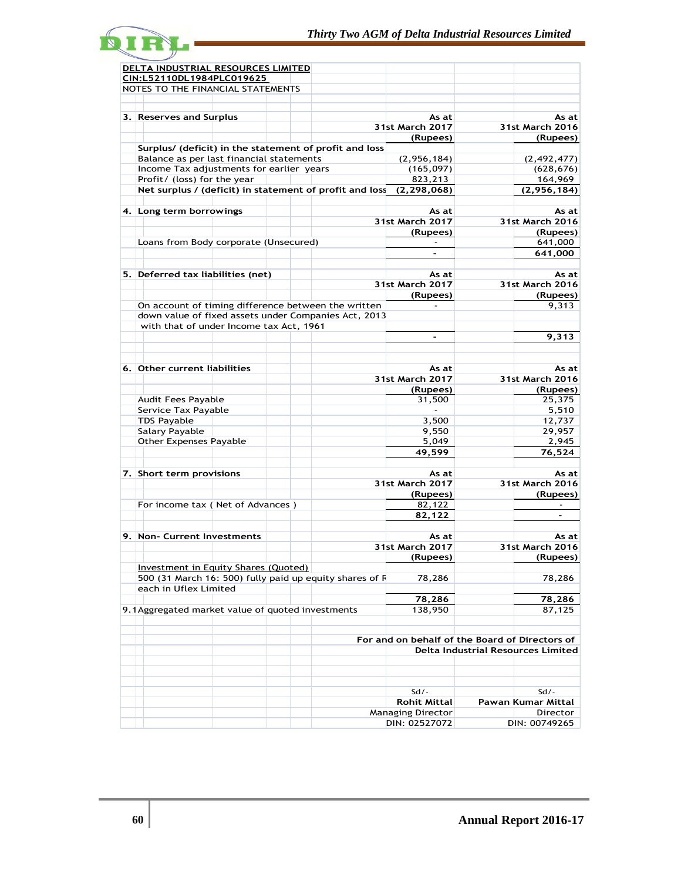**DELTA INDUSTRIAL RESOURCES LIMITED**
**CIN:L52110DL1984PLC019625**
NOTES TO THE FINANCIAL STATEMENTS

| 3. Reserves and Surplus | As at 31st March 2017 (Rupees) | As at 31st March 2016 (Rupees) |
|---|---|---|
| **Surplus/ (deficit) in the statement of profit and loss** | | |
| Balance as per last financial statements | (2,956,184) | (2,492,477) |
| Income Tax adjustments for earlier years | (165,097) | (628,676) |
| Profit/ (loss) for the year | 823,213 | 164,969 |
| **Net surplus / (deficit) in statement of profit and loss** | **(2,298,068)** | **(2,956,184)** |

| 4. Long term borrowings | As at 31st March 2017 (Rupees) | As at 31st March 2016 (Rupees) |
|---|---|---|
| Loans from Body corporate (Unsecured) | - | 641,000 |
| | **-** | **641,000** |

| 5. Deferred tax liabilities (net) | As at 31st March 2017 (Rupees) | As at 31st March 2016 (Rupees) |
|---|---|---|
| On account of timing difference between the written down value of fixed assets under Companies Act, 2013 with that of under Income tax Act, 1961 | - | 9,313 |
| | **-** | **9,313** |

| 6. Other current liabilities | As at 31st March 2017 (Rupees) | As at 31st March 2016 (Rupees) |
|---|---|---|
| Audit Fees Payable | 31,500 | 25,375 |
| Service Tax Payable | - | 5,510 |
| TDS Payable | 3,500 | 12,737 |
| Salary Payable | 9,550 | 29,957 |
| Other Expenses Payable | 5,049 | 2,945 |
| | **49,599** | **76,524** |

| 7. Short term provisions | As at 31st March 2017 (Rupees) | As at 31st March 2016 (Rupees) |
|---|---|---|
| For income tax ( Net of Advances ) | 82,122 | - |
| | **82,122** | **-** |

| 9. Non- Current Investments | As at 31st March 2017 (Rupees) | As at 31st March 2016 (Rupees) |
|---|---|---|
| Investment in Equity Shares (Quoted) | | |
| 500 (31 March 16: 500) fully paid up equity shares of R each in Uflex Limited | 78,286 | 78,286 |
| | **78,286** | **78,286** |
| 9.1 Aggregated market value of quoted investments | 138,950 | 87,125 |

For and on behalf of the Board of Directors of
**Delta Industrial Resources Limited**

| Sd/- | Sd/- |
|---|---|
| **Rohit Mittal** | **Pawan Kumar Mittal** |
| Managing Director | Director |
| DIN: 02527072 | DIN: 00749265 |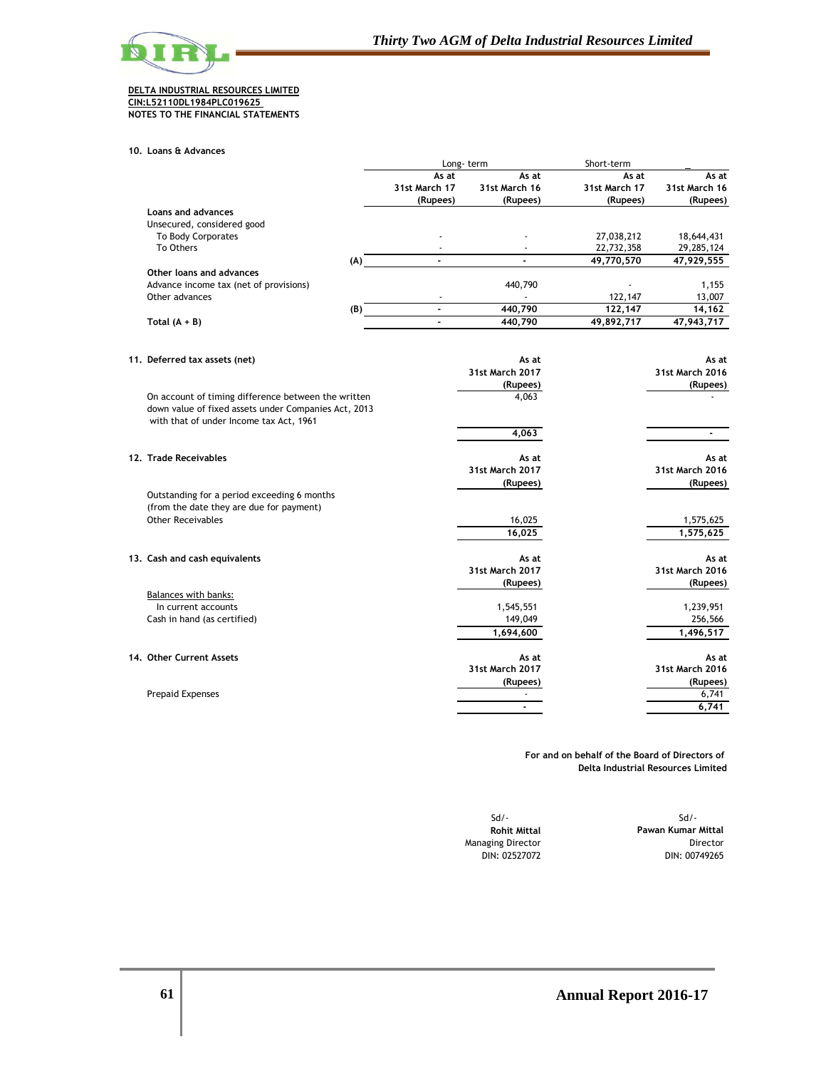**DELTA INDUSTRIAL RESOURCES LIMITED**
**CIN:L52110DL1984PLC019625**
**NOTES TO THE FINANCIAL STATEMENTS**

**10. Loans & Advances**

| | | Long- term | | Short-term | |
|---|---|---|---|---|---|
| | | As at 31st March 17 (Rupees) | As at 31st March 16 (Rupees) | As at 31st March 17 (Rupees) | As at 31st March 16 (Rupees) |
| **Loans and advances** | | | | | |
| Unsecured, considered good | | | | | |
| To Body Corporates | | - | - | 27,038,212 | 18,644,431 |
| To Others | | - | - | 22,732,358 | 29,285,124 |
| | (A) | - | - | 49,770,570 | 47,929,555 |
| **Other loans and advances** | | | | | |
| Advance income tax (net of provisions) | | | 440,790 | - | 1,155 |
| Other advances | | - | - | 122,147 | 13,007 |
| | (B) | - | 440,790 | 122,147 | 14,162 |
| Total (A + B) | | - | 440,790 | 49,892,717 | 47,943,717 |

**11. Deferred tax assets (net)**

| | As at 31st March 2017 (Rupees) | As at 31st March 2016 (Rupees) |
|---|---|---|
| On account of timing difference between the written down value of fixed assets under Companies Act, 2013 with that of under Income tax Act, 1961 | 4,063 | - |
| | 4,063 | - |

**12. Trade Receivables**

| | As at 31st March 2017 (Rupees) | As at 31st March 2016 (Rupees) |
|---|---|---|
| Outstanding for a period exceeding 6 months (from the date they are due for payment) | | |
| Other Receivables | 16,025 | 1,575,625 |
| | 16,025 | 1,575,625 |

**13. Cash and cash equivalents**

| | As at 31st March 2017 (Rupees) | As at 31st March 2016 (Rupees) |
|---|---|---|
| Balances with banks: | | |
| In current accounts | 1,545,551 | 1,239,951 |
| Cash in hand (as certified) | 149,049 | 256,566 |
| | 1,694,600 | 1,496,517 |

**14. Other Current Assets**

| | As at 31st March 2017 (Rupees) | As at 31st March 2016 (Rupees) |
|---|---|---|
| Prepaid Expenses | - | 6,741 |
| | - | 6,741 |

**For and on behalf of the Board of Directors of**
**Delta Industrial Resources Limited**

| Sd/- | Sd/- |
|---|---|
| **Rohit Mittal** | **Pawan Kumar Mittal** |
| Managing Director | Director |
| DIN: 02527072 | DIN: 00749265 |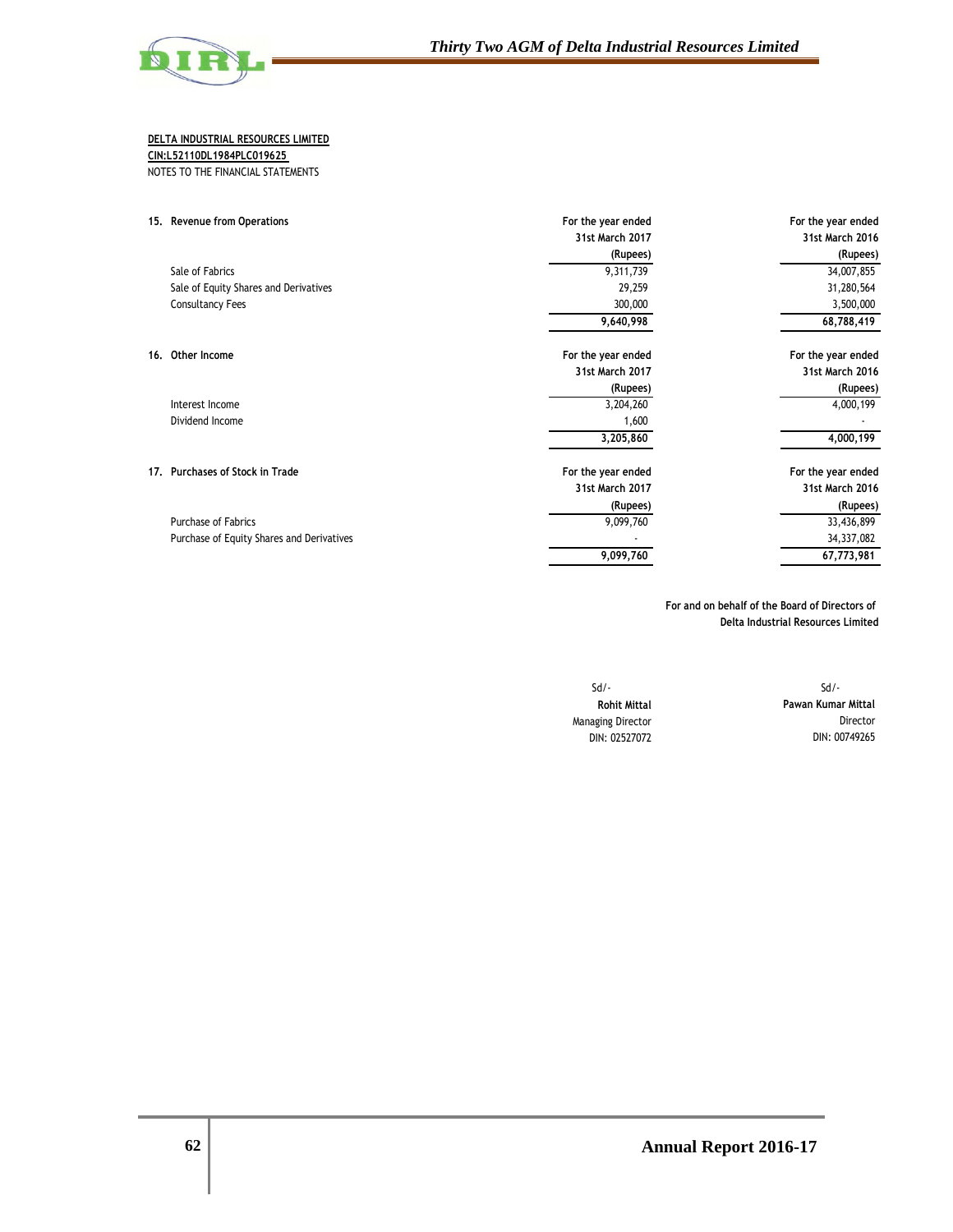**DELTA INDUSTRIAL RESOURCES LIMITED**
**CIN:L52110DL1984PLC019625**
NOTES TO THE FINANCIAL STATEMENTS

| 15. Revenue from Operations | For the year ended 31st March 2017 (Rupees) | For the year ended 31st March 2016 (Rupees) |
|---|---|---|
| Sale of Fabrics | 9,311,739 | 34,007,855 |
| Sale of Equity Shares and Derivatives | 29,259 | 31,280,564 |
| Consultancy Fees | 300,000 | 3,500,000 |
| | **9,640,998** | **68,788,419** |

| 16. Other Income | For the year ended 31st March 2017 (Rupees) | For the year ended 31st March 2016 (Rupees) |
|---|---|---|
| Interest Income | 3,204,260 | 4,000,199 |
| Dividend Income | 1,600 | - |
| | **3,205,860** | **4,000,199** |

| 17. Purchases of Stock in Trade | For the year ended 31st March 2017 (Rupees) | For the year ended 31st March 2016 (Rupees) |
|---|---|---|
| Purchase of Fabrics | 9,099,760 | 33,436,899 |
| Purchase of Equity Shares and Derivatives | - | 34,337,082 |
| | **9,099,760** | **67,773,981** |

**For and on behalf of the Board of Directors of Delta Industrial Resources Limited**

| Sd/- | Sd/- |
|---|---|
| **Rohit Mittal** | **Pawan Kumar Mittal** |
| Managing Director | Director |
| DIN: 02527072 | DIN: 00749265 |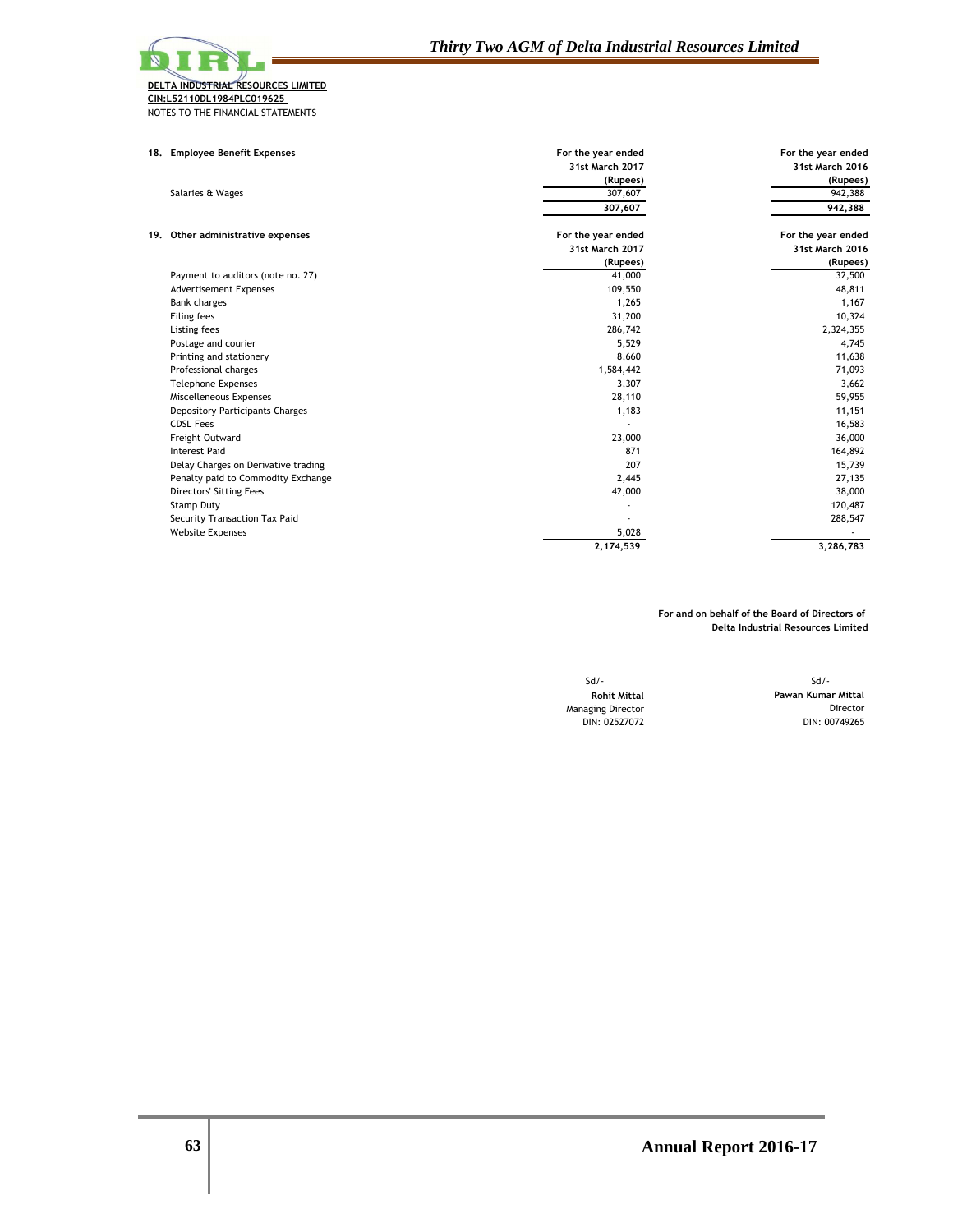**DELTA INDUSTRIAL RESOURCES LIMITED**
**CIN:L52110DL1984PLC019625**
NOTES TO THE FINANCIAL STATEMENTS

| **18. Employee Benefit Expenses** | **For the year ended 31st March 2017 (Rupees)** | **For the year ended 31st March 2016 (Rupees)** |
|---|---|---|
| Salaries & Wages | 307,607 | 942,388 |
| | **307,607** | **942,388** |

| **19. Other administrative expenses** | **For the year ended 31st March 2017 (Rupees)** | **For the year ended 31st March 2016 (Rupees)** |
|---|---|---|
| Payment to auditors (note no. 27) | 41,000 | 32,500 |
| Advertisement Expenses | 109,550 | 48,811 |
| Bank charges | 1,265 | 1,167 |
| Filing fees | 31,200 | 10,324 |
| Listing fees | 286,742 | 2,324,355 |
| Postage and courier | 5,529 | 4,745 |
| Printing and stationery | 8,660 | 11,638 |
| Professional charges | 1,584,442 | 71,093 |
| Telephone Expenses | 3,307 | 3,662 |
| Miscelleneous Expenses | 28,110 | 59,955 |
| Depository Participants Charges | 1,183 | 11,151 |
| CDSL Fees | - | 16,583 |
| Freight Outward | 23,000 | 36,000 |
| Interest Paid | 871 | 164,892 |
| Delay Charges on Derivative trading | 207 | 15,739 |
| Penalty paid to Commodity Exchange | 2,445 | 27,135 |
| Directors' Sitting Fees | 42,000 | 38,000 |
| Stamp Duty | - | 120,487 |
| Security Transaction Tax Paid | - | 288,547 |
| Website Expenses | 5,028 | - |
| | **2,174,539** | **3,286,783** |

**For and on behalf of the Board of Directors of**
**Delta Industrial Resources Limited**

| Sd/- | Sd/- |
|---|---|
| **Rohit Mittal** | **Pawan Kumar Mittal** |
| Managing Director | Director |
| DIN: 02527072 | DIN: 00749265 |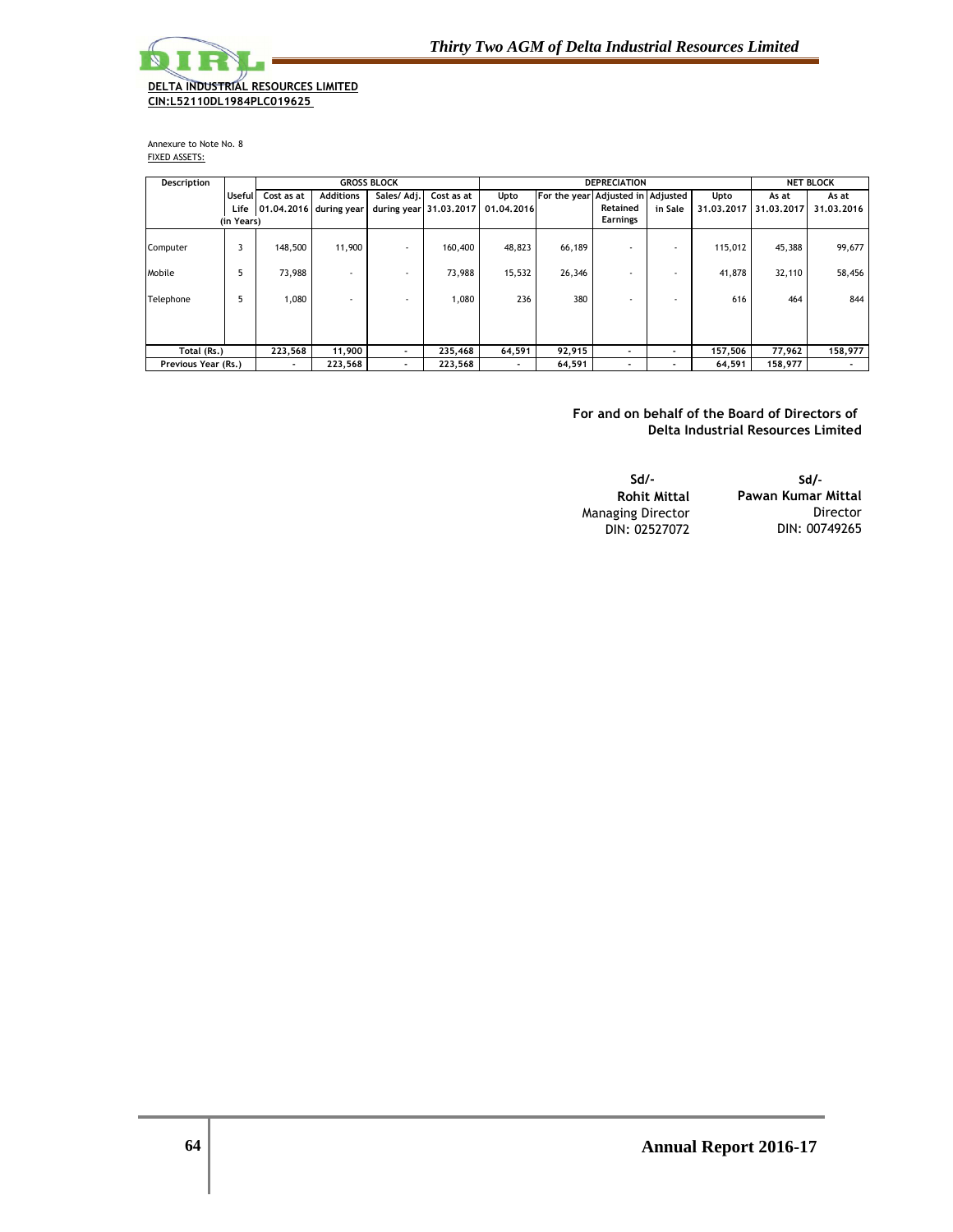**DELTA INDUSTRIAL RESOURCES LIMITED**
**CIN:L52110DL1984PLC019625**

Annexure to Note No. 8
FIXED ASSETS:

| Description | Useful Life (in Years) | GROSS BLOCK | | | | DEPRECIATION | | | | | NET BLOCK | |
|---|---|---|---|---|---|---|---|---|---|---|---|---|
| | | Cost as at 01.04.2016 | Additions during year | Sales/ Adj. during year | Cost as at 31.03.2017 | Upto 01.04.2016 | For the year | Adjusted in Retained Earnings | Adjusted in Sale | Upto 31.03.2017 | As at 31.03.2017 | As at 31.03.2016 |
| Computer | 3 | 148,500 | 11,900 | - | 160,400 | 48,823 | 66,189 | - | - | 115,012 | 45,388 | 99,677 |
| Mobile | 5 | 73,988 | - | - | 73,988 | 15,532 | 26,346 | - | - | 41,878 | 32,110 | 58,456 |
| Telephone | 5 | 1,080 | - | - | 1,080 | 236 | 380 | - | - | 616 | 464 | 844 |
| **Total (Rs.)** | | **223,568** | **11,900** | **-** | **235,468** | **64,591** | **92,915** | **-** | **-** | **157,506** | **77,962** | **158,977** |
| **Previous Year (Rs.)** | | **-** | **223,568** | **-** | **223,568** | **-** | **64,591** | **-** | **-** | **64,591** | **158,977** | **-** |

**For and on behalf of the Board of Directors of**
**Delta Industrial Resources Limited**

| | |
|---|---|
| **Sd/-** | **Sd/-** |
| **Rohit Mittal** | **Pawan Kumar Mittal** |
| Managing Director | Director |
| DIN: 02527072 | DIN: 00749265 |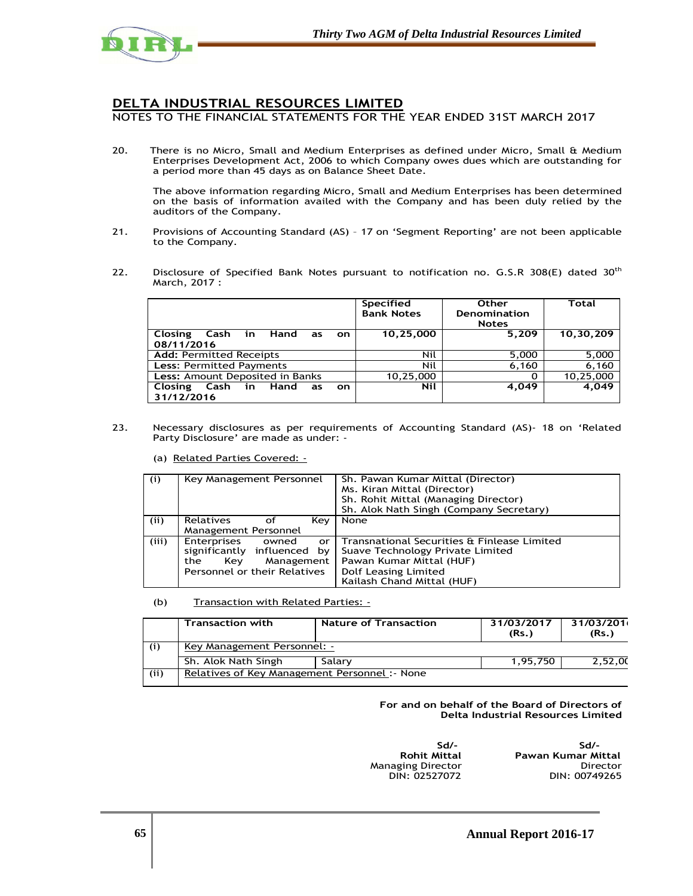# DELTA INDUSTRIAL RESOURCES LIMITED

NOTES TO THE FINANCIAL STATEMENTS FOR THE YEAR ENDED 31ST MARCH 2017

20. There is no Micro, Small and Medium Enterprises as defined under Micro, Small & Medium Enterprises Development Act, 2006 to which Company owes dues which are outstanding for a period more than 45 days as on Balance Sheet Date.

    The above information regarding Micro, Small and Medium Enterprises has been determined on the basis of information availed with the Company and has been duly relied by the auditors of the Company.

21. Provisions of Accounting Standard (AS) – 17 on 'Segment Reporting' are not been applicable to the Company.

22. Disclosure of Specified Bank Notes pursuant to notification no. G.S.R 308(E) dated 30th March, 2017 :

| | Specified Bank Notes | Other Denomination Notes | Total |
|---|---|---|---|
| **Closing Cash in Hand as on 08/11/2016** | **10,25,000** | **5,209** | **10,30,209** |
| **Add:** Permitted Receipts | Nil | 5,000 | 5,000 |
| **Less:** Permitted Payments | Nil | 6,160 | 6,160 |
| **Less:** Amount Deposited in Banks | 10,25,000 | 0 | 10,25,000 |
| **Closing Cash in Hand as on 31/12/2016** | **Nil** | **4,049** | **4,049** |

23. Necessary disclosures as per requirements of Accounting Standard (AS)- 18 on 'Related Party Disclosure' are made as under: -

    (a) Related Parties Covered: -

| | | |
|---|---|---|
| (i) | Key Management Personnel | Sh. Pawan Kumar Mittal (Director)<br>Ms. Kiran Mittal (Director)<br>Sh. Rohit Mittal (Managing Director)<br>Sh. Alok Nath Singh (Company Secretary) |
| (ii) | Relatives of Key Management Personnel | None |
| (iii) | Enterprises owned or significantly influenced by the Key Management Personnel or their Relatives | Transnational Securities & Finlease Limited<br>Suave Technology Private Limited<br>Pawan Kumar Mittal (HUF)<br>Dolf Leasing Limited<br>Kailash Chand Mittal (HUF) |

    (b) Transaction with Related Parties: -

| | Transaction with | Nature of Transaction | 31/03/2017 (Rs.) | 31/03/2016 (Rs.) |
|---|---|---|---|---|
| (i) | Key Management Personnel: - | | | |
| | Sh. Alok Nath Singh | Salary | 1,95,750 | 2,52,00 |
| (ii) | Relatives of Key Management Personnel :- None | | | |

**For and on behalf of the Board of Directors of**
**Delta Industrial Resources Limited**

| | |
|---|---|
| Sd/- | Sd/- |
| **Rohit Mittal** | **Pawan Kumar Mittal** |
| Managing Director | Director |
| DIN: 02527072 | DIN: 00749265 |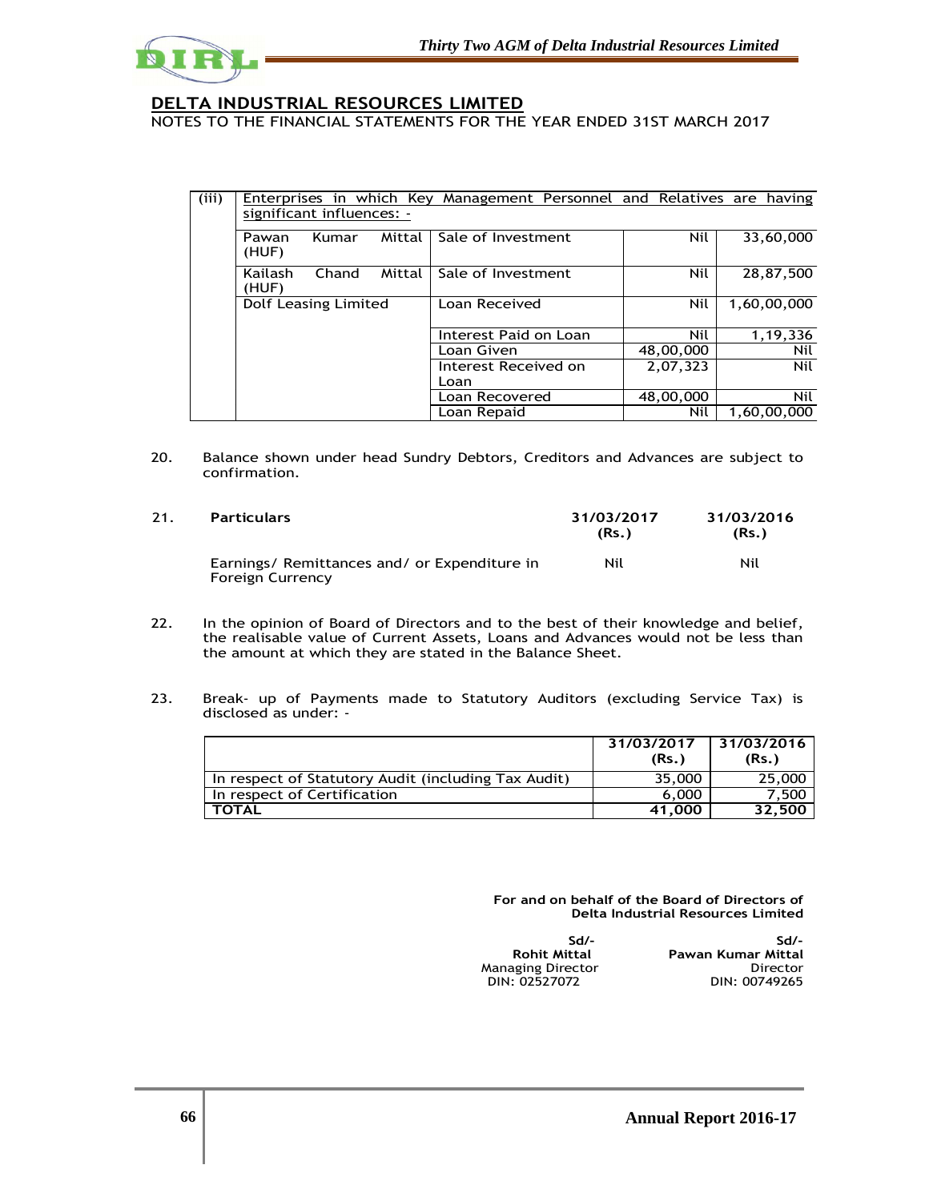## DELTA INDUSTRIAL RESOURCES LIMITED

NOTES TO THE FINANCIAL STATEMENTS FOR THE YEAR ENDED 31ST MARCH 2017

| (iii) | Enterprises in which Key Management Personnel and Relatives are having significant influences: - | | | |
|---|---|---|---|---|
| | Pawan Kumar Mittal (HUF) | Sale of Investment | Nil | 33,60,000 |
| | Kailash Chand Mittal (HUF) | Sale of Investment | Nil | 28,87,500 |
| | Dolf Leasing Limited | Loan Received | Nil | 1,60,00,000 |
| | | Interest Paid on Loan | Nil | 1,19,336 |
| | | Loan Given | 48,00,000 | Nil |
| | | Interest Received on Loan | 2,07,323 | Nil |
| | | Loan Recovered | 48,00,000 | Nil |
| | | Loan Repaid | Nil | 1,60,00,000 |

20. Balance shown under head Sundry Debtors, Creditors and Advances are subject to confirmation.

21.

| Particulars | 31/03/2017 (Rs.) | 31/03/2016 (Rs.) |
|---|---|---|
| Earnings/ Remittances and/ or Expenditure in Foreign Currency | Nil | Nil |

22. In the opinion of Board of Directors and to the best of their knowledge and belief, the realisable value of Current Assets, Loans and Advances would not be less than the amount at which they are stated in the Balance Sheet.

23. Break- up of Payments made to Statutory Auditors (excluding Service Tax) is disclosed as under: -

| | 31/03/2017 (Rs.) | 31/03/2016 (Rs.) |
|---|---|---|
| In respect of Statutory Audit (including Tax Audit) | 35,000 | 25,000 |
| In respect of Certification | 6,000 | 7,500 |
| **TOTAL** | **41,000** | **32,500** |

**For and on behalf of the Board of Directors of Delta Industrial Resources Limited**

Sd/-
**Rohit Mittal**
Managing Director
DIN: 02527072

Sd/-
**Pawan Kumar Mittal**
Director
DIN: 00749265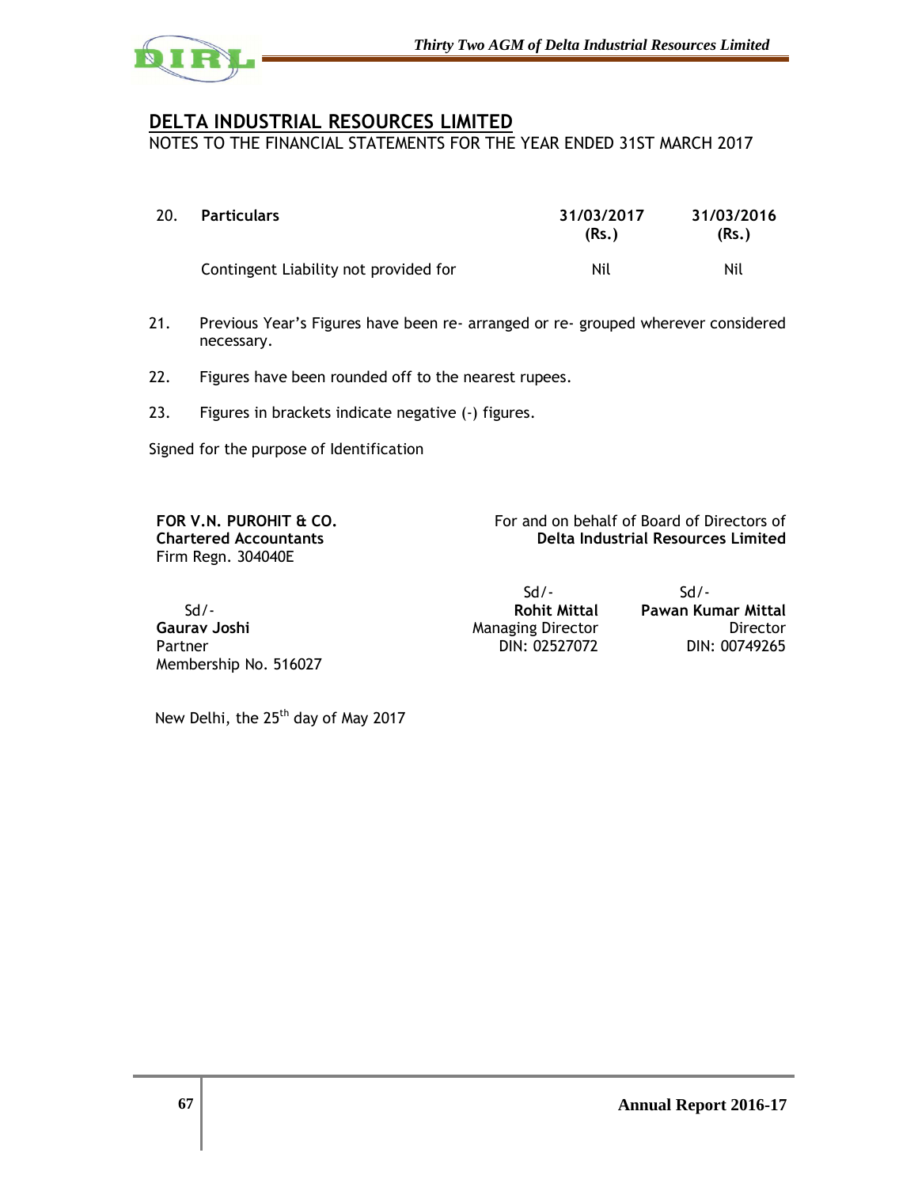# DELTA INDUSTRIAL RESOURCES LIMITED

NOTES TO THE FINANCIAL STATEMENTS FOR THE YEAR ENDED 31ST MARCH 2017

| 20. | **Particulars** | **31/03/2017 (Rs.)** | **31/03/2016 (Rs.)** |
|---|---|---|---|
| | Contingent Liability not provided for | Nil | Nil |

21. Previous Year's Figures have been re- arranged or re- grouped wherever considered necessary.

22. Figures have been rounded off to the nearest rupees.

23. Figures in brackets indicate negative (-) figures.

Signed for the purpose of Identification

**FOR V.N. PUROHIT & CO.**
**Chartered Accountants**
Firm Regn. 304040E

Sd/-
**Gaurav Joshi**
Partner
Membership No. 516027

For and on behalf of Board of Directors of
**Delta Industrial Resources Limited**

Sd/-
**Rohit Mittal**
Managing Director
DIN: 02527072

Sd/-
**Pawan Kumar Mittal**
Director
DIN: 00749265

New Delhi, the 25th day of May 2017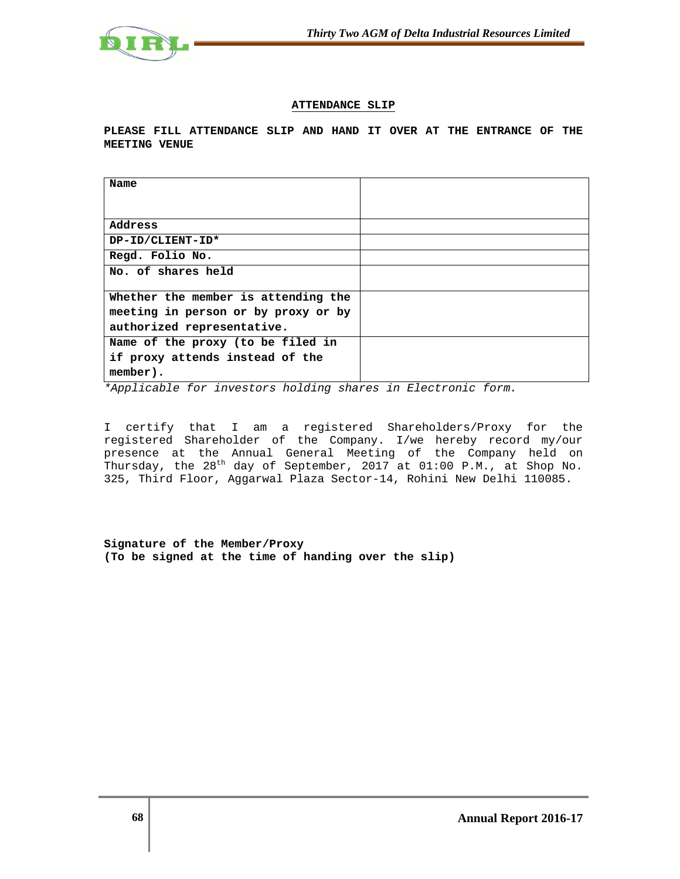## ATTENDANCE SLIP

**PLEASE FILL ATTENDANCE SLIP AND HAND IT OVER AT THE ENTRANCE OF THE MEETING VENUE**

| | |
|---|---|
| **Name** | |
| **Address** | |
| **DP-ID/CLIENT-ID*** | |
| **Regd. Folio No.** | |
| **No. of shares held** | |
| **Whether the member is attending the meeting in person or by proxy or by authorized representative.** | |
| **Name of the proxy (to be filed in if proxy attends instead of the member).** | |

*\*Applicable for investors holding shares in Electronic form.*

I certify that I am a registered Shareholders/Proxy for the registered Shareholder of the Company. I/we hereby record my/our presence at the Annual General Meeting of the Company held on Thursday, the 28th day of September, 2017 at 01:00 P.M., at Shop No. 325, Third Floor, Aggarwal Plaza Sector-14, Rohini New Delhi 110085.

**Signature of the Member/Proxy**
**(To be signed at the time of handing over the slip)**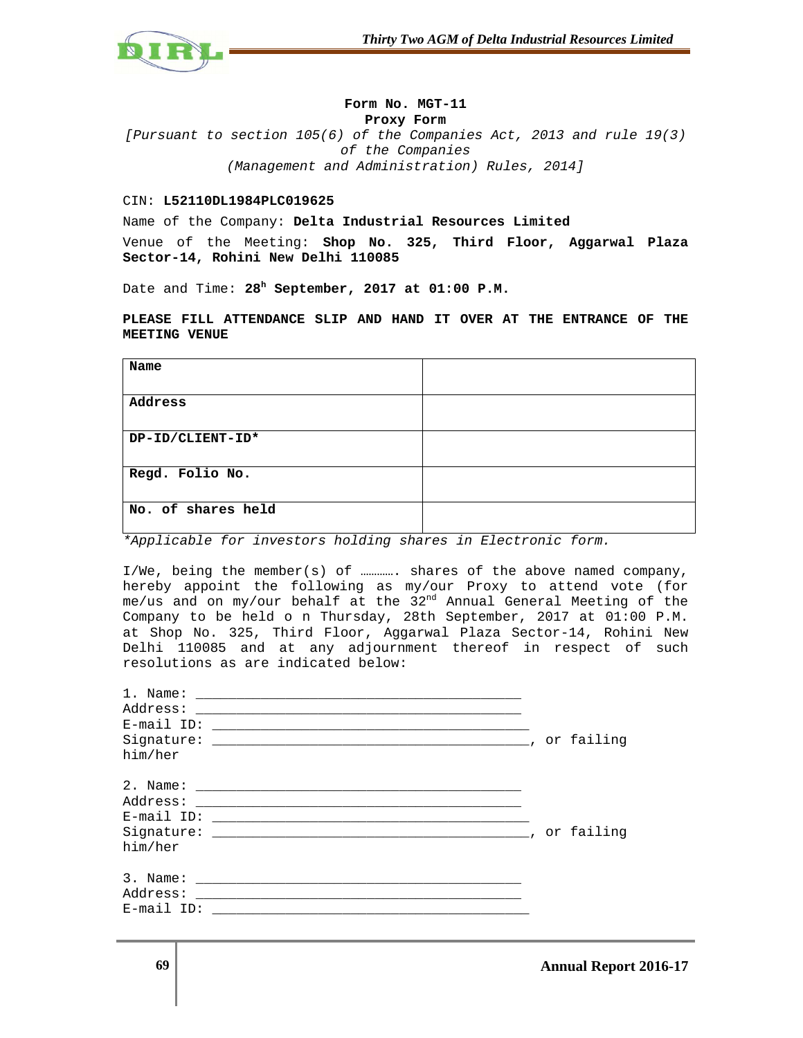**Form No. MGT-11**

**Proxy Form**

*[Pursuant to section 105(6) of the Companies Act, 2013 and rule 19(3) of the Companies (Management and Administration) Rules, 2014]*

CIN: **L52110DL1984PLC019625**

Name of the Company: **Delta Industrial Resources Limited**

Venue of the Meeting: **Shop No. 325, Third Floor, Aggarwal Plaza Sector-14, Rohini New Delhi 110085**

Date and Time: **28h September, 2017 at 01:00 P.M.**

**PLEASE FILL ATTENDANCE SLIP AND HAND IT OVER AT THE ENTRANCE OF THE MEETING VENUE**

| **Name** | |
|---|---|
| **Address** | |
| **DP-ID/CLIENT-ID*** | |
| **Regd. Folio No.** | |
| **No. of shares held** | |

*Applicable for investors holding shares in Electronic form.*

I/We, being the member(s) of ………. shares of the above named company, hereby appoint the following as my/our Proxy to attend vote (for me/us and on my/our behalf at the 32nd Annual General Meeting of the Company to be held o n Thursday, 28th September, 2017 at 01:00 P.M. at Shop No. 325, Third Floor, Aggarwal Plaza Sector-14, Rohini New Delhi 110085 and at any adjournment thereof in respect of such resolutions as are indicated below:

1. Name: ________________________________________
Address: ________________________________________
E-mail ID: ________________________________________
Signature: ________________________________________, or failing him/her

2. Name: ________________________________________
Address: ________________________________________
E-mail ID: ________________________________________
Signature: ________________________________________, or failing him/her

3. Name: ________________________________________
Address: ________________________________________
E-mail ID: ________________________________________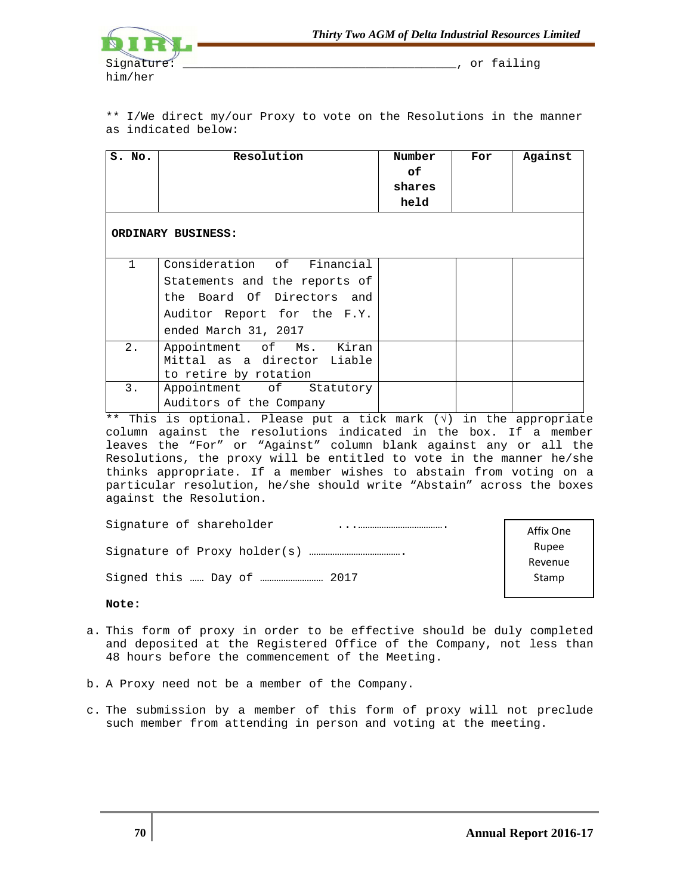Signature: ________________________________________, or failing him/her

** I/We direct my/our Proxy to vote on the Resolutions in the manner as indicated below:

| S. No. | Resolution | Number of shares held | For | Against |
|---|---|---|---|---|
| **ORDINARY BUSINESS:** | | | | |
| 1 | Consideration of Financial Statements and the reports of the Board Of Directors and Auditor Report for the F.Y. ended March 31, 2017 | | | |
| 2. | Appointment of Ms. Kiran Mittal as a director Liable to retire by rotation | | | |
| 3. | Appointment of Statutory Auditors of the Company | | | |

** This is optional. Please put a tick mark (√) in the appropriate column against the resolutions indicated in the box. If a member leaves the "For" or "Against" column blank against any or all the Resolutions, the proxy will be entitled to vote in the manner he/she thinks appropriate. If a member wishes to abstain from voting on a particular resolution, he/she should write "Abstain" across the boxes against the Resolution.

Signature of shareholder ...………………………….

Signature of Proxy holder(s) ……………………………….

Signed this …… Day of …………………… 2017

Affix One Rupee Revenue Stamp

**Note:**

a. This form of proxy in order to be effective should be duly completed and deposited at the Registered Office of the Company, not less than 48 hours before the commencement of the Meeting.

b. A Proxy need not be a member of the Company.

c. The submission by a member of this form of proxy will not preclude such member from attending in person and voting at the meeting.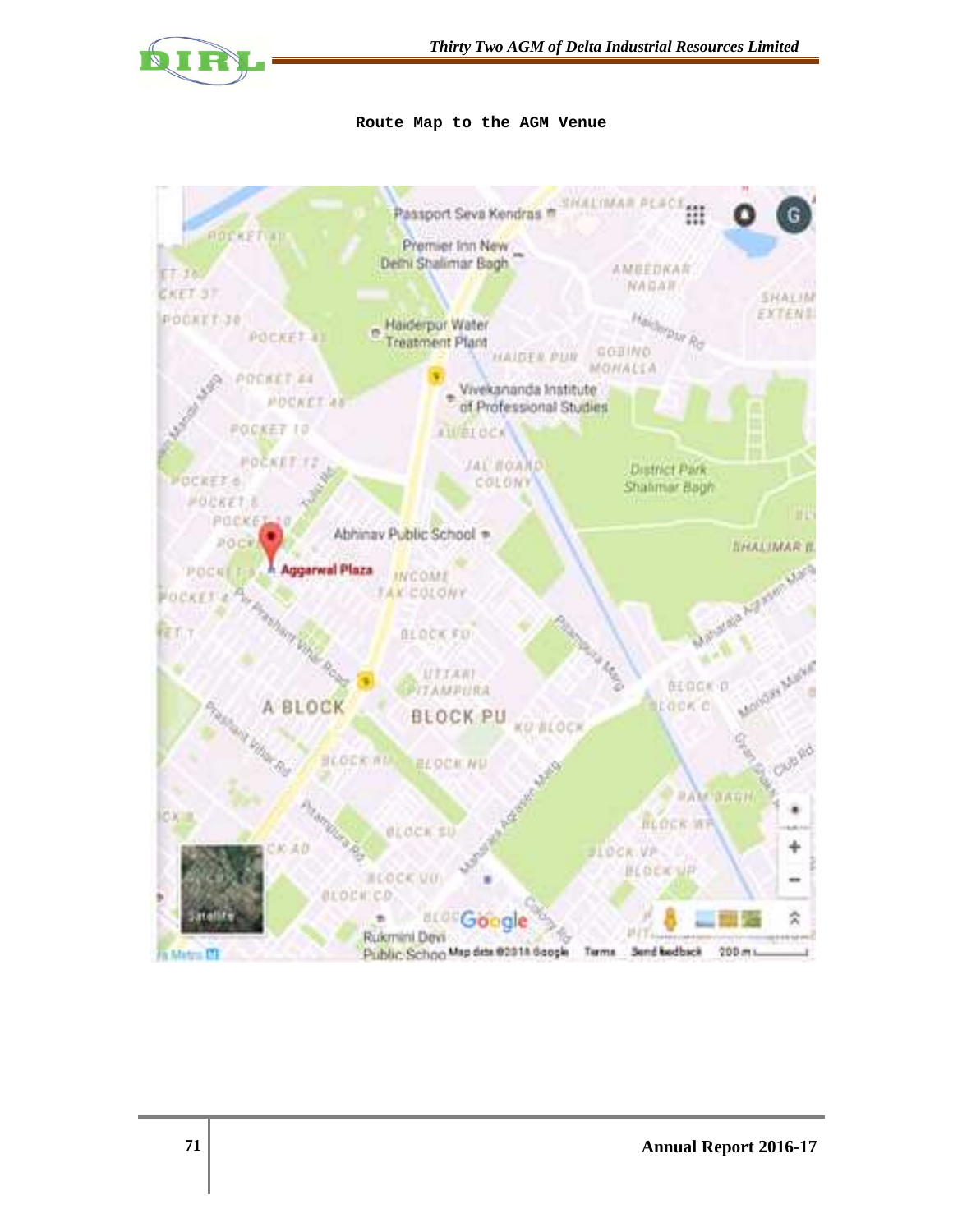# Route Map to the AGM Venue